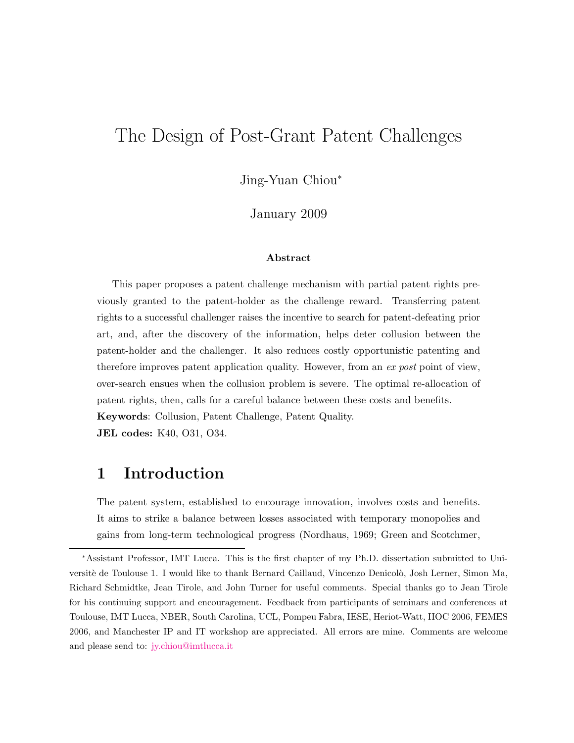# The Design of Post-Grant Patent Challenges

Jing-Yuan Chiou*

January 2009

**Abstract**

This paper proposes a patent challenge mechanism with partial patent rights previously granted to the patent-holder as the challenge reward. Transferring patent rights to a successful challenger raises the incentive to search for patent-defeating prior art, and, after the discovery of the information, helps deter collusion between the patent-holder and the challenger. It also reduces costly opportunistic patenting and therefore improves patent application quality. However, from an *ex post* point of view, over-search ensues when the collusion problem is severe. The optimal re-allocation of patent rights, then, calls for a careful balance between these costs and benefits.

**Keywords**: Collusion, Patent Challenge, Patent Quality.

**JEL codes:** K40, O31, O34.

## 1 Introduction

The patent system, established to encourage innovation, involves costs and benefits. It aims to strike a balance between losses associated with temporary monopolies and gains from long-term technological progress (Nordhaus, 1969; Green and Scotchmer,

---

*Assistant Professor, IMT Lucca. This is the first chapter of my Ph.D. dissertation submitted to Universitè de Toulouse 1. I would like to thank Bernard Caillaud, Vincenzo Denicolò, Josh Lerner, Simon Ma, Richard Schmidtke, Jean Tirole, and John Turner for useful comments. Special thanks go to Jean Tirole for his continuing support and encouragement. Feedback from participants of seminars and conferences at Toulouse, IMT Lucca, NBER, South Carolina, UCL, Pompeu Fabra, IESE, Heriot-Watt, IIOC 2006, FEMES 2006, and Manchester IP and IT workshop are appreciated. All errors are mine. Comments are welcome and please send to: jy.chiou@imtlucca.it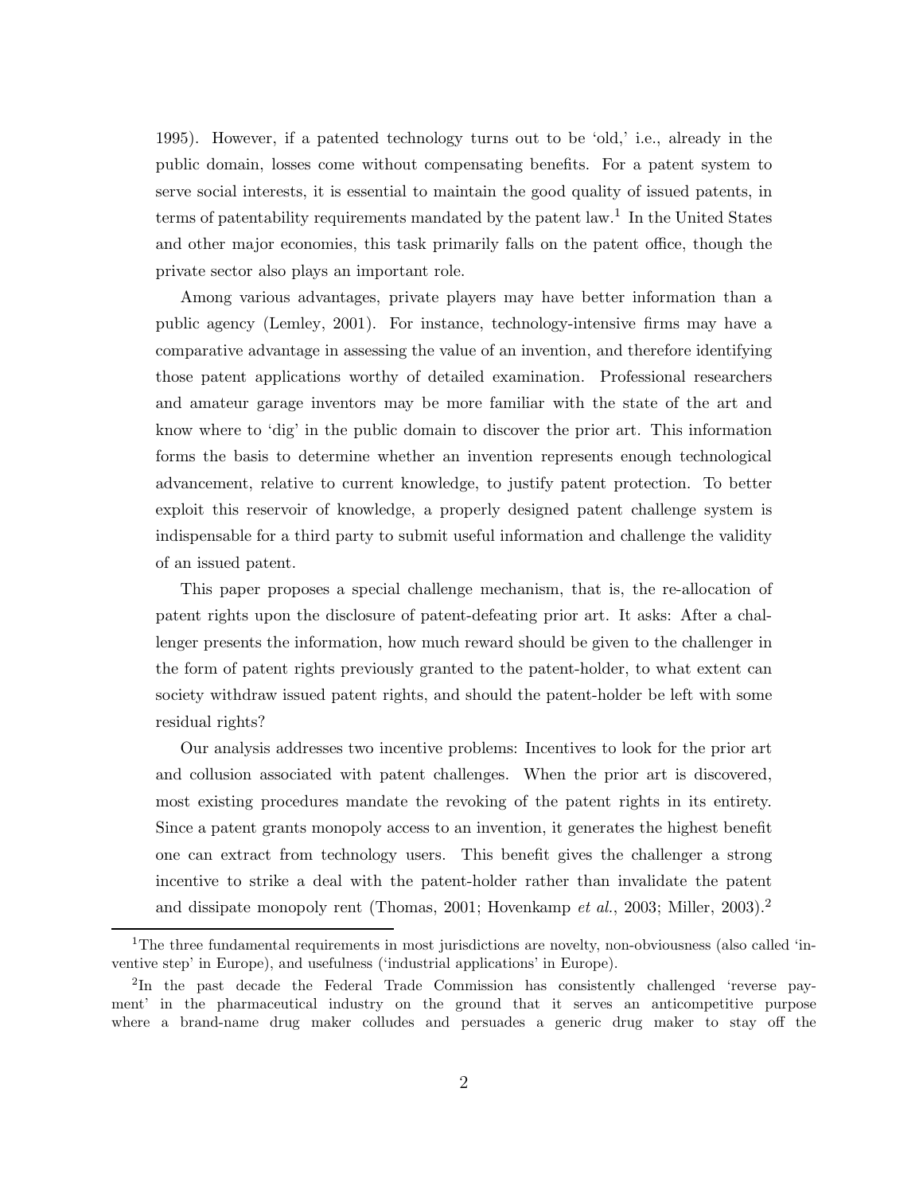1995). However, if a patented technology turns out to be 'old,' i.e., already in the public domain, losses come without compensating benefits. For a patent system to serve social interests, it is essential to maintain the good quality of issued patents, in terms of patentability requirements mandated by the patent law.[1] In the United States and other major economies, this task primarily falls on the patent office, though the private sector also plays an important role.

Among various advantages, private players may have better information than a public agency (Lemley, 2001). For instance, technology-intensive firms may have a comparative advantage in assessing the value of an invention, and therefore identifying those patent applications worthy of detailed examination. Professional researchers and amateur garage inventors may be more familiar with the state of the art and know where to 'dig' in the public domain to discover the prior art. This information forms the basis to determine whether an invention represents enough technological advancement, relative to current knowledge, to justify patent protection. To better exploit this reservoir of knowledge, a properly designed patent challenge system is indispensable for a third party to submit useful information and challenge the validity of an issued patent.

This paper proposes a special challenge mechanism, that is, the re-allocation of patent rights upon the disclosure of patent-defeating prior art. It asks: After a challenger presents the information, how much reward should be given to the challenger in the form of patent rights previously granted to the patent-holder, to what extent can society withdraw issued patent rights, and should the patent-holder be left with some residual rights?

Our analysis addresses two incentive problems: Incentives to look for the prior art and collusion associated with patent challenges. When the prior art is discovered, most existing procedures mandate the revoking of the patent rights in its entirety. Since a patent grants monopoly access to an invention, it generates the highest benefit one can extract from technology users. This benefit gives the challenger a strong incentive to strike a deal with the patent-holder rather than invalidate the patent and dissipate monopoly rent (Thomas, 2001; Hovenkamp *et al.*, 2003; Miller, 2003).[2]

[1] The three fundamental requirements in most jurisdictions are novelty, non-obviousness (also called 'inventive step' in Europe), and usefulness ('industrial applications' in Europe).

[2] In the past decade the Federal Trade Commission has consistently challenged 'reverse payment' in the pharmaceutical industry on the ground that it serves an anticompetitive purpose where a brand-name drug maker colludes and persuades a generic drug maker to stay off the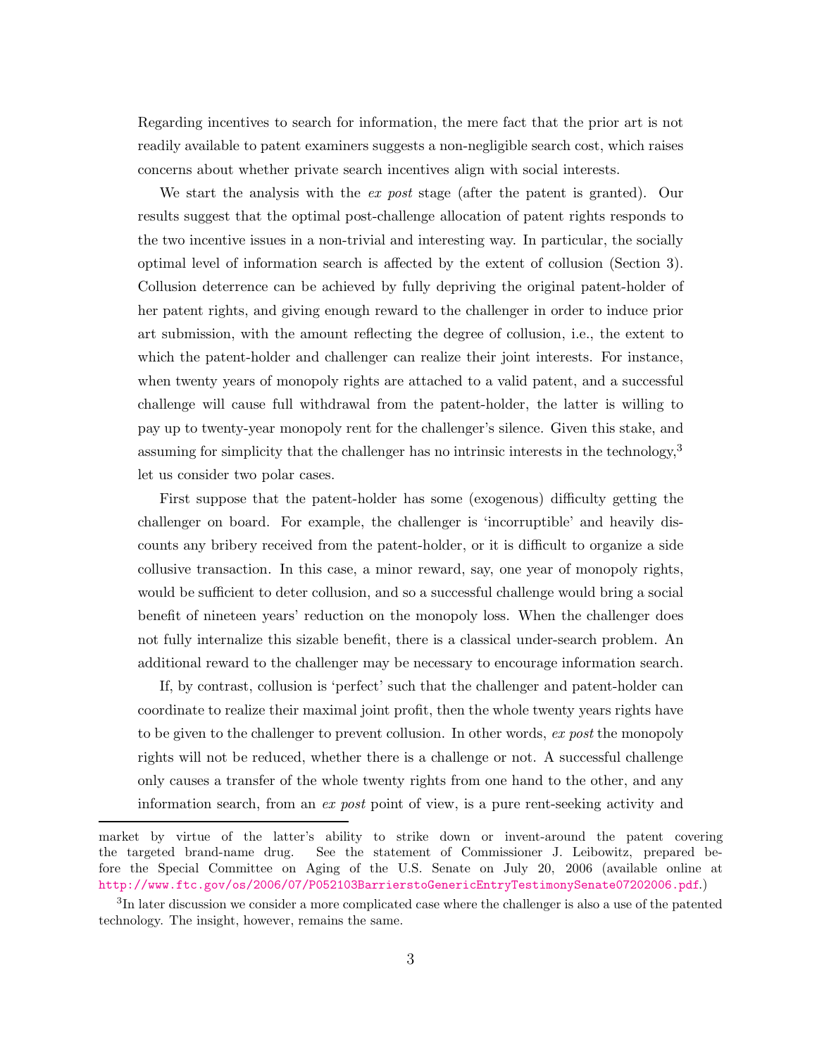Regarding incentives to search for information, the mere fact that the prior art is not readily available to patent examiners suggests a non-negligible search cost, which raises concerns about whether private search incentives align with social interests.

We start the analysis with the *ex post* stage (after the patent is granted). Our results suggest that the optimal post-challenge allocation of patent rights responds to the two incentive issues in a non-trivial and interesting way. In particular, the socially optimal level of information search is affected by the extent of collusion (Section 3). Collusion deterrence can be achieved by fully depriving the original patent-holder of her patent rights, and giving enough reward to the challenger in order to induce prior art submission, with the amount reflecting the degree of collusion, i.e., the extent to which the patent-holder and challenger can realize their joint interests. For instance, when twenty years of monopoly rights are attached to a valid patent, and a successful challenge will cause full withdrawal from the patent-holder, the latter is willing to pay up to twenty-year monopoly rent for the challenger's silence. Given this stake, and assuming for simplicity that the challenger has no intrinsic interests in the technology,[3] let us consider two polar cases.

First suppose that the patent-holder has some (exogenous) difficulty getting the challenger on board. For example, the challenger is 'incorruptible' and heavily discounts any bribery received from the patent-holder, or it is difficult to organize a side collusive transaction. In this case, a minor reward, say, one year of monopoly rights, would be sufficient to deter collusion, and so a successful challenge would bring a social benefit of nineteen years' reduction on the monopoly loss. When the challenger does not fully internalize this sizable benefit, there is a classical under-search problem. An additional reward to the challenger may be necessary to encourage information search.

If, by contrast, collusion is 'perfect' such that the challenger and patent-holder can coordinate to realize their maximal joint profit, then the whole twenty years rights have to be given to the challenger to prevent collusion. In other words, *ex post* the monopoly rights will not be reduced, whether there is a challenge or not. A successful challenge only causes a transfer of the whole twenty rights from one hand to the other, and any information search, from an *ex post* point of view, is a pure rent-seeking activity and

---

market by virtue of the latter's ability to strike down or invent-around the patent covering the targeted brand-name drug. See the statement of Commissioner J. Leibowitz, prepared before the Special Committee on Aging of the U.S. Senate on July 20, 2006 (available online at http://www.ftc.gov/os/2006/07/P052103BarrierstoGenericEntryTestimonySenate07202006.pdf.)

[3] In later discussion we consider a more complicated case where the challenger is also a use of the patented technology. The insight, however, remains the same.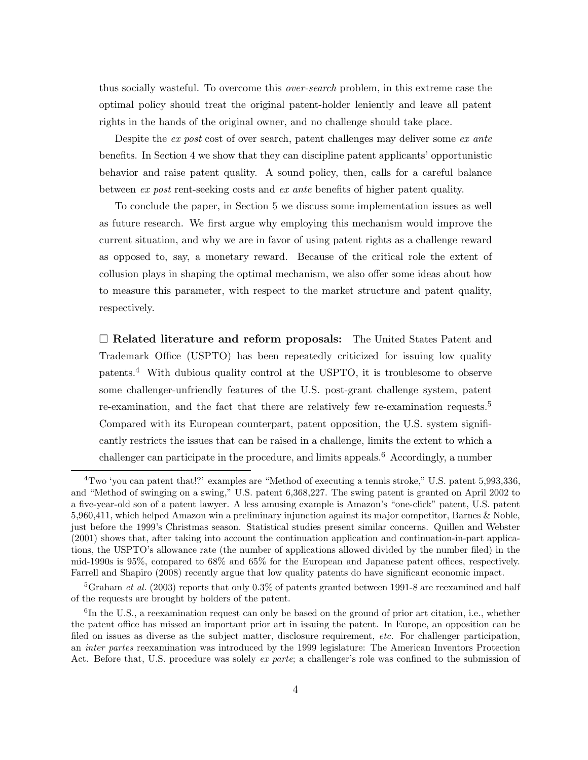thus socially wasteful. To overcome this *over-search* problem, in this extreme case the optimal policy should treat the original patent-holder leniently and leave all patent rights in the hands of the original owner, and no challenge should take place.

Despite the *ex post* cost of over search, patent challenges may deliver some *ex ante* benefits. In Section 4 we show that they can discipline patent applicants' opportunistic behavior and raise patent quality. A sound policy, then, calls for a careful balance between *ex post* rent-seeking costs and *ex ante* benefits of higher patent quality.

To conclude the paper, in Section 5 we discuss some implementation issues as well as future research. We first argue why employing this mechanism would improve the current situation, and why we are in favor of using patent rights as a challenge reward as opposed to, say, a monetary reward. Because of the critical role the extent of collusion plays in shaping the optimal mechanism, we also offer some ideas about how to measure this parameter, with respect to the market structure and patent quality, respectively.

□ **Related literature and reform proposals:** The United States Patent and Trademark Office (USPTO) has been repeatedly criticized for issuing low quality patents.[4] With dubious quality control at the USPTO, it is troublesome to observe some challenger-unfriendly features of the U.S. post-grant challenge system, patent re-examination, and the fact that there are relatively few re-examination requests.[5] Compared with its European counterpart, patent opposition, the U.S. system significantly restricts the issues that can be raised in a challenge, limits the extent to which a challenger can participate in the procedure, and limits appeals.[6] Accordingly, a number

[4] Two 'you can patent that!?' examples are "Method of executing a tennis stroke," U.S. patent 5,993,336, and "Method of swinging on a swing," U.S. patent 6,368,227. The swing patent is granted on April 2002 to a five-year-old son of a patent lawyer. A less amusing example is Amazon's "one-click" patent, U.S. patent 5,960,411, which helped Amazon win a preliminary injunction against its major competitor, Barnes & Noble, just before the 1999's Christmas season. Statistical studies present similar concerns. Quillen and Webster (2001) shows that, after taking into account the continuation application and continuation-in-part applications, the USPTO's allowance rate (the number of applications allowed divided by the number filed) in the mid-1990s is 95%, compared to 68% and 65% for the European and Japanese patent offices, respectively. Farrell and Shapiro (2008) recently argue that low quality patents do have significant economic impact.

[5] Graham *et al.* (2003) reports that only 0.3% of patents granted between 1991-8 are reexamined and half of the requests are brought by holders of the patent.

[6] In the U.S., a reexamination request can only be based on the ground of prior art citation, i.e., whether the patent office has missed an important prior art in issuing the patent. In Europe, an opposition can be filed on issues as diverse as the subject matter, disclosure requirement, *etc.* For challenger participation, an *inter partes* reexamination was introduced by the 1999 legislature: The American Inventors Protection Act. Before that, U.S. procedure was solely *ex parte*; a challenger's role was confined to the submission of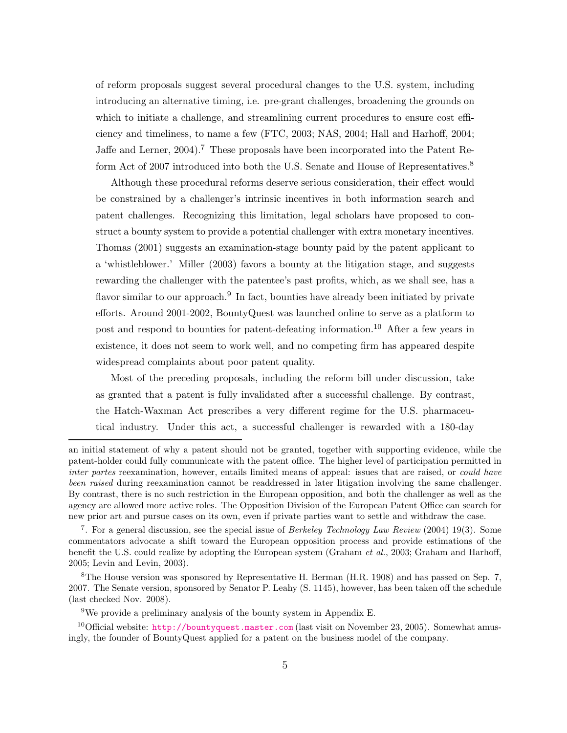of reform proposals suggest several procedural changes to the U.S. system, including introducing an alternative timing, i.e. pre-grant challenges, broadening the grounds on which to initiate a challenge, and streamlining current procedures to ensure cost efficiency and timeliness, to name a few (FTC, 2003; NAS, 2004; Hall and Harhoff, 2004; Jaffe and Lerner, 2004).[7] These proposals have been incorporated into the Patent Reform Act of 2007 introduced into both the U.S. Senate and House of Representatives.[8]

Although these procedural reforms deserve serious consideration, their effect would be constrained by a challenger's intrinsic incentives in both information search and patent challenges. Recognizing this limitation, legal scholars have proposed to construct a bounty system to provide a potential challenger with extra monetary incentives. Thomas (2001) suggests an examination-stage bounty paid by the patent applicant to a 'whistleblower.' Miller (2003) favors a bounty at the litigation stage, and suggests rewarding the challenger with the patentee's past profits, which, as we shall see, has a flavor similar to our approach.[9] In fact, bounties have already been initiated by private efforts. Around 2001-2002, BountyQuest was launched online to serve as a platform to post and respond to bounties for patent-defeating information.[10] After a few years in existence, it does not seem to work well, and no competing firm has appeared despite widespread complaints about poor patent quality.

Most of the preceding proposals, including the reform bill under discussion, take as granted that a patent is fully invalidated after a successful challenge. By contrast, the Hatch-Waxman Act prescribes a very different regime for the U.S. pharmaceutical industry. Under this act, a successful challenger is rewarded with a 180-day

---

an initial statement of why a patent should not be granted, together with supporting evidence, while the patent-holder could fully communicate with the patent office. The higher level of participation permitted in *inter partes* reexamination, however, entails limited means of appeal: issues that are raised, or *could have been raised* during reexamination cannot be readdressed in later litigation involving the same challenger. By contrast, there is no such restriction in the European opposition, and both the challenger as well as the agency are allowed more active roles. The Opposition Division of the European Patent Office can search for new prior art and pursue cases on its own, even if private parties want to settle and withdraw the case.

[7]. For a general discussion, see the special issue of *Berkeley Technology Law Review* (2004) 19(3). Some commentators advocate a shift toward the European opposition process and provide estimations of the benefit the U.S. could realize by adopting the European system (Graham *et al.*, 2003; Graham and Harhoff, 2005; Levin and Levin, 2003).

[8] The House version was sponsored by Representative H. Berman (H.R. 1908) and has passed on Sep. 7, 2007. The Senate version, sponsored by Senator P. Leahy (S. 1145), however, has been taken off the schedule (last checked Nov. 2008).

[9] We provide a preliminary analysis of the bounty system in Appendix E.

[10] Official website: http://bountyquest.master.com (last visit on November 23, 2005). Somewhat amusingly, the founder of BountyQuest applied for a patent on the business model of the company.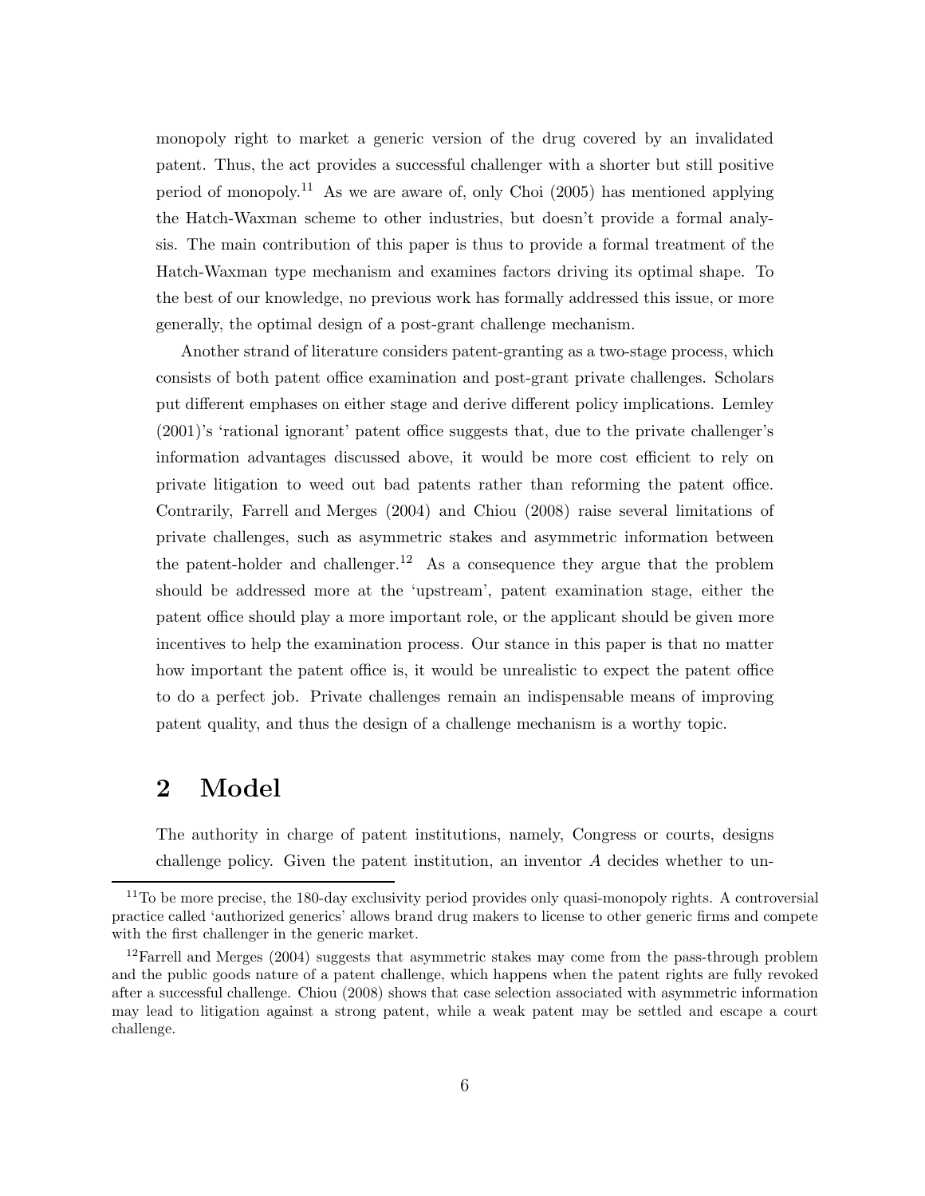monopoly right to market a generic version of the drug covered by an invalidated patent. Thus, the act provides a successful challenger with a shorter but still positive period of monopoly.[11] As we are aware of, only Choi (2005) has mentioned applying the Hatch-Waxman scheme to other industries, but doesn't provide a formal analysis. The main contribution of this paper is thus to provide a formal treatment of the Hatch-Waxman type mechanism and examines factors driving its optimal shape. To the best of our knowledge, no previous work has formally addressed this issue, or more generally, the optimal design of a post-grant challenge mechanism.

Another strand of literature considers patent-granting as a two-stage process, which consists of both patent office examination and post-grant private challenges. Scholars put different emphases on either stage and derive different policy implications. Lemley (2001)'s 'rational ignorant' patent office suggests that, due to the private challenger's information advantages discussed above, it would be more cost efficient to rely on private litigation to weed out bad patents rather than reforming the patent office. Contrarily, Farrell and Merges (2004) and Chiou (2008) raise several limitations of private challenges, such as asymmetric stakes and asymmetric information between the patent-holder and challenger.[12] As a consequence they argue that the problem should be addressed more at the 'upstream', patent examination stage, either the patent office should play a more important role, or the applicant should be given more incentives to help the examination process. Our stance in this paper is that no matter how important the patent office is, it would be unrealistic to expect the patent office to do a perfect job. Private challenges remain an indispensable means of improving patent quality, and thus the design of a challenge mechanism is a worthy topic.

# 2 Model

The authority in charge of patent institutions, namely, Congress or courts, designs challenge policy. Given the patent institution, an inventor $A$ decides whether to un-

[11] To be more precise, the 180-day exclusivity period provides only quasi-monopoly rights. A controversial practice called 'authorized generics' allows brand drug makers to license to other generic firms and compete with the first challenger in the generic market.

[12] Farrell and Merges (2004) suggests that asymmetric stakes may come from the pass-through problem and the public goods nature of a patent challenge, which happens when the patent rights are fully revoked after a successful challenge. Chiou (2008) shows that case selection associated with asymmetric information may lead to litigation against a strong patent, while a weak patent may be settled and escape a court challenge.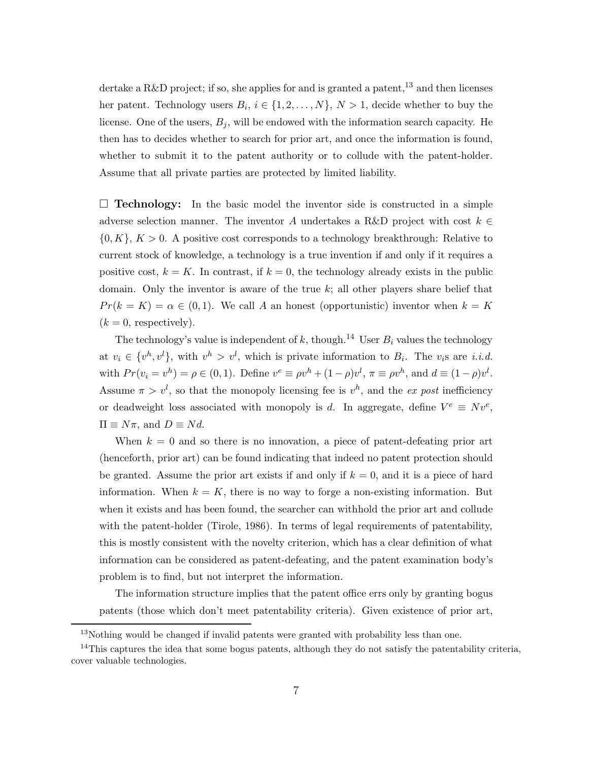dertake a R&D project; if so, she applies for and is granted a patent,[13] and then licenses her patent. Technology users $B_i$, $i \in \{1, 2, \ldots, N\}$, $N > 1$, decide whether to buy the license. One of the users, $B_j$, will be endowed with the information search capacity. He then has to decides whether to search for prior art, and once the information is found, whether to submit it to the patent authority or to collude with the patent-holder. Assume that all private parties are protected by limited liability.

□ **Technology:** In the basic model the inventor side is constructed in a simple adverse selection manner. The inventor $A$ undertakes a R&D project with cost $k \in \{0, K\}$, $K > 0$. A positive cost corresponds to a technology breakthrough: Relative to current stock of knowledge, a technology is a true invention if and only if it requires a positive cost, $k = K$. In contrast, if $k = 0$, the technology already exists in the public domain. Only the inventor is aware of the true $k$; all other players share belief that $Pr(k = K) = \alpha \in (0, 1)$. We call $A$ an honest (opportunistic) inventor when $k = K$ ($k = 0$, respectively).

The technology's value is independent of $k$, though.[14] User $B_i$ values the technology at $v_i \in \{v^h, v^l\}$, with $v^h > v^l$, which is private information to $B_i$. The $v_i$s are *i.i.d.* with $Pr(v_i = v^h) = \rho \in (0, 1)$. Define $v^e \equiv \rho v^h + (1 - \rho)v^l$, $\pi \equiv \rho v^h$, and $d \equiv (1 - \rho)v^l$. Assume $\pi > v^l$, so that the monopoly licensing fee is $v^h$, and the *ex post* inefficiency or deadweight loss associated with monopoly is $d$. In aggregate, define $V^e \equiv Nv^e$, $\Pi \equiv N\pi$, and $D \equiv Nd$.

When $k = 0$ and so there is no innovation, a piece of patent-defeating prior art (henceforth, prior art) can be found indicating that indeed no patent protection should be granted. Assume the prior art exists if and only if $k = 0$, and it is a piece of hard information. When $k = K$, there is no way to forge a non-existing information. But when it exists and has been found, the searcher can withhold the prior art and collude with the patent-holder (Tirole, 1986). In terms of legal requirements of patentability, this is mostly consistent with the novelty criterion, which has a clear definition of what information can be considered as patent-defeating, and the patent examination body's problem is to find, but not interpret the information.

The information structure implies that the patent office errs only by granting bogus patents (those which don't meet patentability criteria). Given existence of prior art,

[13] Nothing would be changed if invalid patents were granted with probability less than one.

[14] This captures the idea that some bogus patents, although they do not satisfy the patentability criteria, cover valuable technologies.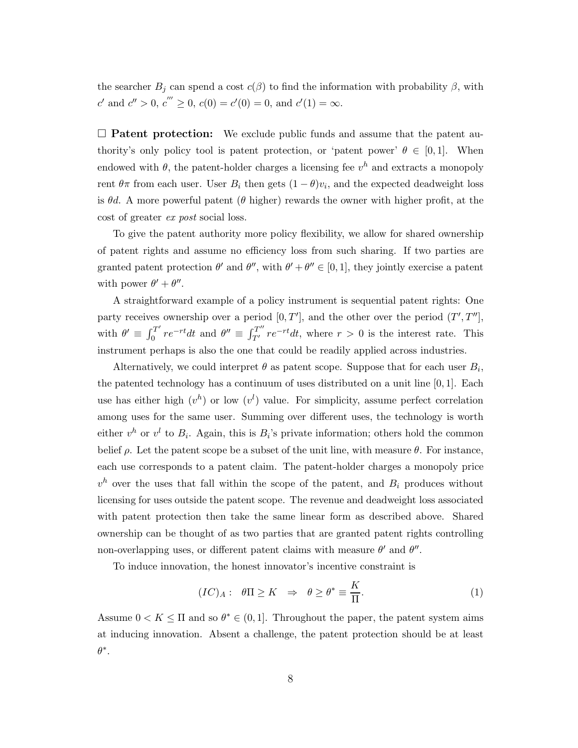the searcher $B_j$ can spend a cost $c(\beta)$ to find the information with probability $\beta$, with $c'$ and $c'' > 0$, $c''' \geq 0$, $c(0) = c'(0) = 0$, and $c'(1) = \infty$.

□ **Patent protection:** We exclude public funds and assume that the patent authority's only policy tool is patent protection, or 'patent power' $\theta \in [0, 1]$. When endowed with $\theta$, the patent-holder charges a licensing fee $v^h$ and extracts a monopoly rent $\theta\pi$ from each user. User $B_i$ then gets $(1-\theta)v_i$, and the expected deadweight loss is $\theta d$. A more powerful patent ($\theta$ higher) rewards the owner with higher profit, at the cost of greater *ex post* social loss.

To give the patent authority more policy flexibility, we allow for shared ownership of patent rights and assume no efficiency loss from such sharing. If two parties are granted patent protection $\theta'$ and $\theta''$, with $\theta' + \theta'' \in [0, 1]$, they jointly exercise a patent with power $\theta' + \theta''$.

A straightforward example of a policy instrument is sequential patent rights: One party receives ownership over a period $[0, T']$, and the other over the period $(T', T'']$, with $\theta' \equiv \int_0^{T'} re^{-rt}dt$ and $\theta'' \equiv \int_{T'}^{T''} re^{-rt}dt$, where $r > 0$ is the interest rate. This instrument perhaps is also the one that could be readily applied across industries.

Alternatively, we could interpret $\theta$ as patent scope. Suppose that for each user $B_i$, the patented technology has a continuum of uses distributed on a unit line $[0, 1]$. Each use has either high ($v^h$) or low ($v^l$) value. For simplicity, assume perfect correlation among uses for the same user. Summing over different uses, the technology is worth either $v^h$ or $v^l$ to $B_i$. Again, this is $B_i$'s private information; others hold the common belief $\rho$. Let the patent scope be a subset of the unit line, with measure $\theta$. For instance, each use corresponds to a patent claim. The patent-holder charges a monopoly price $v^h$ over the uses that fall within the scope of the patent, and $B_i$ produces without licensing for uses outside the patent scope. The revenue and deadweight loss associated with patent protection then take the same linear form as described above. Shared ownership can be thought of as two parties that are granted patent rights controlling non-overlapping uses, or different patent claims with measure $\theta'$ and $\theta''$.

To induce innovation, the honest innovator's incentive constraint is

$$(IC)_A: \quad \theta\Pi \geq K \quad \Rightarrow \quad \theta \geq \theta^* \equiv \frac{K}{\Pi}. \tag{1}$$

Assume $0 < K \leq \Pi$ and so $\theta^* \in (0, 1]$. Throughout the paper, the patent system aims at inducing innovation. Absent a challenge, the patent protection should be at least $\theta^*$.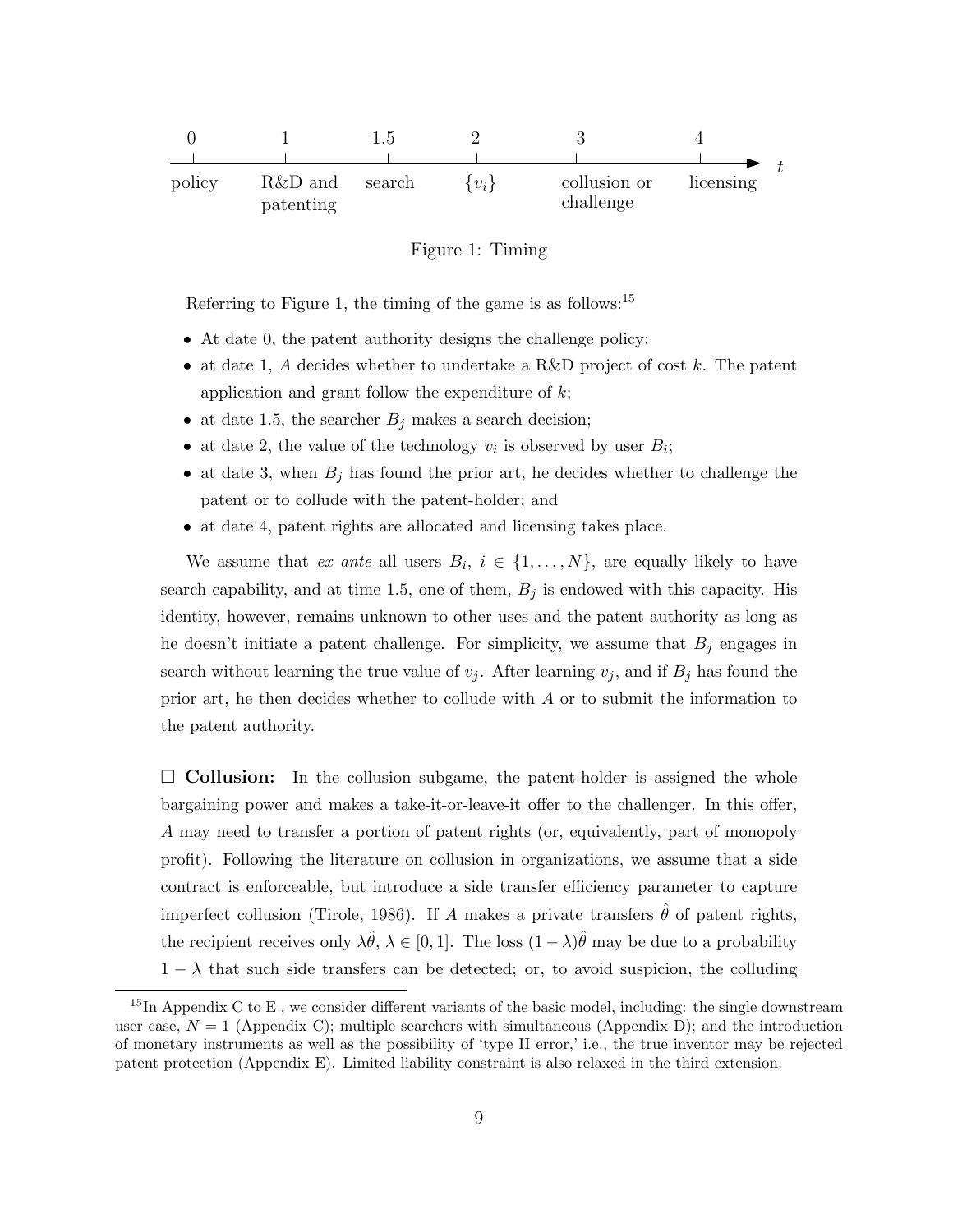| 0 | 1 | 1.5 | 2 | 3 | 4 | $t$ |
|---|---|---|---|---|---|---|
| policy | R&D and patenting | search | $\{v_i\}$ | collusion or challenge | licensing | |

Figure 1: Timing

Referring to Figure 1, the timing of the game is as follows:[15]

- At date 0, the patent authority designs the challenge policy;
- at date 1, $A$ decides whether to undertake a R&D project of cost $k$. The patent application and grant follow the expenditure of $k$;
- at date 1.5, the searcher $B_j$ makes a search decision;
- at date 2, the value of the technology $v_i$ is observed by user $B_i$;
- at date 3, when $B_j$ has found the prior art, he decides whether to challenge the patent or to collude with the patent-holder; and
- at date 4, patent rights are allocated and licensing takes place.

We assume that *ex ante* all users $B_i$, $i \in \{1, \ldots, N\}$, are equally likely to have search capability, and at time 1.5, one of them, $B_j$ is endowed with this capacity. His identity, however, remains unknown to other uses and the patent authority as long as he doesn't initiate a patent challenge. For simplicity, we assume that $B_j$ engages in search without learning the true value of $v_j$. After learning $v_j$, and if $B_j$ has found the prior art, he then decides whether to collude with $A$ or to submit the information to the patent authority.

□ **Collusion:** In the collusion subgame, the patent-holder is assigned the whole bargaining power and makes a take-it-or-leave-it offer to the challenger. In this offer, $A$ may need to transfer a portion of patent rights (or, equivalently, part of monopoly profit). Following the literature on collusion in organizations, we assume that a side contract is enforceable, but introduce a side transfer efficiency parameter to capture imperfect collusion (Tirole, 1986). If $A$ makes a private transfers $\hat{\theta}$ of patent rights, the recipient receives only $\lambda\hat{\theta}$, $\lambda \in [0, 1]$. The loss $(1 - \lambda)\hat{\theta}$ may be due to a probability $1 - \lambda$ that such side transfers can be detected; or, to avoid suspicion, the colluding

[15] In Appendix C to E , we consider different variants of the basic model, including: the single downstream user case, $N = 1$ (Appendix C); multiple searchers with simultaneous (Appendix D); and the introduction of monetary instruments as well as the possibility of 'type II error,' i.e., the true inventor may be rejected patent protection (Appendix E). Limited liability constraint is also relaxed in the third extension.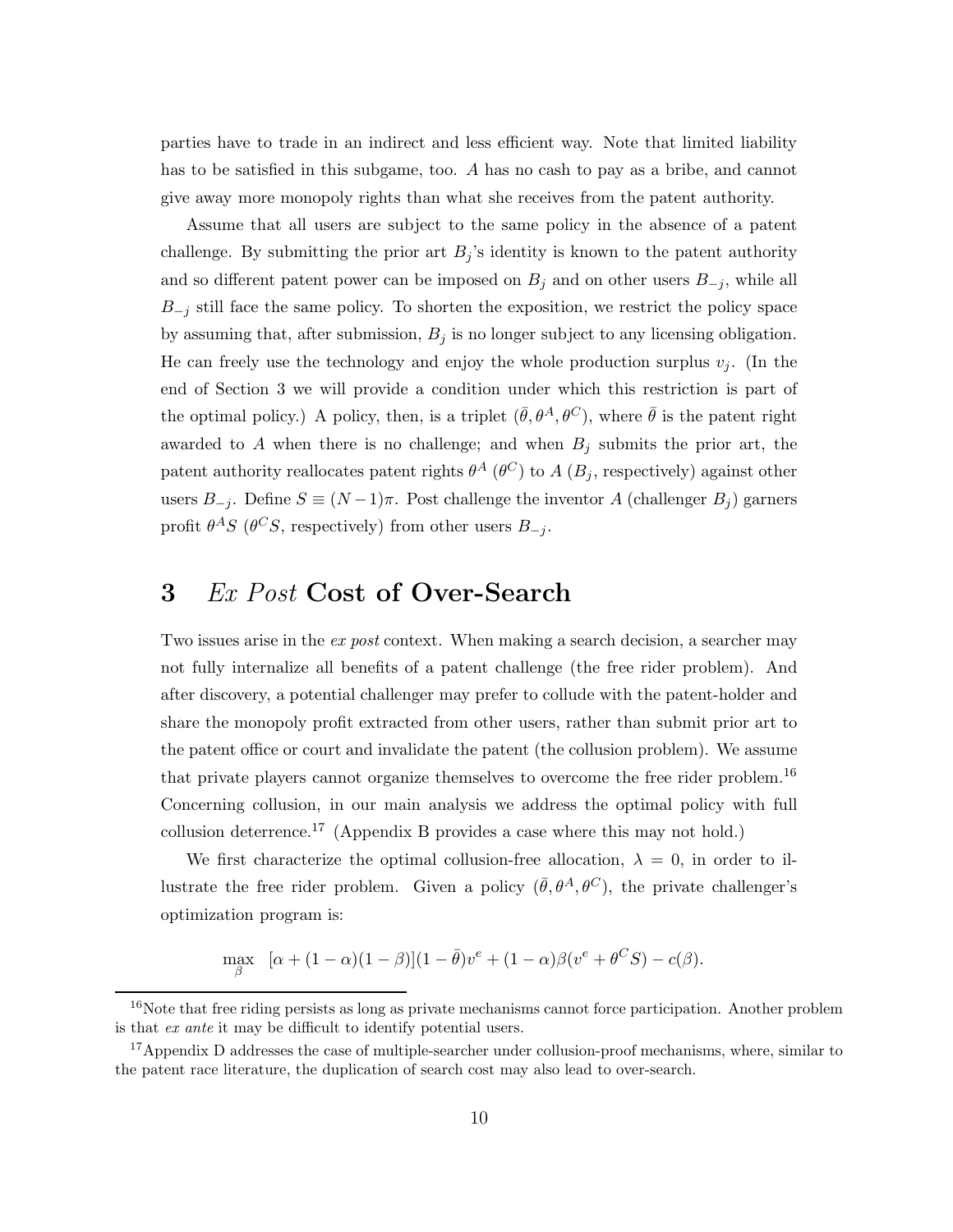parties have to trade in an indirect and less efficient way. Note that limited liability has to be satisfied in this subgame, too. $A$ has no cash to pay as a bribe, and cannot give away more monopoly rights than what she receives from the patent authority.

Assume that all users are subject to the same policy in the absence of a patent challenge. By submitting the prior art $B_j$'s identity is known to the patent authority and so different patent power can be imposed on $B_j$ and on other users $B_{-j}$, while all $B_{-j}$ still face the same policy. To shorten the exposition, we restrict the policy space by assuming that, after submission, $B_j$ is no longer subject to any licensing obligation. He can freely use the technology and enjoy the whole production surplus $v_j$. (In the end of Section 3 we will provide a condition under which this restriction is part of the optimal policy.) A policy, then, is a triplet $(\bar{\theta}, \theta^A, \theta^C)$, where $\bar{\theta}$ is the patent right awarded to $A$ when there is no challenge; and when $B_j$ submits the prior art, the patent authority reallocates patent rights $\theta^A$ ($\theta^C$) to $A$ ($B_j$, respectively) against other users $B_{-j}$. Define $S \equiv (N-1)\pi$. Post challenge the inventor $A$ (challenger $B_j$) garners profit $\theta^A S$ ($\theta^C S$, respectively) from other users $B_{-j}$.

# 3 *Ex Post* Cost of Over-Search

Two issues arise in the *ex post* context. When making a search decision, a searcher may not fully internalize all benefits of a patent challenge (the free rider problem). And after discovery, a potential challenger may prefer to collude with the patent-holder and share the monopoly profit extracted from other users, rather than submit prior art to the patent office or court and invalidate the patent (the collusion problem). We assume that private players cannot organize themselves to overcome the free rider problem.[16] Concerning collusion, in our main analysis we address the optimal policy with full collusion deterrence.[17] (Appendix B provides a case where this may not hold.)

We first characterize the optimal collusion-free allocation, $\lambda = 0$, in order to illustrate the free rider problem. Given a policy $(\bar{\theta}, \theta^A, \theta^C)$, the private challenger's optimization program is:

$$\max_{\beta} \quad [\alpha + (1-\alpha)(1-\beta)](1-\bar{\theta})v^e + (1-\alpha)\beta(v^e + \theta^C S) - c(\beta).$$

[16] Note that free riding persists as long as private mechanisms cannot force participation. Another problem is that *ex ante* it may be difficult to identify potential users.

[17] Appendix D addresses the case of multiple-searcher under collusion-proof mechanisms, where, similar to the patent race literature, the duplication of search cost may also lead to over-search.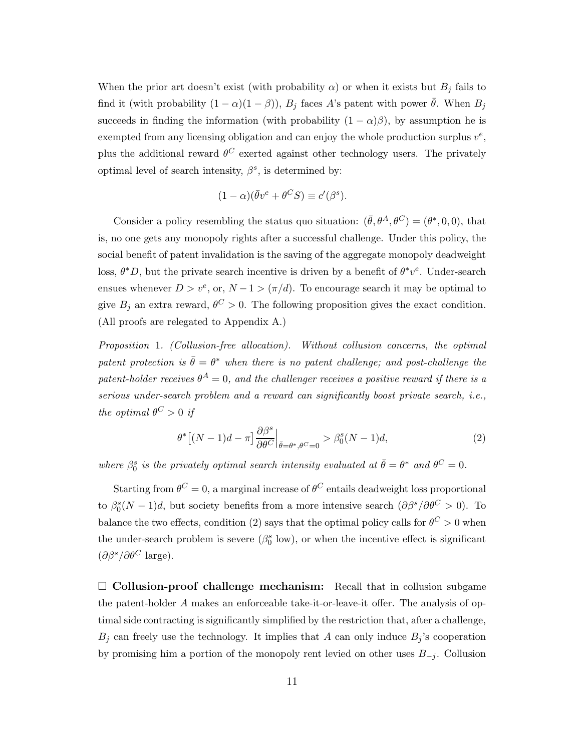When the prior art doesn't exist (with probability $\alpha$) or when it exists but $B_j$ fails to find it (with probability $(1-\alpha)(1-\beta)$), $B_j$ faces $A$'s patent with power $\bar{\theta}$. When $B_j$ succeeds in finding the information (with probability $(1-\alpha)\beta$), by assumption he is exempted from any licensing obligation and can enjoy the whole production surplus $v^e$, plus the additional reward $\theta^C$ exerted against other technology users. The privately optimal level of search intensity, $\beta^s$, is determined by:

$$(1-\alpha)(\bar{\theta}v^e + \theta^C S) \equiv c'(\beta^s).$$

Consider a policy resembling the status quo situation: $(\bar{\theta}, \theta^A, \theta^C) = (\theta^*, 0, 0)$, that is, no one gets any monopoly rights after a successful challenge. Under this policy, the social benefit of patent invalidation is the saving of the aggregate monopoly deadweight loss, $\theta^* D$, but the private search incentive is driven by a benefit of $\theta^* v^e$. Under-search ensues whenever $D > v^e$, or, $N-1 > (\pi/d)$. To encourage search it may be optimal to give $B_j$ an extra reward, $\theta^C > 0$. The following proposition gives the exact condition. (All proofs are relegated to Appendix A.)

*Proposition* 1. *(Collusion-free allocation). Without collusion concerns, the optimal patent protection is $\bar{\theta} = \theta^*$ when there is no patent challenge; and post-challenge the patent-holder receives $\theta^A = 0$, and the challenger receives a positive reward if there is a serious under-search problem and a reward can significantly boost private search, i.e., the optimal $\theta^C > 0$ if*

$$\theta^* \big[(N-1)d - \pi\big] \frac{\partial \beta^s}{\partial \theta^C}\Big|_{\bar{\theta}=\theta^*, \theta^C=0} > \beta_0^s (N-1)d, \tag{2}$$

*where $\beta_0^s$ is the privately optimal search intensity evaluated at $\bar{\theta} = \theta^*$ and $\theta^C = 0$.*

Starting from $\theta^C = 0$, a marginal increase of $\theta^C$ entails deadweight loss proportional to $\beta_0^s(N-1)d$, but society benefits from a more intensive search ($\partial \beta^s / \partial \theta^C > 0$). To balance the two effects, condition (2) says that the optimal policy calls for $\theta^C > 0$ when the under-search problem is severe ($\beta_0^s$ low), or when the incentive effect is significant ($\partial \beta^s / \partial \theta^C$ large).

□ **Collusion-proof challenge mechanism:** Recall that in collusion subgame the patent-holder $A$ makes an enforceable take-it-or-leave-it offer. The analysis of optimal side contracting is significantly simplified by the restriction that, after a challenge, $B_j$ can freely use the technology. It implies that $A$ can only induce $B_j$'s cooperation by promising him a portion of the monopoly rent levied on other uses $B_{-j}$. Collusion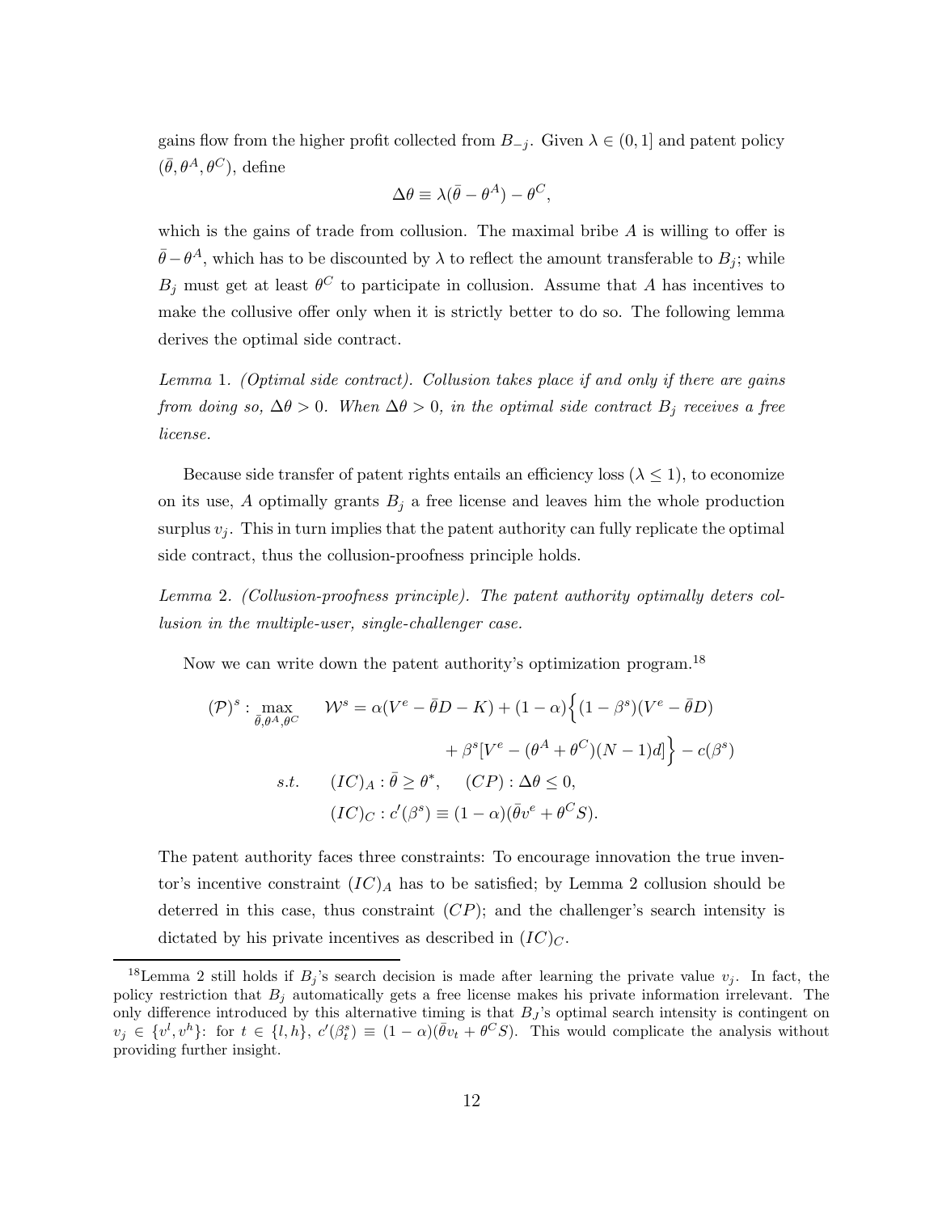gains flow from the higher profit collected from $B_{-j}$. Given $\lambda \in (0,1]$ and patent policy $(\bar{\theta}, \theta^A, \theta^C)$, define

$$\Delta\theta \equiv \lambda(\bar{\theta} - \theta^A) - \theta^C,$$

which is the gains of trade from collusion. The maximal bribe $A$ is willing to offer is $\bar{\theta} - \theta^A$, which has to be discounted by $\lambda$ to reflect the amount transferable to $B_j$; while $B_j$ must get at least $\theta^C$ to participate in collusion. Assume that $A$ has incentives to make the collusive offer only when it is strictly better to do so. The following lemma derives the optimal side contract.

*Lemma* 1. *(Optimal side contract). Collusion takes place if and only if there are gains from doing so, $\Delta\theta > 0$. When $\Delta\theta > 0$, in the optimal side contract $B_j$ receives a free license.*

Because side transfer of patent rights entails an efficiency loss ($\lambda \leq 1$), to economize on its use, $A$ optimally grants $B_j$ a free license and leaves him the whole production surplus $v_j$. This in turn implies that the patent authority can fully replicate the optimal side contract, thus the collusion-proofness principle holds.

*Lemma* 2. *(Collusion-proofness principle). The patent authority optimally deters collusion in the multiple-user, single-challenger case.*

Now we can write down the patent authority's optimization program.[18]

$$(\mathcal{P})^s: \max_{\bar{\theta}, \theta^A, \theta^C} \quad \mathcal{W}^s = \alpha(V^e - \bar{\theta}D - K) + (1-\alpha)\Big\{(1-\beta^s)(V^e - \bar{\theta}D) + \beta^s[V^e - (\theta^A + \theta^C)(N-1)d]\Big\} - c(\beta^s)$$

$$s.t. \quad (IC)_A : \bar{\theta} \geq \theta^*, \quad (CP) : \Delta\theta \leq 0,$$

$$(IC)_C : c'(\beta^s) \equiv (1-\alpha)(\bar{\theta}v^e + \theta^C S).$$

The patent authority faces three constraints: To encourage innovation the true inventor's incentive constraint $(IC)_A$ has to be satisfied; by Lemma 2 collusion should be deterred in this case, thus constraint $(CP)$; and the challenger's search intensity is dictated by his private incentives as described in $(IC)_C$.

[18] Lemma 2 still holds if $B_j$'s search decision is made after learning the private value $v_j$. In fact, the policy restriction that $B_j$ automatically gets a free license makes his private information irrelevant. The only difference introduced by this alternative timing is that $B_J$'s optimal search intensity is contingent on $v_j \in \{v^l, v^h\}$: for $t \in \{l, h\}$, $c'(\beta_t^s) \equiv (1-\alpha)(\bar{\theta}v_t + \theta^C S)$. This would complicate the analysis without providing further insight.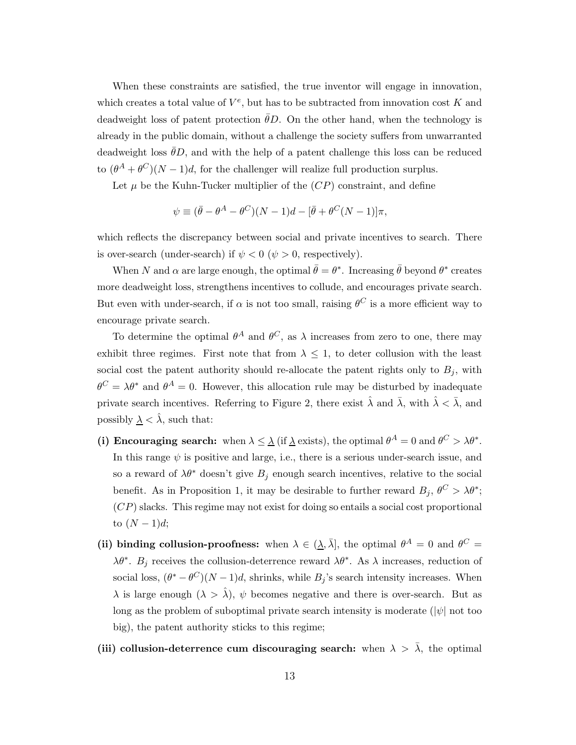When these constraints are satisfied, the true inventor will engage in innovation, which creates a total value of $V^e$, but has to be subtracted from innovation cost $K$ and deadweight loss of patent protection $\bar{\theta}D$. On the other hand, when the technology is already in the public domain, without a challenge the society suffers from unwarranted deadweight loss $\bar{\theta}D$, and with the help of a patent challenge this loss can be reduced to $(\theta^A + \theta^C)(N-1)d$, for the challenger will realize full production surplus.

Let $\mu$ be the Kuhn-Tucker multiplier of the $(CP)$ constraint, and define

$$\psi \equiv (\bar{\theta} - \theta^A - \theta^C)(N-1)d - [\bar{\theta} + \theta^C(N-1)]\pi,$$

which reflects the discrepancy between social and private incentives to search. There is over-search (under-search) if $\psi < 0$ ($\psi > 0$, respectively).

When $N$ and $\alpha$ are large enough, the optimal $\bar{\theta} = \theta^*$. Increasing $\bar{\theta}$ beyond $\theta^*$ creates more deadweight loss, strengthens incentives to collude, and encourages private search. But even with under-search, if $\alpha$ is not too small, raising $\theta^C$ is a more efficient way to encourage private search.

To determine the optimal $\theta^A$ and $\theta^C$, as $\lambda$ increases from zero to one, there may exhibit three regimes. First note that from $\lambda \leq 1$, to deter collusion with the least social cost the patent authority should re-allocate the patent rights only to $B_j$, with $\theta^C = \lambda\theta^*$ and $\theta^A = 0$. However, this allocation rule may be disturbed by inadequate private search incentives. Referring to Figure 2, there exist $\hat{\lambda}$ and $\bar{\lambda}$, with $\hat{\lambda} < \bar{\lambda}$, and possibly $\underline{\lambda} < \hat{\lambda}$, such that:

- **(i) Encouraging search:** when $\lambda \leq \underline{\lambda}$ (if $\underline{\lambda}$ exists), the optimal $\theta^A = 0$ and $\theta^C > \lambda\theta^*$. In this range $\psi$ is positive and large, i.e., there is a serious under-search issue, and so a reward of $\lambda\theta^*$ doesn't give $B_j$ enough search incentives, relative to the social benefit. As in Proposition 1, it may be desirable to further reward $B_j$, $\theta^C > \lambda\theta^*$; $(CP)$ slacks. This regime may not exist for doing so entails a social cost proportional to $(N-1)d$;

- **(ii) binding collusion-proofness:** when $\lambda \in (\underline{\lambda}, \bar{\lambda}]$, the optimal $\theta^A = 0$ and $\theta^C = \lambda\theta^*$. $B_j$ receives the collusion-deterrence reward $\lambda\theta^*$. As $\lambda$ increases, reduction of social loss, $(\theta^* - \theta^C)(N-1)d$, shrinks, while $B_j$'s search intensity increases. When $\lambda$ is large enough ($\lambda > \hat{\lambda}$), $\psi$ becomes negative and there is over-search. But as long as the problem of suboptimal private search intensity is moderate ($|\psi|$ not too big), the patent authority sticks to this regime;

- **(iii) collusion-deterrence cum discouraging search:** when $\lambda > \bar{\lambda}$, the optimal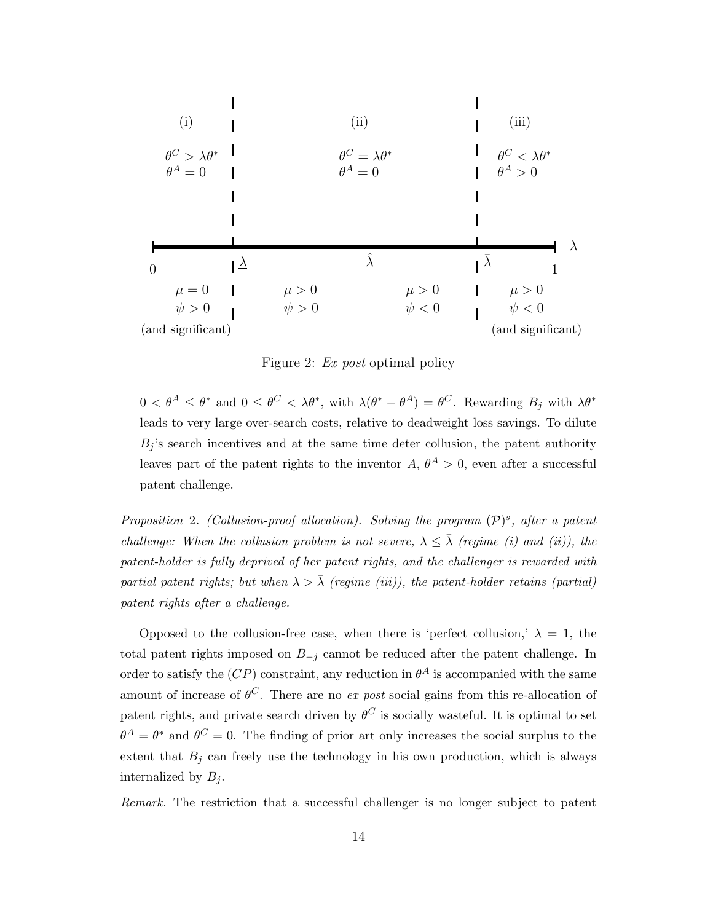Figure 2: *Ex post* optimal policy

$0 < \theta^A \leq \theta^*$ and $0 \leq \theta^C < \lambda\theta^*$, with $\lambda(\theta^* - \theta^A) = \theta^C$. Rewarding $B_j$ with $\lambda\theta^*$ leads to very large over-search costs, relative to deadweight loss savings. To dilute $B_j$'s search incentives and at the same time deter collusion, the patent authority leaves part of the patent rights to the inventor $A$, $\theta^A > 0$, even after a successful patent challenge.

*Proposition* 2. *(Collusion-proof allocation). Solving the program $(\mathcal{P})^s$, after a patent challenge: When the collusion problem is not severe, $\lambda \leq \bar{\lambda}$ (regime (i) and (ii)), the patent-holder is fully deprived of her patent rights, and the challenger is rewarded with partial patent rights; but when $\lambda > \bar{\lambda}$ (regime (iii)), the patent-holder retains (partial) patent rights after a challenge.*

Opposed to the collusion-free case, when there is 'perfect collusion,' $\lambda = 1$, the total patent rights imposed on $B_{-j}$ cannot be reduced after the patent challenge. In order to satisfy the $(CP)$ constraint, any reduction in $\theta^A$ is accompanied with the same amount of increase of $\theta^C$. There are no *ex post* social gains from this re-allocation of patent rights, and private search driven by $\theta^C$ is socially wasteful. It is optimal to set $\theta^A = \theta^*$ and $\theta^C = 0$. The finding of prior art only increases the social surplus to the extent that $B_j$ can freely use the technology in his own production, which is always internalized by $B_j$.

*Remark.* The restriction that a successful challenger is no longer subject to patent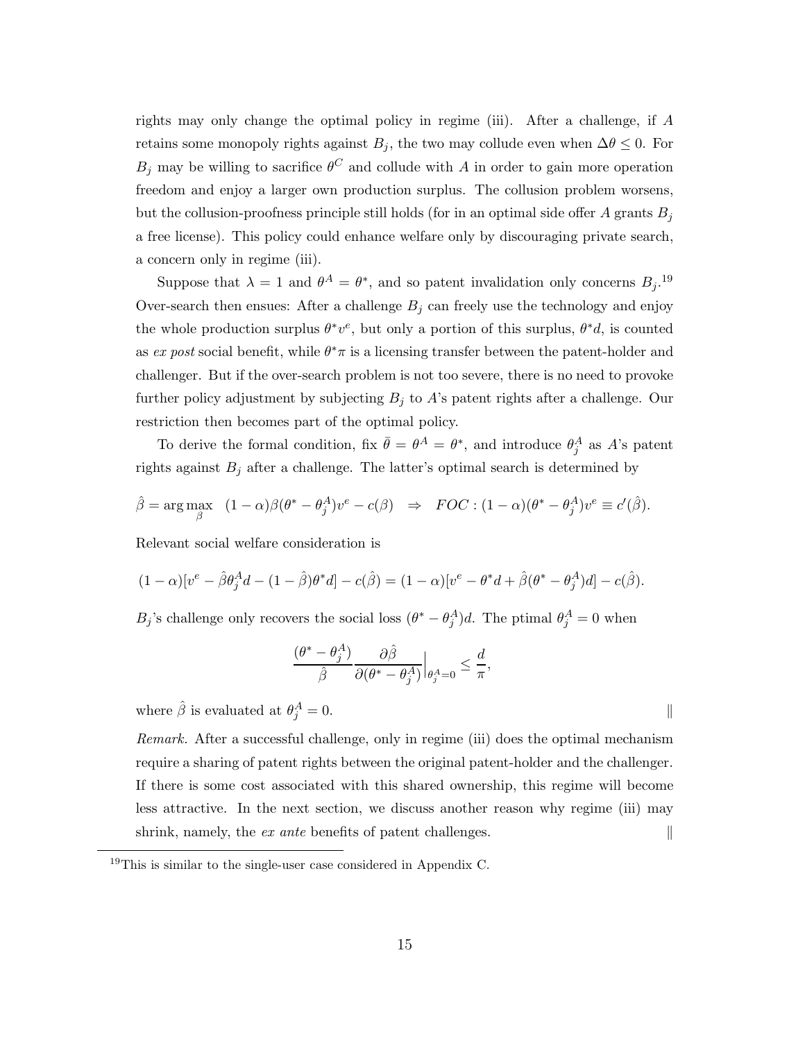rights may only change the optimal policy in regime (iii). After a challenge, if $A$ retains some monopoly rights against $B_j$, the two may collude even when $\Delta\theta \leq 0$. For $B_j$ may be willing to sacrifice $\theta^C$ and collude with $A$ in order to gain more operation freedom and enjoy a larger own production surplus. The collusion problem worsens, but the collusion-proofness principle still holds (for in an optimal side offer $A$ grants $B_j$ a free license). This policy could enhance welfare only by discouraging private search, a concern only in regime (iii).

Suppose that $\lambda = 1$ and $\theta^A = \theta^*$, and so patent invalidation only concerns $B_j$.[19] Over-search then ensues: After a challenge $B_j$ can freely use the technology and enjoy the whole production surplus $\theta^* v^e$, but only a portion of this surplus, $\theta^* d$, is counted as *ex post* social benefit, while $\theta^* \pi$ is a licensing transfer between the patent-holder and challenger. But if the over-search problem is not too severe, there is no need to provoke further policy adjustment by subjecting $B_j$ to $A$'s patent rights after a challenge. Our restriction then becomes part of the optimal policy.

To derive the formal condition, fix $\bar{\theta} = \theta^A = \theta^*$, and introduce $\theta_j^A$ as $A$'s patent rights against $B_j$ after a challenge. The latter's optimal search is determined by

$$\hat{\beta} = \arg\max_{\beta} \quad (1-\alpha)\beta(\theta^* - \theta_j^A)v^e - c(\beta) \quad \Rightarrow \quad FOC: (1-\alpha)(\theta^* - \theta_j^A)v^e \equiv c'(\hat{\beta}).$$

Relevant social welfare consideration is

$$(1-\alpha)[v^e - \hat{\beta}\theta_j^A d - (1-\hat{\beta})\theta^* d] - c(\hat{\beta}) = (1-\alpha)[v^e - \theta^* d + \hat{\beta}(\theta^* - \theta_j^A)d] - c(\hat{\beta}).$$

$B_j$'s challenge only recovers the social loss $(\theta^* - \theta_j^A)d$. The ptimal $\theta_j^A = 0$ when

$$\frac{(\theta^* - \theta_j^A)}{\hat{\beta}} \frac{\partial \hat{\beta}}{\partial(\theta^* - \theta_j^A)}\Big|_{\theta_j^A = 0} \leq \frac{d}{\pi},$$

where $\hat{\beta}$ is evaluated at $\theta_j^A = 0$. ‖

*Remark.* After a successful challenge, only in regime (iii) does the optimal mechanism require a sharing of patent rights between the original patent-holder and the challenger. If there is some cost associated with this shared ownership, this regime will become less attractive. In the next section, we discuss another reason why regime (iii) may shrink, namely, the *ex ante* benefits of patent challenges. ‖

[19] This is similar to the single-user case considered in Appendix C.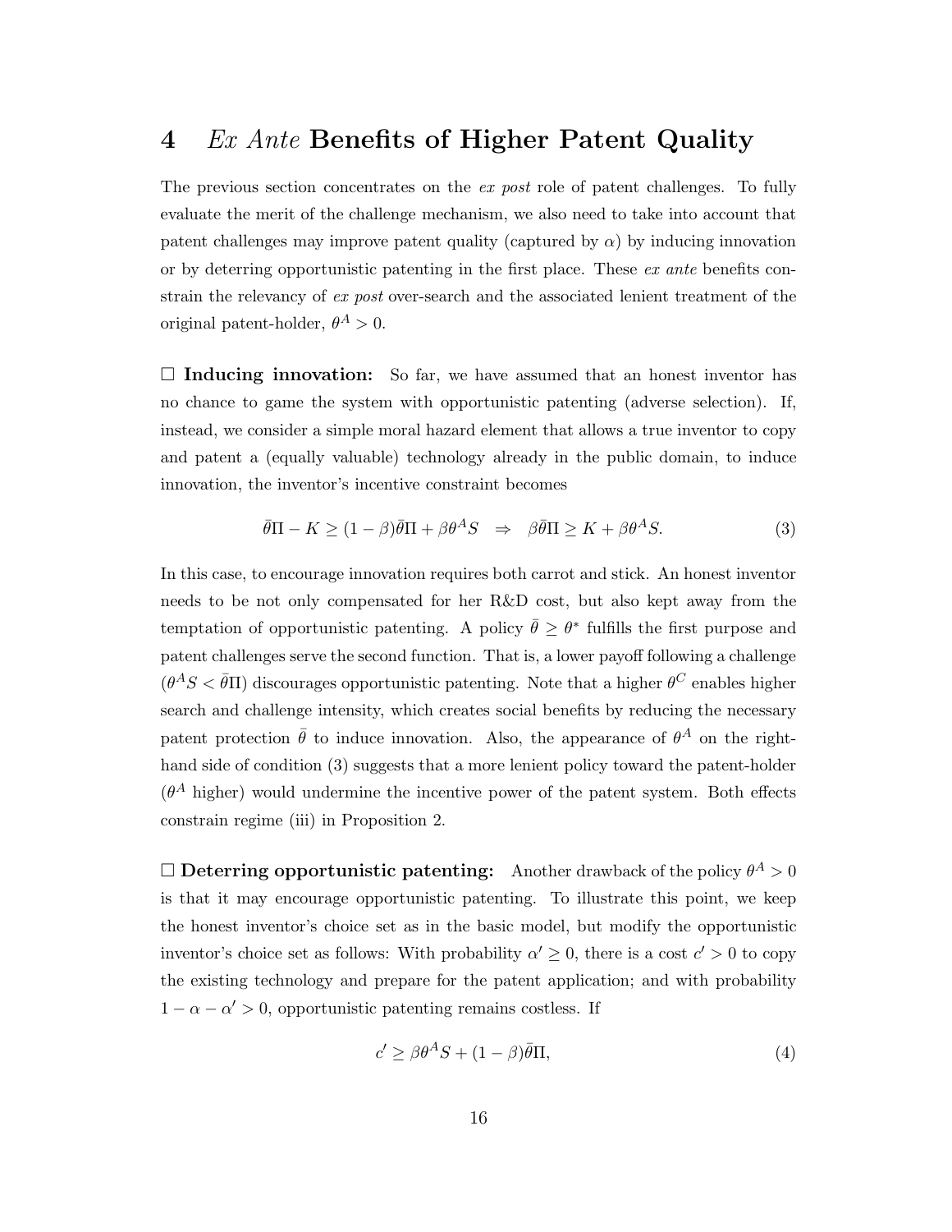# 4 *Ex Ante* Benefits of Higher Patent Quality

The previous section concentrates on the *ex post* role of patent challenges. To fully evaluate the merit of the challenge mechanism, we also need to take into account that patent challenges may improve patent quality (captured by $\alpha$) by inducing innovation or by deterring opportunistic patenting in the first place. These *ex ante* benefits constrain the relevancy of *ex post* over-search and the associated lenient treatment of the original patent-holder, $\theta^A > 0$.

□ **Inducing innovation:** So far, we have assumed that an honest inventor has no chance to game the system with opportunistic patenting (adverse selection). If, instead, we consider a simple moral hazard element that allows a true inventor to copy and patent a (equally valuable) technology already in the public domain, to induce innovation, the inventor's incentive constraint becomes

$$\bar{\theta}\Pi - K \geq (1-\beta)\bar{\theta}\Pi + \beta\theta^A S \quad \Rightarrow \quad \beta\bar{\theta}\Pi \geq K + \beta\theta^A S. \tag{3}$$

In this case, to encourage innovation requires both carrot and stick. An honest inventor needs to be not only compensated for her R&D cost, but also kept away from the temptation of opportunistic patenting. A policy $\bar{\theta} \geq \theta^*$ fulfills the first purpose and patent challenges serve the second function. That is, a lower payoff following a challenge ($\theta^A S < \bar{\theta}\Pi$) discourages opportunistic patenting. Note that a higher $\theta^C$ enables higher search and challenge intensity, which creates social benefits by reducing the necessary patent protection $\bar{\theta}$ to induce innovation. Also, the appearance of $\theta^A$ on the right-hand side of condition (3) suggests that a more lenient policy toward the patent-holder ($\theta^A$ higher) would undermine the incentive power of the patent system. Both effects constrain regime (iii) in Proposition 2.

□ **Deterring opportunistic patenting:** Another drawback of the policy $\theta^A > 0$ is that it may encourage opportunistic patenting. To illustrate this point, we keep the honest inventor's choice set as in the basic model, but modify the opportunistic inventor's choice set as follows: With probability $\alpha' \geq 0$, there is a cost $c' > 0$ to copy the existing technology and prepare for the patent application; and with probability $1 - \alpha - \alpha' > 0$, opportunistic patenting remains costless. If

$$c' \geq \beta\theta^A S + (1-\beta)\bar{\theta}\Pi, \tag{4}$$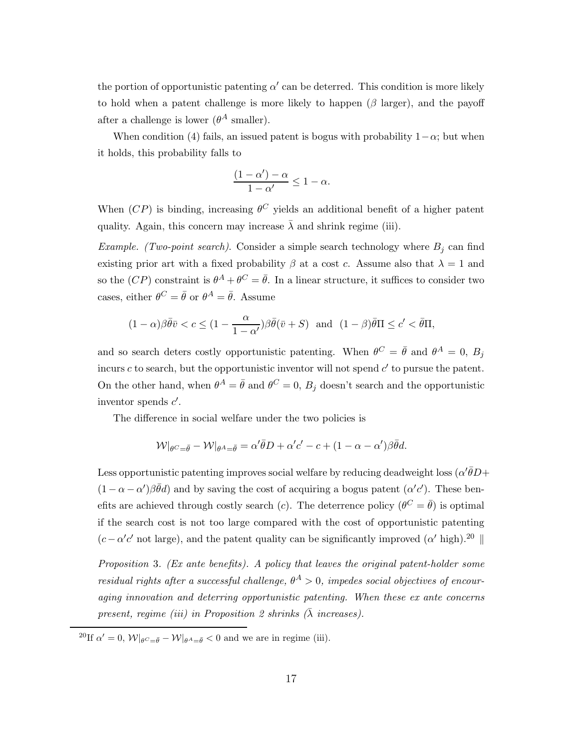the portion of opportunistic patenting $\alpha'$ can be deterred. This condition is more likely to hold when a patent challenge is more likely to happen ($\beta$ larger), and the payoff after a challenge is lower ($\theta^A$ smaller).

When condition (4) fails, an issued patent is bogus with probability $1-\alpha$; but when it holds, this probability falls to

$$\frac{(1-\alpha')-\alpha}{1-\alpha'} \leq 1-\alpha.$$

When $(CP)$ is binding, increasing $\theta^C$ yields an additional benefit of a higher patent quality. Again, this concern may increase $\bar{\lambda}$ and shrink regime (iii).

*Example. (Two-point search).* Consider a simple search technology where $B_j$ can find existing prior art with a fixed probability $\beta$ at a cost $c$. Assume also that $\lambda = 1$ and so the $(CP)$ constraint is $\theta^A + \theta^C = \bar{\theta}$. In a linear structure, it suffices to consider two cases, either $\theta^C = \bar{\theta}$ or $\theta^A = \bar{\theta}$. Assume

$$(1-\alpha)\beta\bar{\theta}\bar{v} < c \leq (1 - \frac{\alpha}{1-\alpha'})\beta\bar{\theta}(\bar{v}+S) \text{ and } (1-\beta)\bar{\theta}\Pi \leq c' < \bar{\theta}\Pi,$$

and so search deters costly opportunistic patenting. When $\theta^C = \bar{\theta}$ and $\theta^A = 0$, $B_j$ incurs $c$ to search, but the opportunistic inventor will not spend $c'$ to pursue the patent. On the other hand, when $\theta^A = \bar{\theta}$ and $\theta^C = 0$, $B_j$ doesn't search and the opportunistic inventor spends $c'$.

The difference in social welfare under the two policies is

$$\mathcal{W}|_{\theta^C=\bar{\theta}} - \mathcal{W}|_{\theta^A=\bar{\theta}} = \alpha'\bar{\theta}D + \alpha'c' - c + (1-\alpha-\alpha')\beta\bar{\theta}d.$$

Less opportunistic patenting improves social welfare by reducing deadweight loss ($\alpha'\bar{\theta}D + (1-\alpha-\alpha')\beta\bar{\theta}d$) and by saving the cost of acquiring a bogus patent ($\alpha'c'$). These benefits are achieved through costly search ($c$). The deterrence policy ($\theta^C = \bar{\theta}$) is optimal if the search cost is not too large compared with the cost of opportunistic patenting ($c - \alpha'c'$ not large), and the patent quality can be significantly improved ($\alpha'$ high).[20] ‖

*Proposition* 3. *(Ex ante benefits). A policy that leaves the original patent-holder some residual rights after a successful challenge, $\theta^A > 0$, impedes social objectives of encouraging innovation and deterring opportunistic patenting. When these ex ante concerns present, regime (iii) in Proposition 2 shrinks ($\bar{\lambda}$ increases).*

[20] If $\alpha' = 0$, $\mathcal{W}|_{\theta^C=\bar{\theta}} - \mathcal{W}|_{\theta^A=\bar{\theta}} < 0$ and we are in regime (iii).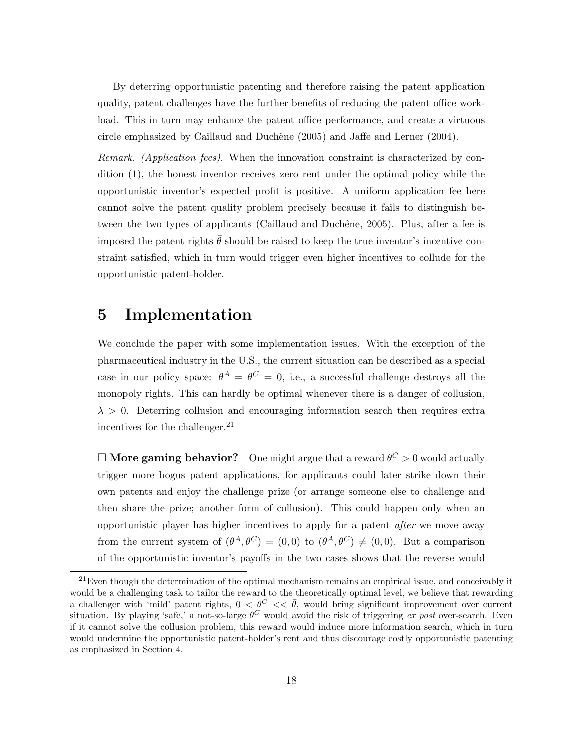By deterring opportunistic patenting and therefore raising the patent application quality, patent challenges have the further benefits of reducing the patent office workload. This in turn may enhance the patent office performance, and create a virtuous circle emphasized by Caillaud and Duchêne (2005) and Jaffe and Lerner (2004).

*Remark. (Application fees).* When the innovation constraint is characterized by condition (1), the honest inventor receives zero rent under the optimal policy while the opportunistic inventor's expected profit is positive. A uniform application fee here cannot solve the patent quality problem precisely because it fails to distinguish between the two types of applicants (Caillaud and Duchêne, 2005). Plus, after a fee is imposed the patent rights $\bar{\theta}$ should be raised to keep the true inventor's incentive constraint satisfied, which in turn would trigger even higher incentives to collude for the opportunistic patent-holder.

# 5 Implementation

We conclude the paper with some implementation issues. With the exception of the pharmaceutical industry in the U.S., the current situation can be described as a special case in our policy space: $\theta^A = \theta^C = 0$, i.e., a successful challenge destroys all the monopoly rights. This can hardly be optimal whenever there is a danger of collusion, $\lambda > 0$. Deterring collusion and encouraging information search then requires extra incentives for the challenger.[21]

□ **More gaming behavior?** One might argue that a reward $\theta^C > 0$ would actually trigger more bogus patent applications, for applicants could later strike down their own patents and enjoy the challenge prize (or arrange someone else to challenge and then share the prize; another form of collusion). This could happen only when an opportunistic player has higher incentives to apply for a patent *after* we move away from the current system of $(\theta^A, \theta^C) = (0, 0)$ to $(\theta^A, \theta^C) \neq (0, 0)$. But a comparison of the opportunistic inventor's payoffs in the two cases shows that the reverse would

---

[21] Even though the determination of the optimal mechanism remains an empirical issue, and conceivably it would be a challenging task to tailor the reward to the theoretically optimal level, we believe that rewarding a challenger with 'mild' patent rights, $0 < \theta^C << \bar{\theta}$, would bring significant improvement over current situation. By playing 'safe,' a not-so-large $\theta^C$ would avoid the risk of triggering *ex post* over-search. Even if it cannot solve the collusion problem, this reward would induce more information search, which in turn would undermine the opportunistic patent-holder's rent and thus discourage costly opportunistic patenting as emphasized in Section 4.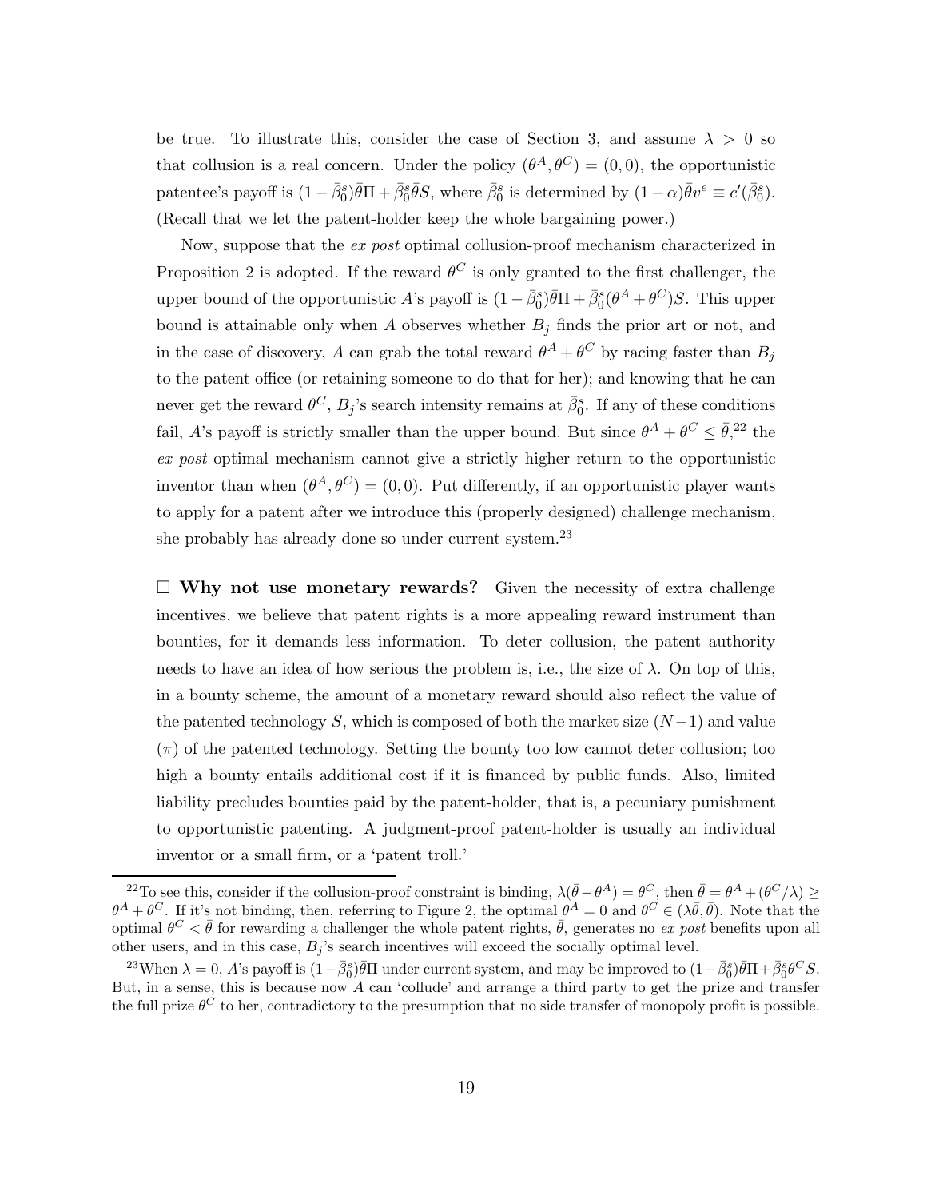be true. To illustrate this, consider the case of Section 3, and assume $\lambda > 0$ so that collusion is a real concern. Under the policy $(\theta^A, \theta^C) = (0, 0)$, the opportunistic patentee's payoff is $(1 - \bar{\beta}_0^s)\bar{\theta}\Pi + \bar{\beta}_0^s\bar{\theta}S$, where $\bar{\beta}_0^s$ is determined by $(1 - \alpha)\bar{\theta}v^e \equiv c'(\bar{\beta}_0^s)$. (Recall that we let the patent-holder keep the whole bargaining power.)

Now, suppose that the *ex post* optimal collusion-proof mechanism characterized in Proposition 2 is adopted. If the reward $\theta^C$ is only granted to the first challenger, the upper bound of the opportunistic $A$'s payoff is $(1 - \bar{\beta}_0^s)\bar{\theta}\Pi + \bar{\beta}_0^s(\theta^A + \theta^C)S$. This upper bound is attainable only when $A$ observes whether $B_j$ finds the prior art or not, and in the case of discovery, $A$ can grab the total reward $\theta^A + \theta^C$ by racing faster than $B_j$ to the patent office (or retaining someone to do that for her); and knowing that he can never get the reward $\theta^C$, $B_j$'s search intensity remains at $\bar{\beta}_0^s$. If any of these conditions fail, $A$'s payoff is strictly smaller than the upper bound. But since $\theta^A + \theta^C \leq \bar{\theta}$,[22] the *ex post* optimal mechanism cannot give a strictly higher return to the opportunistic inventor than when $(\theta^A, \theta^C) = (0, 0)$. Put differently, if an opportunistic player wants to apply for a patent after we introduce this (properly designed) challenge mechanism, she probably has already done so under current system.[23]

□ **Why not use monetary rewards?** Given the necessity of extra challenge incentives, we believe that patent rights is a more appealing reward instrument than bounties, for it demands less information. To deter collusion, the patent authority needs to have an idea of how serious the problem is, i.e., the size of $\lambda$. On top of this, in a bounty scheme, the amount of a monetary reward should also reflect the value of the patented technology $S$, which is composed of both the market size $(N-1)$ and value $(\pi)$ of the patented technology. Setting the bounty too low cannot deter collusion; too high a bounty entails additional cost if it is financed by public funds. Also, limited liability precludes bounties paid by the patent-holder, that is, a pecuniary punishment to opportunistic patenting. A judgment-proof patent-holder is usually an individual inventor or a small firm, or a 'patent troll.'

---

[22] To see this, consider if the collusion-proof constraint is binding, $\lambda(\bar{\theta} - \theta^A) = \theta^C$, then $\bar{\theta} = \theta^A + (\theta^C/\lambda) \geq \theta^A + \theta^C$. If it's not binding, then, referring to Figure 2, the optimal $\theta^A = 0$ and $\theta^C \in (\lambda\bar{\theta}, \bar{\theta})$. Note that the optimal $\theta^C < \bar{\theta}$ for rewarding a challenger the whole patent rights, $\bar{\theta}$, generates no *ex post* benefits upon all other users, and in this case, $B_j$'s search incentives will exceed the socially optimal level.

[23] When $\lambda = 0$, $A$'s payoff is $(1-\bar{\beta}_0^s)\bar{\theta}\Pi$ under current system, and may be improved to $(1-\bar{\beta}_0^s)\bar{\theta}\Pi + \bar{\beta}_0^s\theta^C S$. But, in a sense, this is because now $A$ can 'collude' and arrange a third party to get the prize and transfer the full prize $\theta^C$ to her, contradictory to the presumption that no side transfer of monopoly profit is possible.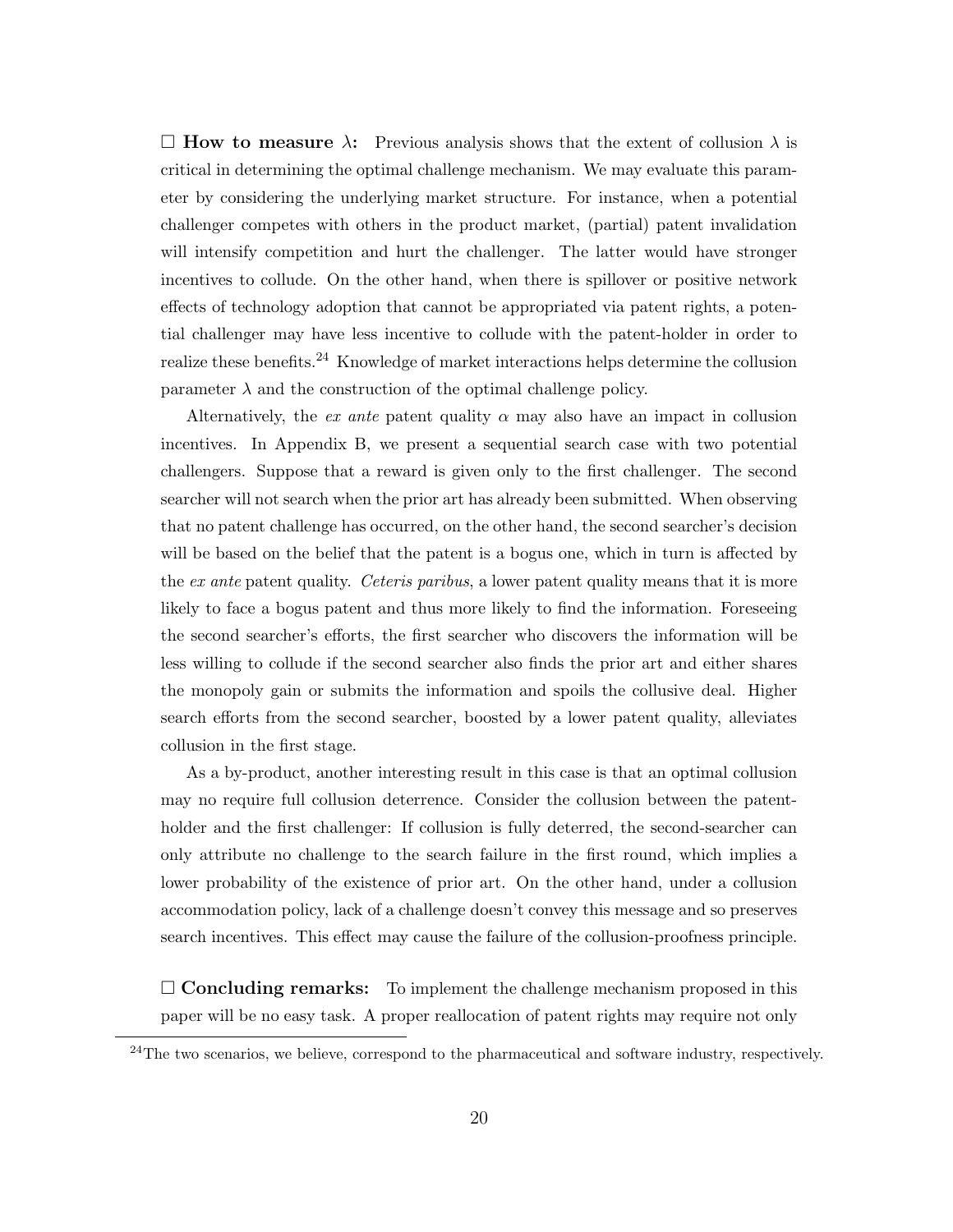□ **How to measure $\lambda$:** Previous analysis shows that the extent of collusion $\lambda$ is critical in determining the optimal challenge mechanism. We may evaluate this parameter by considering the underlying market structure. For instance, when a potential challenger competes with others in the product market, (partial) patent invalidation will intensify competition and hurt the challenger. The latter would have stronger incentives to collude. On the other hand, when there is spillover or positive network effects of technology adoption that cannot be appropriated via patent rights, a potential challenger may have less incentive to collude with the patent-holder in order to realize these benefits.[24] Knowledge of market interactions helps determine the collusion parameter $\lambda$ and the construction of the optimal challenge policy.

Alternatively, the *ex ante* patent quality $\alpha$ may also have an impact in collusion incentives. In Appendix B, we present a sequential search case with two potential challengers. Suppose that a reward is given only to the first challenger. The second searcher will not search when the prior art has already been submitted. When observing that no patent challenge has occurred, on the other hand, the second searcher's decision will be based on the belief that the patent is a bogus one, which in turn is affected by the *ex ante* patent quality. *Ceteris paribus*, a lower patent quality means that it is more likely to face a bogus patent and thus more likely to find the information. Foreseeing the second searcher's efforts, the first searcher who discovers the information will be less willing to collude if the second searcher also finds the prior art and either shares the monopoly gain or submits the information and spoils the collusive deal. Higher search efforts from the second searcher, boosted by a lower patent quality, alleviates collusion in the first stage.

As a by-product, another interesting result in this case is that an optimal collusion may no require full collusion deterrence. Consider the collusion between the patent-holder and the first challenger: If collusion is fully deterred, the second-searcher can only attribute no challenge to the search failure in the first round, which implies a lower probability of the existence of prior art. On the other hand, under a collusion accommodation policy, lack of a challenge doesn't convey this message and so preserves search incentives. This effect may cause the failure of the collusion-proofness principle.

□ **Concluding remarks:** To implement the challenge mechanism proposed in this paper will be no easy task. A proper reallocation of patent rights may require not only

[24]The two scenarios, we believe, correspond to the pharmaceutical and software industry, respectively.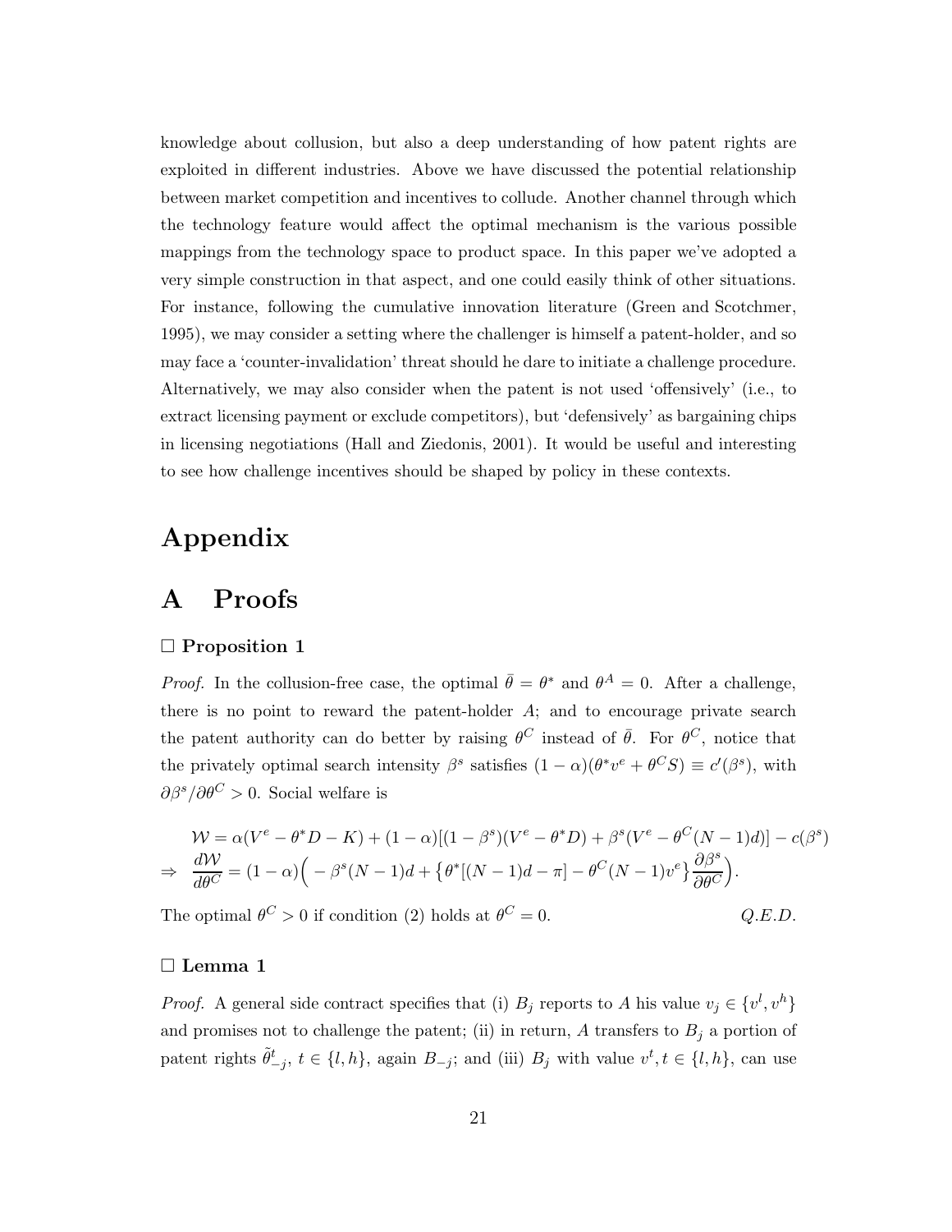knowledge about collusion, but also a deep understanding of how patent rights are exploited in different industries. Above we have discussed the potential relationship between market competition and incentives to collude. Another channel through which the technology feature would affect the optimal mechanism is the various possible mappings from the technology space to product space. In this paper we've adopted a very simple construction in that aspect, and one could easily think of other situations. For instance, following the cumulative innovation literature (Green and Scotchmer, 1995), we may consider a setting where the challenger is himself a patent-holder, and so may face a 'counter-invalidation' threat should he dare to initiate a challenge procedure. Alternatively, we may also consider when the patent is not used 'offensively' (i.e., to extract licensing payment or exclude competitors), but 'defensively' as bargaining chips in licensing negotiations (Hall and Ziedonis, 2001). It would be useful and interesting to see how challenge incentives should be shaped by policy in these contexts.

# Appendix

# A Proofs

### □ Proposition 1

*Proof.* In the collusion-free case, the optimal $\bar{\theta} = \theta^*$ and $\theta^A = 0$. After a challenge, there is no point to reward the patent-holder $A$; and to encourage private search the patent authority can do better by raising $\theta^C$ instead of $\bar{\theta}$. For $\theta^C$, notice that the privately optimal search intensity $\beta^s$ satisfies $(1-\alpha)(\theta^* v^e + \theta^C S) \equiv c'(\beta^s)$, with $\partial \beta^s / \partial \theta^C > 0$. Social welfare is

$$
\begin{aligned}
&\mathcal{W} = \alpha(V^e - \theta^* D - K) + (1-\alpha)[(1-\beta^s)(V^e - \theta^* D) + \beta^s(V^e - \theta^C (N-1)d)] - c(\beta^s) \\
\Rightarrow\ &\frac{d\mathcal{W}}{d\theta^C} = (1-\alpha)\Big( -\beta^s (N-1)d + \big\{\theta^*[(N-1)d - \pi] - \theta^C (N-1) v^e\big\}\frac{\partial \beta^s}{\partial \theta^C}\Big).
\end{aligned}
$$

The optimal $\theta^C > 0$ if condition (2) holds at $\theta^C = 0$. *Q.E.D.*

### □ Lemma 1

*Proof.* A general side contract specifies that (i) $B_j$ reports to $A$ his value $v_j \in \{v^l, v^h\}$ and promises not to challenge the patent; (ii) in return, $A$ transfers to $B_j$ a portion of patent rights $\tilde{\theta}^t_{-j}$, $t \in \{l, h\}$, again $B_{-j}$; and (iii) $B_j$ with value $v^t, t \in \{l, h\}$, can use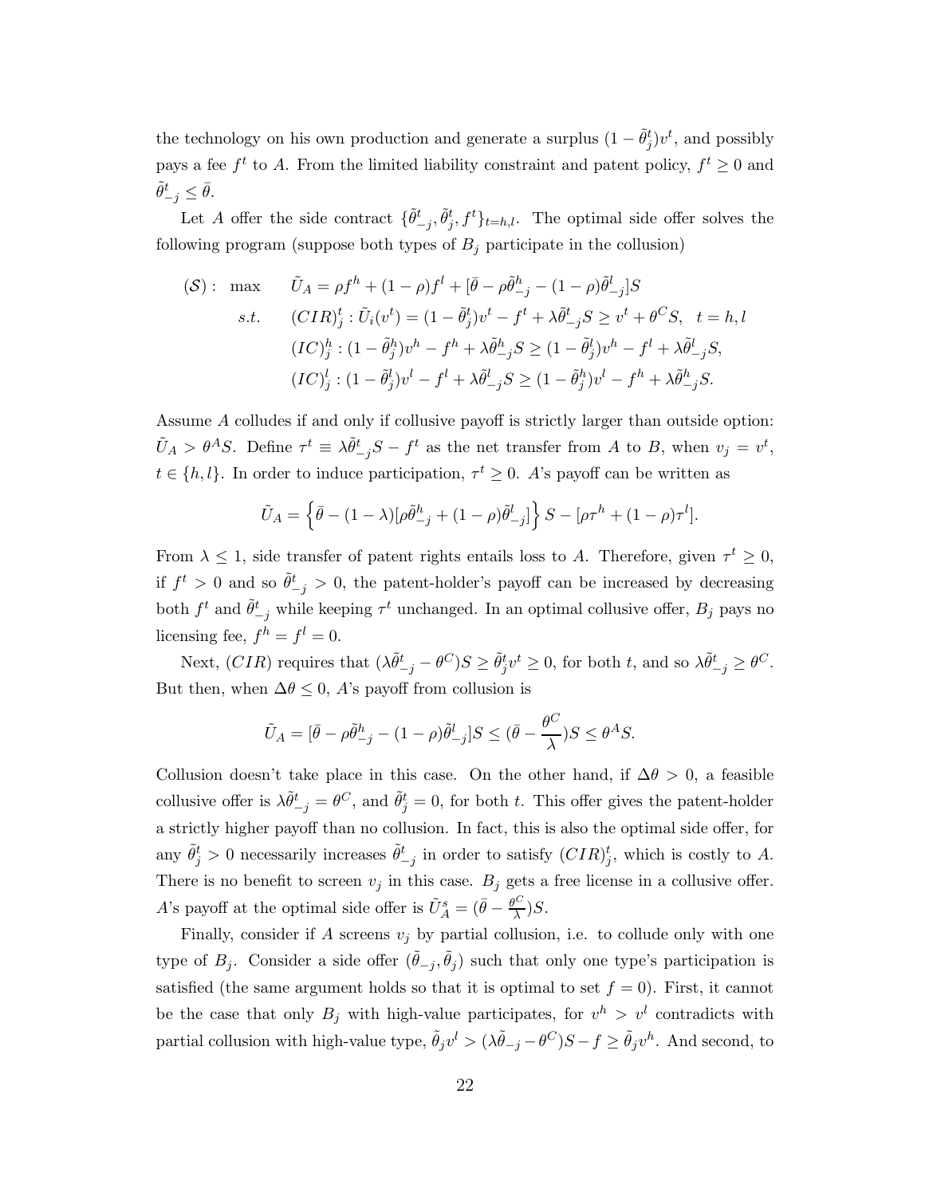the technology on his own production and generate a surplus $(1-\tilde{\theta}_j^t)v^t$, and possibly pays a fee $f^t$ to $A$. From the limited liability constraint and patent policy, $f^t \geq 0$ and $\tilde{\theta}_{-j}^t \leq \bar{\theta}$.

Let $A$ offer the side contract $\{\tilde{\theta}_{-j}^t, \tilde{\theta}_j^t, f^t\}_{t=h,l}$. The optimal side offer solves the following program (suppose both types of $B_j$ participate in the collusion)

$$
\begin{aligned}
(\mathcal{S}): \quad \max \quad & \tilde{U}_A = \rho f^h + (1-\rho) f^l + [\bar{\theta} - \rho\tilde{\theta}_{-j}^h - (1-\rho)\tilde{\theta}_{-j}^l] S \\
s.t. \quad & (CIR)_j^t : \tilde{U}_i(v^t) = (1-\tilde{\theta}_j^t)v^t - f^t + \lambda\tilde{\theta}_{-j}^t S \geq v^t + \theta^C S, \quad t = h, l \\
& (IC)_j^h : (1-\tilde{\theta}_j^h)v^h - f^h + \lambda\tilde{\theta}_{-j}^h S \geq (1-\tilde{\theta}_j^l)v^h - f^l + \lambda\tilde{\theta}_{-j}^l S, \\
& (IC)_j^l : (1-\tilde{\theta}_j^l)v^l - f^l + \lambda\tilde{\theta}_{-j}^l S \geq (1-\tilde{\theta}_j^h)v^l - f^h + \lambda\tilde{\theta}_{-j}^h S.
\end{aligned}
$$

Assume $A$ colludes if and only if collusive payoff is strictly larger than outside option: $\tilde{U}_A > \theta^A S$. Define $\tau^t \equiv \lambda\tilde{\theta}_{-j}^t S - f^t$ as the net transfer from $A$ to $B$, when $v_j = v^t$, $t \in \{h, l\}$. In order to induce participation, $\tau^t \geq 0$. $A$'s payoff can be written as

$$
\tilde{U}_A = \left\{\bar{\theta} - (1-\lambda)[\rho\tilde{\theta}_{-j}^h + (1-\rho)\tilde{\theta}_{-j}^l]\right\} S - [\rho\tau^h + (1-\rho)\tau^l].
$$

From $\lambda \leq 1$, side transfer of patent rights entails loss to $A$. Therefore, given $\tau^t \geq 0$, if $f^t > 0$ and so $\tilde{\theta}_{-j}^t > 0$, the patent-holder's payoff can be increased by decreasing both $f^t$ and $\tilde{\theta}_{-j}^t$ while keeping $\tau^t$ unchanged. In an optimal collusive offer, $B_j$ pays no licensing fee, $f^h = f^l = 0$.

Next, $(CIR)$ requires that $(\lambda\tilde{\theta}_{-j}^t - \theta^C)S \geq \tilde{\theta}_j^t v^t \geq 0$, for both $t$, and so $\lambda\tilde{\theta}_{-j}^t \geq \theta^C$. But then, when $\Delta\theta \leq 0$, $A$'s payoff from collusion is

$$
\tilde{U}_A = [\bar{\theta} - \rho\tilde{\theta}_{-j}^h - (1-\rho)\tilde{\theta}_{-j}^l]S \leq (\bar{\theta} - \frac{\theta^C}{\lambda})S \leq \theta^A S.
$$

Collusion doesn't take place in this case. On the other hand, if $\Delta\theta > 0$, a feasible collusive offer is $\lambda\tilde{\theta}_{-j}^t = \theta^C$, and $\tilde{\theta}_j^t = 0$, for both $t$. This offer gives the patent-holder a strictly higher payoff than no collusion. In fact, this is also the optimal side offer, for any $\tilde{\theta}_j^t > 0$ necessarily increases $\tilde{\theta}_{-j}^t$ in order to satisfy $(CIR)_j^t$, which is costly to $A$. There is no benefit to screen $v_j$ in this case. $B_j$ gets a free license in a collusive offer. $A$'s payoff at the optimal side offer is $\tilde{U}_A^s = (\bar{\theta} - \frac{\theta^C}{\lambda})S$.

Finally, consider if $A$ screens $v_j$ by partial collusion, i.e. to collude only with one type of $B_j$. Consider a side offer $(\tilde{\theta}_{-j}, \tilde{\theta}_j)$ such that only one type's participation is satisfied (the same argument holds so that it is optimal to set $f = 0$). First, it cannot be the case that only $B_j$ with high-value participates, for $v^h > v^l$ contradicts with partial collusion with high-value type, $\tilde{\theta}_j v^l > (\lambda\tilde{\theta}_{-j} - \theta^C)S - f \geq \tilde{\theta}_j v^h$. And second, to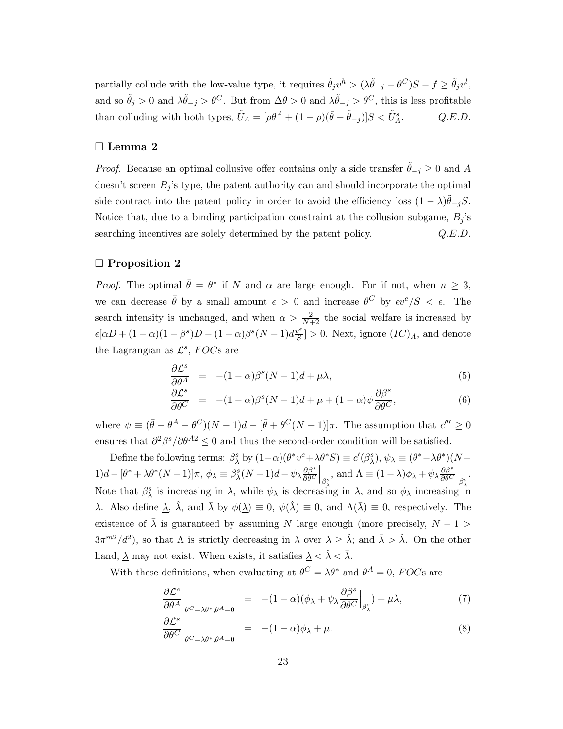partially collude with the low-value type, it requires $\tilde{\theta}_j v^h > (\lambda\tilde{\theta}_{-j} - \theta^C)S - f \geq \tilde{\theta}_j v^l$, and so $\tilde{\theta}_j > 0$ and $\lambda\tilde{\theta}_{-j} > \theta^C$. But from $\Delta\theta > 0$ and $\lambda\tilde{\theta}_{-j} > \theta^C$, this is less profitable than colluding with both types, $\tilde{U}_A = [\rho\theta^A + (1-\rho)(\bar{\theta} - \tilde{\theta}_{-j})]S < \tilde{U}^s_A$. *Q.E.D.*

### □ Lemma 2

*Proof.* Because an optimal collusive offer contains only a side transfer $\tilde{\theta}_{-j} \geq 0$ and $A$ doesn't screen $B_j$'s type, the patent authority can and should incorporate the optimal side contract into the patent policy in order to avoid the efficiency loss $(1-\lambda)\tilde{\theta}_{-j}S$. Notice that, due to a binding participation constraint at the collusion subgame, $B_j$'s searching incentives are solely determined by the patent policy. *Q.E.D.*

### □ Proposition 2

*Proof.* The optimal $\bar{\theta} = \theta^*$ if $N$ and $\alpha$ are large enough. For if not, when $n \geq 3$, we can decrease $\bar{\theta}$ by a small amount $\epsilon > 0$ and increase $\theta^C$ by $\epsilon v^e/S < \epsilon$. The search intensity is unchanged, and when $\alpha > \frac{2}{N+2}$ the social welfare is increased by $\epsilon[\alpha D + (1-\alpha)(1-\beta^s)D - (1-\alpha)\beta^s(N-1)d\frac{v^e}{S}] > 0$. Next, ignore $(IC)_A$, and denote the Lagrangian as $\mathcal{L}^s$, $FOC$s are

$$\frac{\partial \mathcal{L}^s}{\partial \theta^A} = -(1-\alpha)\beta^s(N-1)d + \mu\lambda, \tag{5}$$

$$\frac{\partial \mathcal{L}^s}{\partial \theta^C} = -(1-\alpha)\beta^s(N-1)d + \mu + (1-\alpha)\psi\frac{\partial \beta^s}{\partial \theta^C}, \tag{6}$$

where $\psi \equiv (\bar{\theta} - \theta^A - \theta^C)(N-1)d - [\bar{\theta} + \theta^C(N-1)]\pi$. The assumption that $c''' \geq 0$ ensures that $\partial^2\beta^s/\partial\theta^{A2} \leq 0$ and thus the second-order condition will be satisfied.

Define the following terms: $\beta^s_\lambda$ by $(1-\alpha)(\theta^* v^e + \lambda\theta^* S) \equiv c'(\beta^s_\lambda)$, $\psi_\lambda \equiv (\theta^* - \lambda\theta^*)(N-1)d - [\theta^* + \lambda\theta^*(N-1)]\pi$, $\phi_\lambda \equiv \beta^s_\lambda(N-1)d - \psi_\lambda \frac{\partial \beta^s}{\partial \theta^C}\Big|_{\beta^s_\lambda}$, and $\Lambda \equiv (1-\lambda)\phi_\lambda + \psi_\lambda\frac{\partial \beta^s}{\partial \theta^C}\Big|_{\beta^s_\lambda}$. Note that $\beta^s_\lambda$ is increasing in $\lambda$, while $\psi_\lambda$ is decreasing in $\lambda$, and so $\phi_\lambda$ increasing in $\lambda$. Also define $\underline{\lambda}$, $\hat{\lambda}$, and $\bar{\lambda}$ by $\phi(\underline{\lambda}) \equiv 0$, $\psi(\hat{\lambda}) \equiv 0$, and $\Lambda(\bar{\lambda}) \equiv 0$, respectively. The existence of $\bar{\lambda}$ is guaranteed by assuming $N$ large enough (more precisely, $N - 1 > 3\pi^{m2}/d^2$), so that $\Lambda$ is strictly decreasing in $\lambda$ over $\lambda \geq \hat{\lambda}$; and $\bar{\lambda} > \hat{\lambda}$. On the other hand, $\underline{\lambda}$ may not exist. When exists, it satisfies $\underline{\lambda} < \hat{\lambda} < \bar{\lambda}$.

With these definitions, when evaluating at $\theta^C = \lambda\theta^*$ and $\theta^A = 0$, $FOC$s are

$$\frac{\partial \mathcal{L}^s}{\partial \theta^A}\Big|_{\theta^C=\lambda\theta^*,\theta^A=0} = -(1-\alpha)(\phi_\lambda + \psi_\lambda\frac{\partial \beta^s}{\partial \theta^C}\Big|_{\beta^s_\lambda}) + \mu\lambda, \tag{7}$$

$$\frac{\partial \mathcal{L}^s}{\partial \theta^C}\Big|_{\theta^C=\lambda\theta^*,\theta^A=0} = -(1-\alpha)\phi_\lambda + \mu. \tag{8}$$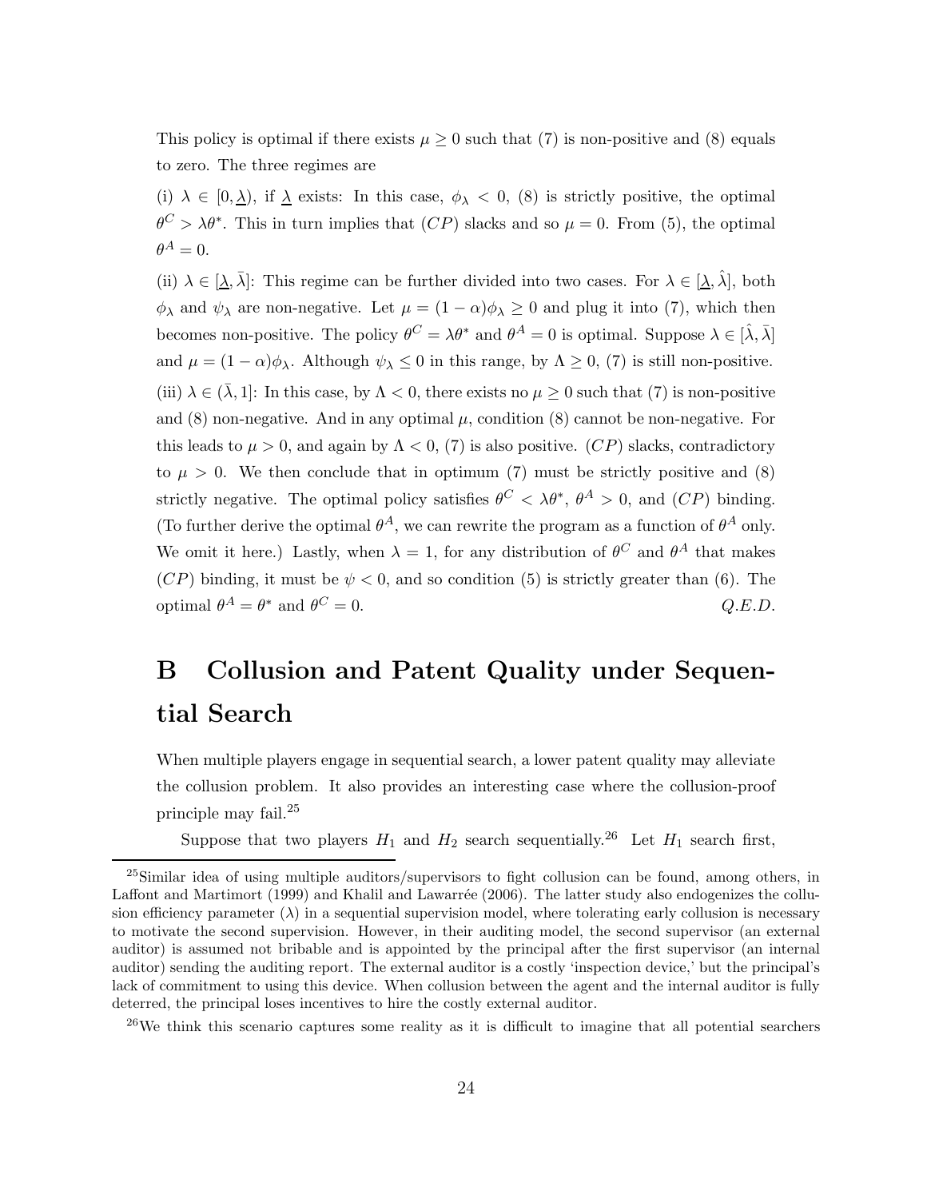This policy is optimal if there exists $\mu \geq 0$ such that (7) is non-positive and (8) equals to zero. The three regimes are

(i) $\lambda \in [0, \underline{\lambda})$, if $\underline{\lambda}$ exists: In this case, $\phi_\lambda < 0$, (8) is strictly positive, the optimal $\theta^C > \lambda\theta^*$. This in turn implies that $(CP)$ slacks and so $\mu = 0$. From (5), the optimal $\theta^A = 0$.

(ii) $\lambda \in [\underline{\lambda}, \bar{\lambda}]$: This regime can be further divided into two cases. For $\lambda \in [\underline{\lambda}, \hat{\lambda}]$, both $\phi_\lambda$ and $\psi_\lambda$ are non-negative. Let $\mu = (1 - \alpha)\phi_\lambda \geq 0$ and plug it into (7), which then becomes non-positive. The policy $\theta^C = \lambda\theta^*$ and $\theta^A = 0$ is optimal. Suppose $\lambda \in [\hat{\lambda}, \bar{\lambda}]$ and $\mu = (1 - \alpha)\phi_\lambda$. Although $\psi_\lambda \leq 0$ in this range, by $\Lambda \geq 0$, (7) is still non-positive.

(iii) $\lambda \in (\bar{\lambda}, 1]$: In this case, by $\Lambda < 0$, there exists no $\mu \geq 0$ such that (7) is non-positive and (8) non-negative. And in any optimal $\mu$, condition (8) cannot be non-negative. For this leads to $\mu > 0$, and again by $\Lambda < 0$, (7) is also positive. $(CP)$ slacks, contradictory to $\mu > 0$. We then conclude that in optimum (7) must be strictly positive and (8) strictly negative. The optimal policy satisfies $\theta^C < \lambda\theta^*$, $\theta^A > 0$, and $(CP)$ binding. (To further derive the optimal $\theta^A$, we can rewrite the program as a function of $\theta^A$ only. We omit it here.) Lastly, when $\lambda = 1$, for any distribution of $\theta^C$ and $\theta^A$ that makes $(CP)$ binding, it must be $\psi < 0$, and so condition (5) is strictly greater than (6). The optimal $\theta^A = \theta^*$ and $\theta^C = 0$. *Q.E.D.*

# B Collusion and Patent Quality under Sequential Search

When multiple players engage in sequential search, a lower patent quality may alleviate the collusion problem. It also provides an interesting case where the collusion-proof principle may fail.[25]

Suppose that two players $H_1$ and $H_2$ search sequentially.[26] Let $H_1$ search first,

---

[25] Similar idea of using multiple auditors/supervisors to fight collusion can be found, among others, in Laffont and Martimort (1999) and Khalil and Lawarrée (2006). The latter study also endogenizes the collusion efficiency parameter ($\lambda$) in a sequential supervision model, where tolerating early collusion is necessary to motivate the second supervision. However, in their auditing model, the second supervisor (an external auditor) is assumed not bribable and is appointed by the principal after the first supervisor (an internal auditor) sending the auditing report. The external auditor is a costly 'inspection device,' but the principal's lack of commitment to using this device. When collusion between the agent and the internal auditor is fully deterred, the principal loses incentives to hire the costly external auditor.

[26] We think this scenario captures some reality as it is difficult to imagine that all potential searchers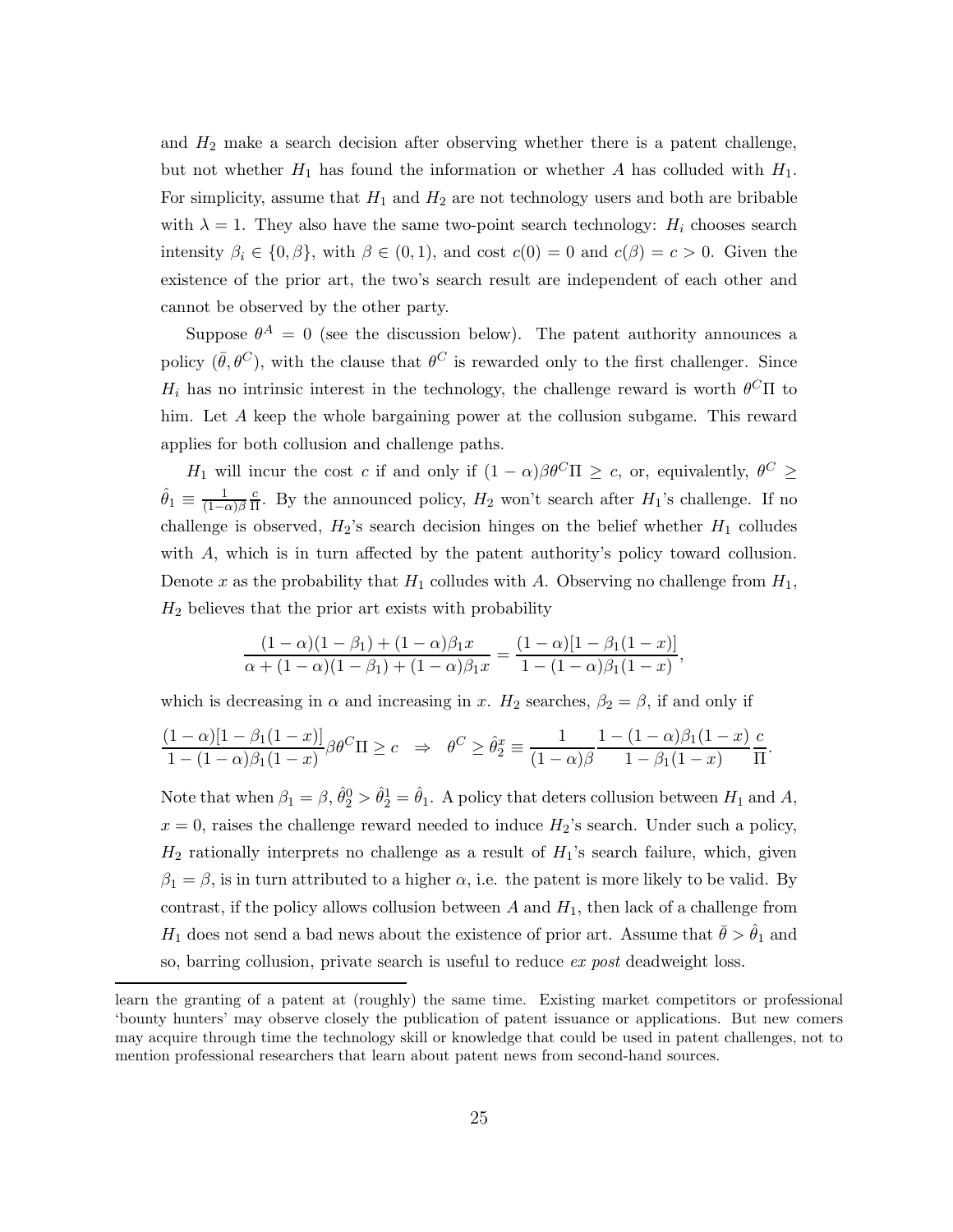and $H_2$ make a search decision after observing whether there is a patent challenge, but not whether $H_1$ has found the information or whether $A$ has colluded with $H_1$. For simplicity, assume that $H_1$ and $H_2$ are not technology users and both are bribable with $\lambda = 1$. They also have the same two-point search technology: $H_i$ chooses search intensity $\beta_i \in \{0, \beta\}$, with $\beta \in (0, 1)$, and cost $c(0) = 0$ and $c(\beta) = c > 0$. Given the existence of the prior art, the two's search result are independent of each other and cannot be observed by the other party.

Suppose $\theta^A = 0$ (see the discussion below). The patent authority announces a policy $(\bar{\theta}, \theta^C)$, with the clause that $\theta^C$ is rewarded only to the first challenger. Since $H_i$ has no intrinsic interest in the technology, the challenge reward is worth $\theta^C \Pi$ to him. Let $A$ keep the whole bargaining power at the collusion subgame. This reward applies for both collusion and challenge paths.

$H_1$ will incur the cost $c$ if and only if $(1-\alpha)\beta\theta^C\Pi \geq c$, or, equivalently, $\theta^C \geq \hat{\theta}_1 \equiv \frac{1}{(1-\alpha)\beta}\frac{c}{\Pi}$. By the announced policy, $H_2$ won't search after $H_1$'s challenge. If no challenge is observed, $H_2$'s search decision hinges on the belief whether $H_1$ colludes with $A$, which is in turn affected by the patent authority's policy toward collusion. Denote $x$ as the probability that $H_1$ colludes with $A$. Observing no challenge from $H_1$, $H_2$ believes that the prior art exists with probability

$$\frac{(1-\alpha)(1-\beta_1) + (1-\alpha)\beta_1 x}{\alpha + (1-\alpha)(1-\beta_1) + (1-\alpha)\beta_1 x} = \frac{(1-\alpha)[1-\beta_1(1-x)]}{1-(1-\alpha)\beta_1(1-x)},$$

which is decreasing in $\alpha$ and increasing in $x$. $H_2$ searches, $\beta_2 = \beta$, if and only if

$$\frac{(1-\alpha)[1-\beta_1(1-x)]}{1-(1-\alpha)\beta_1(1-x)}\beta\theta^C\Pi \geq c \quad \Rightarrow \quad \theta^C \geq \hat{\theta}_2^x \equiv \frac{1}{(1-\alpha)\beta}\frac{1-(1-\alpha)\beta_1(1-x)}{1-\beta_1(1-x)}\frac{c}{\Pi}.$$

Note that when $\beta_1 = \beta$, $\hat{\theta}_2^0 > \hat{\theta}_2^1 = \hat{\theta}_1$. A policy that deters collusion between $H_1$ and $A$, $x = 0$, raises the challenge reward needed to induce $H_2$'s search. Under such a policy, $H_2$ rationally interprets no challenge as a result of $H_1$'s search failure, which, given $\beta_1 = \beta$, is in turn attributed to a higher $\alpha$, i.e. the patent is more likely to be valid. By contrast, if the policy allows collusion between $A$ and $H_1$, then lack of a challenge from $H_1$ does not send a bad news about the existence of prior art. Assume that $\bar{\theta} > \hat{\theta}_1$ and so, barring collusion, private search is useful to reduce *ex post* deadweight loss.

learn the granting of a patent at (roughly) the same time. Existing market competitors or professional 'bounty hunters' may observe closely the publication of patent issuance or applications. But new comers may acquire through time the technology skill or knowledge that could be used in patent challenges, not to mention professional researchers that learn about patent news from second-hand sources.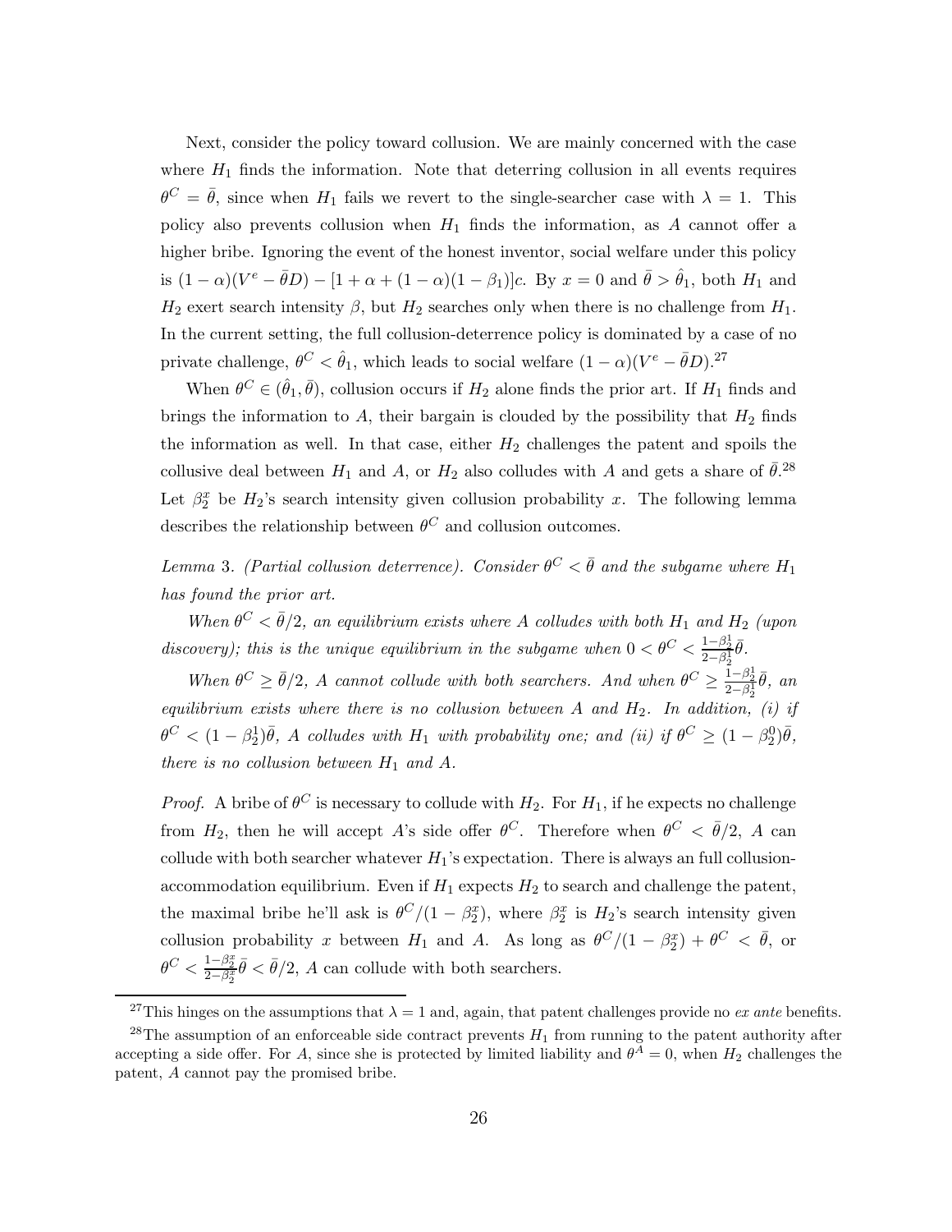Next, consider the policy toward collusion. We are mainly concerned with the case where $H_1$ finds the information. Note that deterring collusion in all events requires $\theta^C = \bar{\theta}$, since when $H_1$ fails we revert to the single-searcher case with $\lambda = 1$. This policy also prevents collusion when $H_1$ finds the information, as $A$ cannot offer a higher bribe. Ignoring the event of the honest inventor, social welfare under this policy is $(1-\alpha)(V^e - \bar{\theta}D) - [1 + \alpha + (1-\alpha)(1-\beta_1)]c$. By $x = 0$ and $\bar{\theta} > \hat{\theta}_1$, both $H_1$ and $H_2$ exert search intensity $\beta$, but $H_2$ searches only when there is no challenge from $H_1$. In the current setting, the full collusion-deterrence policy is dominated by a case of no private challenge, $\theta^C < \hat{\theta}_1$, which leads to social welfare $(1-\alpha)(V^e - \bar{\theta}D)$.[27]

When $\theta^C \in (\hat{\theta}_1, \bar{\theta})$, collusion occurs if $H_2$ alone finds the prior art. If $H_1$ finds and brings the information to $A$, their bargain is clouded by the possibility that $H_2$ finds the information as well. In that case, either $H_2$ challenges the patent and spoils the collusive deal between $H_1$ and $A$, or $H_2$ also colludes with $A$ and gets a share of $\bar{\theta}$.[28] Let $\beta_2^x$ be $H_2$'s search intensity given collusion probability $x$. The following lemma describes the relationship between $\theta^C$ and collusion outcomes.

*Lemma* 3. *(Partial collusion deterrence). Consider $\theta^C < \bar{\theta}$ and the subgame where $H_1$ has found the prior art.*

*When $\theta^C < \bar{\theta}/2$, an equilibrium exists where $A$ colludes with both $H_1$ and $H_2$ (upon discovery); this is the unique equilibrium in the subgame when $0 < \theta^C < \frac{1-\beta_2^1}{2-\beta_2^1}\bar{\theta}$.*

*When $\theta^C \geq \bar{\theta}/2$, $A$ cannot collude with both searchers. And when $\theta^C \geq \frac{1-\beta_2^1}{2-\beta_2^1}\bar{\theta}$, an equilibrium exists where there is no collusion between $A$ and $H_2$. In addition, (i) if $\theta^C < (1-\beta_2^1)\bar{\theta}$, $A$ colludes with $H_1$ with probability one; and (ii) if $\theta^C \geq (1-\beta_2^0)\bar{\theta}$, there is no collusion between $H_1$ and $A$.*

*Proof.* A bribe of $\theta^C$ is necessary to collude with $H_2$. For $H_1$, if he expects no challenge from $H_2$, then he will accept $A$'s side offer $\theta^C$. Therefore when $\theta^C < \bar{\theta}/2$, $A$ can collude with both searcher whatever $H_1$'s expectation. There is always an full collusion-accommodation equilibrium. Even if $H_1$ expects $H_2$ to search and challenge the patent, the maximal bribe he'll ask is $\theta^C/(1-\beta_2^x)$, where $\beta_2^x$ is $H_2$'s search intensity given collusion probability $x$ between $H_1$ and $A$. As long as $\theta^C/(1-\beta_2^x) + \theta^C < \bar{\theta}$, or $\theta^C < \frac{1-\beta_2^x}{2-\beta_2^x}\bar{\theta} < \bar{\theta}/2$, $A$ can collude with both searchers.

---

[27] This hinges on the assumptions that $\lambda = 1$ and, again, that patent challenges provide no *ex ante* benefits.

[28] The assumption of an enforceable side contract prevents $H_1$ from running to the patent authority after accepting a side offer. For $A$, since she is protected by limited liability and $\theta^A = 0$, when $H_2$ challenges the patent, $A$ cannot pay the promised bribe.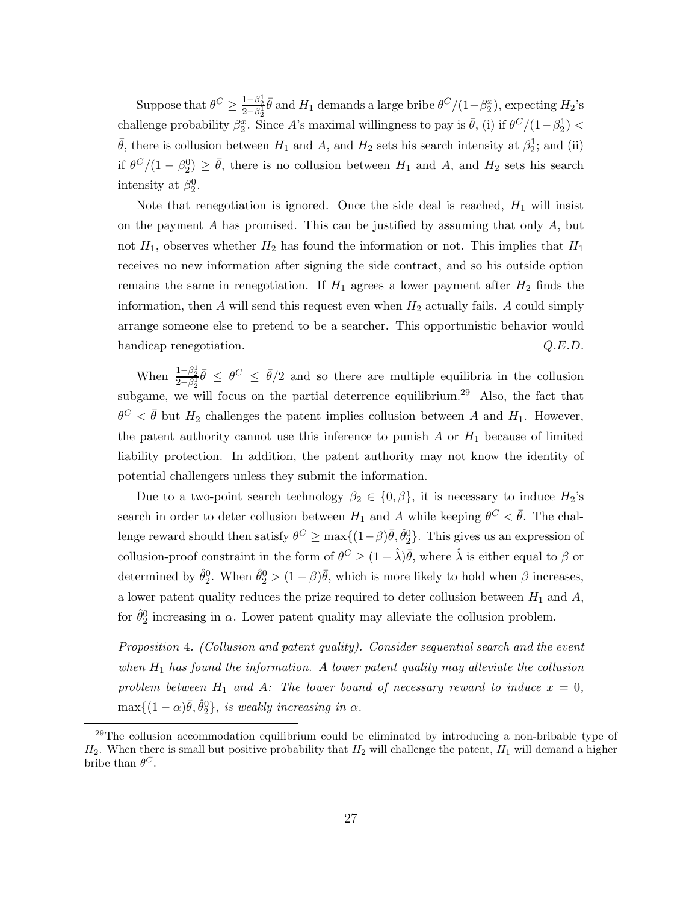Suppose that $\theta^C \geq \frac{1-\beta_2^1}{2-\beta_2^1}\bar{\theta}$ and $H_1$ demands a large bribe $\theta^C/(1-\beta_2^x)$, expecting $H_2$'s challenge probability $\beta_2^x$. Since $A$'s maximal willingness to pay is $\bar{\theta}$, (i) if $\theta^C/(1-\beta_2^1) < \bar{\theta}$, there is collusion between $H_1$ and $A$, and $H_2$ sets his search intensity at $\beta_2^1$; and (ii) if $\theta^C/(1-\beta_2^0) \geq \bar{\theta}$, there is no collusion between $H_1$ and $A$, and $H_2$ sets his search intensity at $\beta_2^0$.

Note that renegotiation is ignored. Once the side deal is reached, $H_1$ will insist on the payment $A$ has promised. This can be justified by assuming that only $A$, but not $H_1$, observes whether $H_2$ has found the information or not. This implies that $H_1$ receives no new information after signing the side contract, and so his outside option remains the same in renegotiation. If $H_1$ agrees a lower payment after $H_2$ finds the information, then $A$ will send this request even when $H_2$ actually fails. $A$ could simply arrange someone else to pretend to be a searcher. This opportunistic behavior would handicap renegotiation. *Q.E.D.*

When $\frac{1-\beta_2^1}{2-\beta_2^1}\bar{\theta} \leq \theta^C \leq \bar{\theta}/2$ and so there are multiple equilibria in the collusion subgame, we will focus on the partial deterrence equilibrium.[29] Also, the fact that $\theta^C < \bar{\theta}$ but $H_2$ challenges the patent implies collusion between $A$ and $H_1$. However, the patent authority cannot use this inference to punish $A$ or $H_1$ because of limited liability protection. In addition, the patent authority may not know the identity of potential challengers unless they submit the information.

Due to a two-point search technology $\beta_2 \in \{0, \beta\}$, it is necessary to induce $H_2$'s search in order to deter collusion between $H_1$ and $A$ while keeping $\theta^C < \bar{\theta}$. The challenge reward should then satisfy $\theta^C \geq \max\{(1-\beta)\bar{\theta}, \hat{\theta}_2^0\}$. This gives us an expression of collusion-proof constraint in the form of $\theta^C \geq (1-\hat{\lambda})\bar{\theta}$, where $\hat{\lambda}$ is either equal to $\beta$ or determined by $\hat{\theta}_2^0$. When $\hat{\theta}_2^0 > (1-\beta)\bar{\theta}$, which is more likely to hold when $\beta$ increases, a lower patent quality reduces the prize required to deter collusion between $H_1$ and $A$, for $\hat{\theta}_2^0$ increasing in $\alpha$. Lower patent quality may alleviate the collusion problem.

*Proposition* 4. *(Collusion and patent quality). Consider sequential search and the event when $H_1$ has found the information. A lower patent quality may alleviate the collusion problem between $H_1$ and $A$: The lower bound of necessary reward to induce $x = 0$, $\max\{(1-\alpha)\bar{\theta}, \hat{\theta}_2^0\}$, is weakly increasing in $\alpha$.*

---

[29] The collusion accommodation equilibrium could be eliminated by introducing a non-bribable type of $H_2$. When there is small but positive probability that $H_2$ will challenge the patent, $H_1$ will demand a higher bribe than $\theta^C$.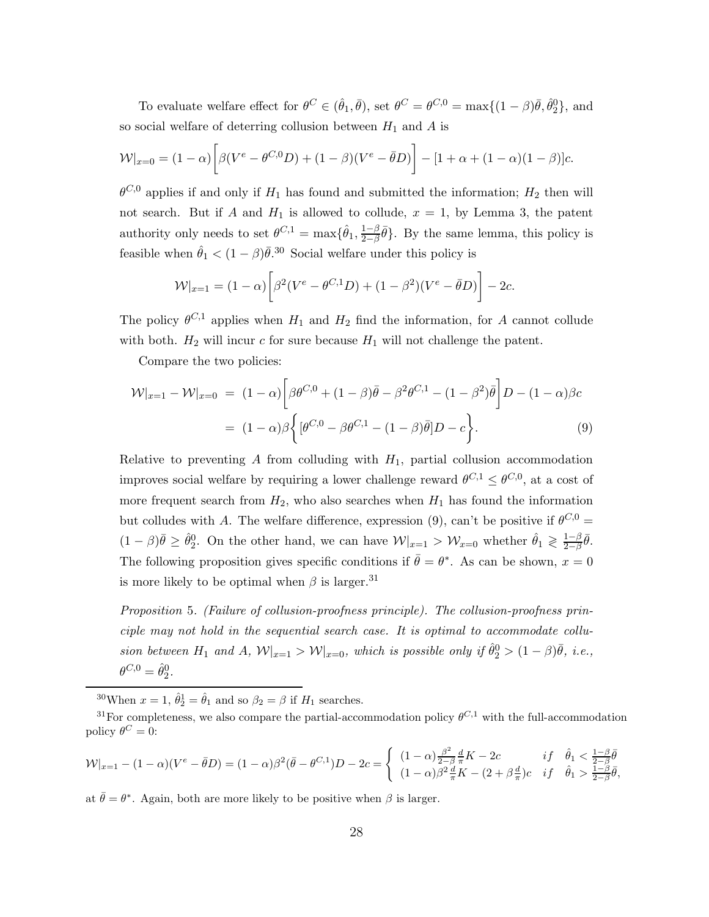To evaluate welfare effect for $\theta^C \in (\hat{\theta}_1, \bar{\theta})$, set $\theta^C = \theta^{C,0} = \max\{(1-\beta)\bar{\theta}, \hat{\theta}_2^0\}$, and so social welfare of deterring collusion between $H_1$ and $A$ is

$$\mathcal{W}|_{x=0} = (1-\alpha)\bigg[\beta(V^e - \theta^{C,0}D) + (1-\beta)(V^e - \bar{\theta}D)\bigg] - [1+\alpha+(1-\alpha)(1-\beta)]c.$$

$\theta^{C,0}$ applies if and only if $H_1$ has found and submitted the information; $H_2$ then will not search. But if $A$ and $H_1$ is allowed to collude, $x = 1$, by Lemma 3, the patent authority only needs to set $\theta^{C,1} = \max\{\hat{\theta}_1, \frac{1-\beta}{2-\beta}\bar{\theta}\}$. By the same lemma, this policy is feasible when $\hat{\theta}_1 < (1-\beta)\bar{\theta}$.[30] Social welfare under this policy is

$$\mathcal{W}|_{x=1} = (1-\alpha)\bigg[\beta^2(V^e - \theta^{C,1}D) + (1-\beta^2)(V^e - \bar{\theta}D)\bigg] - 2c.$$

The policy $\theta^{C,1}$ applies when $H_1$ and $H_2$ find the information, for $A$ cannot collude with both. $H_2$ will incur $c$ for sure because $H_1$ will not challenge the patent.

Compare the two policies:

$$\begin{aligned}
\mathcal{W}|_{x=1} - \mathcal{W}|_{x=0} &= (1-\alpha)\bigg[\beta\theta^{C,0} + (1-\beta)\bar{\theta} - \beta^2\theta^{C,1} - (1-\beta^2)\bar{\theta}\bigg]D - (1-\alpha)\beta c \\
&= (1-\alpha)\beta\bigg\{[\theta^{C,0} - \beta\theta^{C,1} - (1-\beta)\bar{\theta}]D - c\bigg\}. \qquad (9)
\end{aligned}$$

Relative to preventing $A$ from colluding with $H_1$, partial collusion accommodation improves social welfare by requiring a lower challenge reward $\theta^{C,1} \leq \theta^{C,0}$, at a cost of more frequent search from $H_2$, who also searches when $H_1$ has found the information but colludes with $A$. The welfare difference, expression (9), can't be positive if $\theta^{C,0} = (1-\beta)\bar{\theta} \geq \hat{\theta}_2^0$. On the other hand, we can have $\mathcal{W}|_{x=1} > \mathcal{W}_{x=0}$ whether $\hat{\theta}_1 \gtrless \frac{1-\beta}{2-\beta}\bar{\theta}$. The following proposition gives specific conditions if $\bar{\theta} = \theta^*$. As can be shown, $x = 0$ is more likely to be optimal when $\beta$ is larger.[31]

*Proposition* 5. *(Failure of collusion-proofness principle). The collusion-proofness principle may not hold in the sequential search case. It is optimal to accommodate collusion between $H_1$ and $A$, $\mathcal{W}|_{x=1} > \mathcal{W}|_{x=0}$, which is possible only if $\hat{\theta}_2^0 > (1-\beta)\bar{\theta}$, i.e., $\theta^{C,0} = \hat{\theta}_2^0$.*

---

[30] When $x = 1$, $\hat{\theta}_2^1 = \hat{\theta}_1$ and so $\beta_2 = \beta$ if $H_1$ searches.

[31] For completeness, we also compare the partial-accommodation policy $\theta^{C,1}$ with the full-accommodation policy $\theta^C = 0$:

$$\mathcal{W}|_{x=1} - (1-\alpha)(V^e - \bar{\theta}D) = (1-\alpha)\beta^2(\bar{\theta} - \theta^{C,1})D - 2c = \begin{cases} (1-\alpha)\frac{\beta^2}{2-\beta}\frac{d}{\pi}K - 2c & if \quad \hat{\theta}_1 < \frac{1-\beta}{2-\beta}\bar{\theta} \\ (1-\alpha)\beta^2\frac{d}{\pi}K - (2+\beta\frac{d}{\pi})c & if \quad \hat{\theta}_1 > \frac{1-\beta}{2-\beta}\bar{\theta}, \end{cases}$$

at $\bar{\theta} = \theta^*$. Again, both are more likely to be positive when $\beta$ is larger.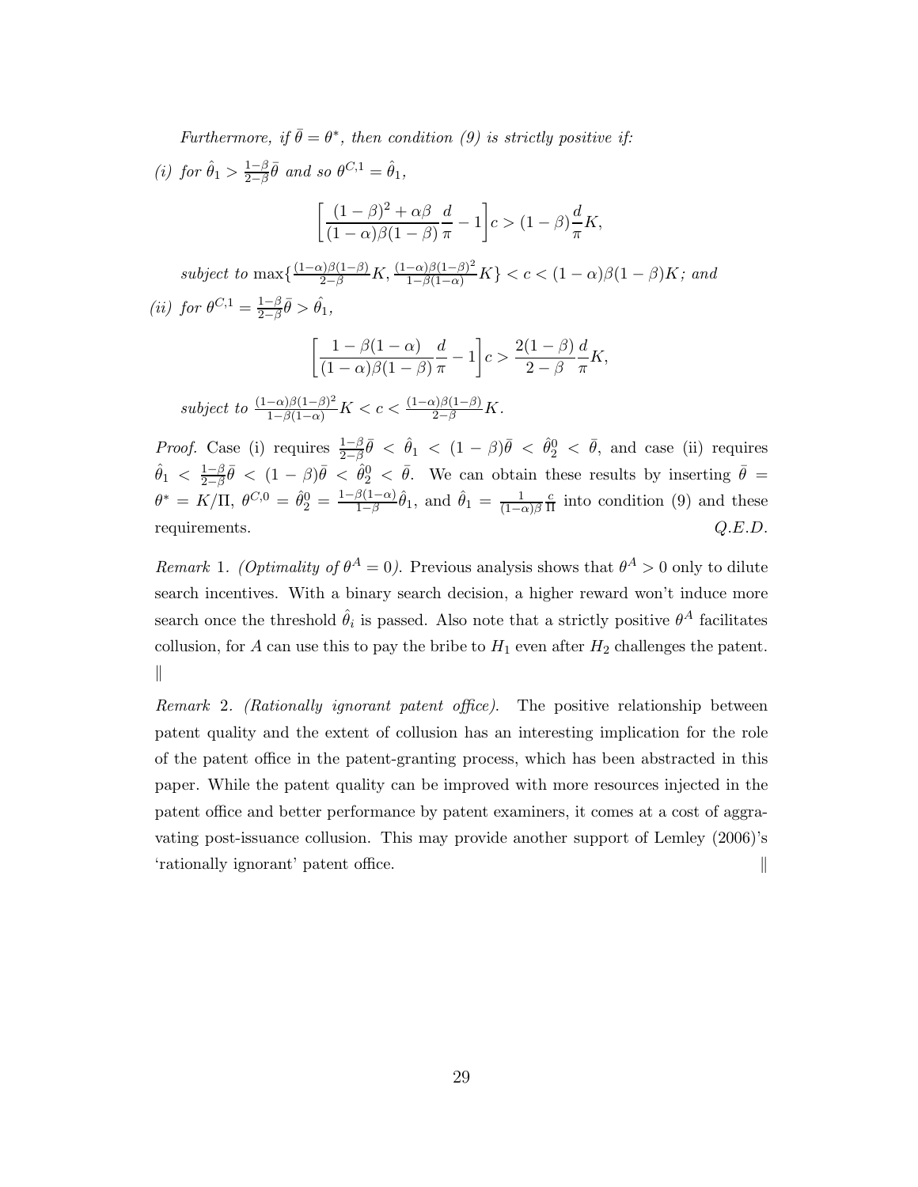*Furthermore, if $\bar{\theta} = \theta^*$, then condition (9) is strictly positive if:*

*(i) for $\hat{\theta}_1 > \frac{1-\beta}{2-\beta}\bar{\theta}$ and so $\theta^{C,1} = \hat{\theta}_1$,*

$$\left[\frac{(1-\beta)^2 + \alpha\beta}{(1-\alpha)\beta(1-\beta)}\frac{d}{\pi} - 1\right]c > (1-\beta)\frac{d}{\pi}K,$$

*subject to* $\max\{\frac{(1-\alpha)\beta(1-\beta)}{2-\beta}K, \frac{(1-\alpha)\beta(1-\beta)^2}{1-\beta(1-\alpha)}K\} < c < (1-\alpha)\beta(1-\beta)K$*; and*

*(ii) for $\theta^{C,1} = \frac{1-\beta}{2-\beta}\bar{\theta} > \hat{\theta}_1$,*

$$\left[\frac{1-\beta(1-\alpha)}{(1-\alpha)\beta(1-\beta)}\frac{d}{\pi} - 1\right]c > \frac{2(1-\beta)}{2-\beta}\frac{d}{\pi}K,$$

*subject to* $\frac{(1-\alpha)\beta(1-\beta)^2}{1-\beta(1-\alpha)}K < c < \frac{(1-\alpha)\beta(1-\beta)}{2-\beta}K$.

*Proof.* Case (i) requires $\frac{1-\beta}{2-\beta}\bar{\theta} < \hat{\theta}_1 < (1-\beta)\bar{\theta} < \hat{\theta}_2^0 < \bar{\theta}$, and case (ii) requires $\hat{\theta}_1 < \frac{1-\beta}{2-\beta}\bar{\theta} < (1-\beta)\bar{\theta} < \hat{\theta}_2^0 < \bar{\theta}$. We can obtain these results by inserting $\bar{\theta} = \theta^* = K/\Pi$, $\theta^{C,0} = \hat{\theta}_2^0 = \frac{1-\beta(1-\alpha)}{1-\beta}\hat{\theta}_1$, and $\hat{\theta}_1 = \frac{1}{(1-\alpha)\beta}\frac{c}{\Pi}$ into condition (9) and these requirements. *Q.E.D.*

*Remark* 1. *(Optimality of $\theta^A = 0$).* Previous analysis shows that $\theta^A > 0$ only to dilute search incentives. With a binary search decision, a higher reward won't induce more search once the threshold $\hat{\theta}_i$ is passed. Also note that a strictly positive $\theta^A$ facilitates collusion, for $A$ can use this to pay the bribe to $H_1$ even after $H_2$ challenges the patent. ∥

*Remark* 2. *(Rationally ignorant patent office).* The positive relationship between patent quality and the extent of collusion has an interesting implication for the role of the patent office in the patent-granting process, which has been abstracted in this paper. While the patent quality can be improved with more resources injected in the patent office and better performance by patent examiners, it comes at a cost of aggravating post-issuance collusion. This may provide another support of Lemley (2006)'s 'rationally ignorant' patent office. ∥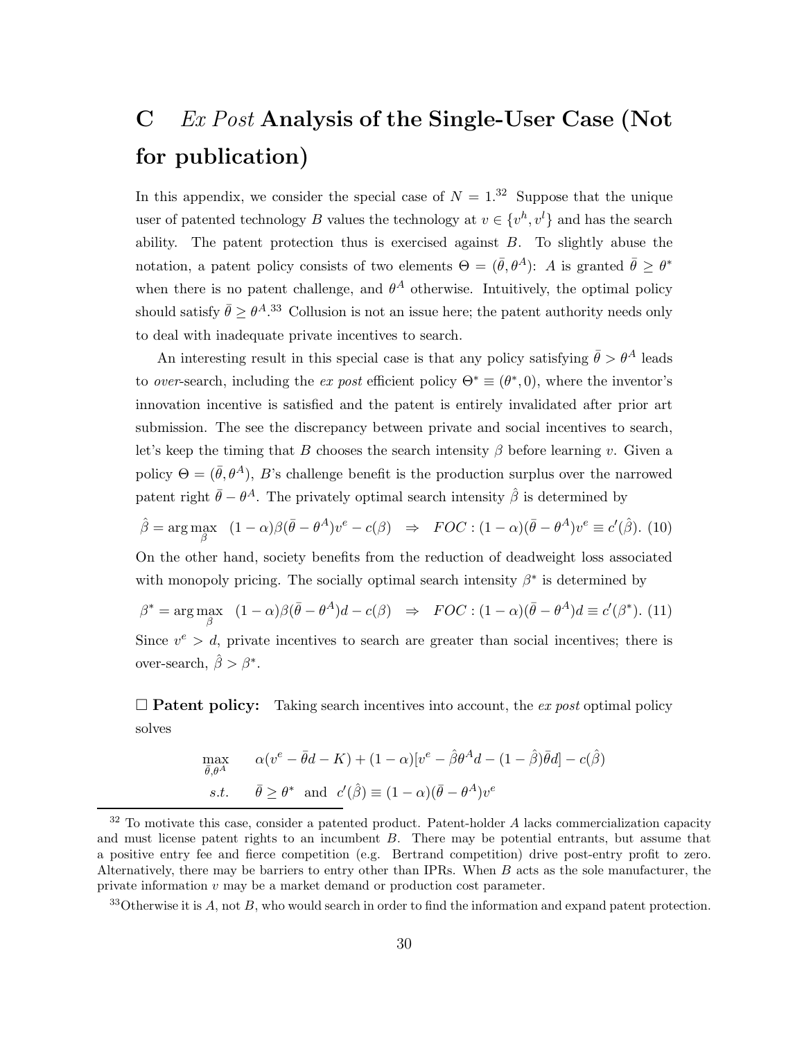# C *Ex Post* Analysis of the Single-User Case (Not for publication)

In this appendix, we consider the special case of $N = 1$.[32] Suppose that the unique user of patented technology $B$ values the technology at $v \in \{v^h, v^l\}$ and has the search ability. The patent protection thus is exercised against $B$. To slightly abuse the notation, a patent policy consists of two elements $\Theta = (\bar{\theta}, \theta^A)$: $A$ is granted $\bar{\theta} \geq \theta^*$ when there is no patent challenge, and $\theta^A$ otherwise. Intuitively, the optimal policy should satisfy $\bar{\theta} \geq \theta^A$.[33] Collusion is not an issue here; the patent authority needs only to deal with inadequate private incentives to search.

An interesting result in this special case is that any policy satisfying $\bar{\theta} > \theta^A$ leads to *over*-search, including the *ex post* efficient policy $\Theta^* \equiv (\theta^*, 0)$, where the inventor's innovation incentive is satisfied and the patent is entirely invalidated after prior art submission. The see the discrepancy between private and social incentives to search, let's keep the timing that $B$ chooses the search intensity $\beta$ before learning $v$. Given a policy $\Theta = (\bar{\theta}, \theta^A)$, $B$'s challenge benefit is the production surplus over the narrowed patent right $\bar{\theta} - \theta^A$. The privately optimal search intensity $\hat{\beta}$ is determined by

$$\hat{\beta} = \arg\max_{\beta} \quad (1-\alpha)\beta(\bar{\theta} - \theta^A)v^e - c(\beta) \quad \Rightarrow \quad FOC : (1-\alpha)(\bar{\theta} - \theta^A)v^e \equiv c'(\hat{\beta}). \tag{10}$$

On the other hand, society benefits from the reduction of deadweight loss associated with monopoly pricing. The socially optimal search intensity $\beta^*$ is determined by

$$\beta^* = \arg\max_{\beta} \quad (1-\alpha)\beta(\bar{\theta} - \theta^A)d - c(\beta) \quad \Rightarrow \quad FOC : (1-\alpha)(\bar{\theta} - \theta^A)d \equiv c'(\beta^*). \tag{11}$$

Since $v^e > d$, private incentives to search are greater than social incentives; there is over-search, $\hat{\beta} > \beta^*$.

□ **Patent policy:** Taking search incentives into account, the *ex post* optimal policy solves

$$\max_{\bar{\theta}, \theta^A} \quad \alpha(v^e - \bar{\theta}d - K) + (1-\alpha)[v^e - \hat{\beta}\theta^A d - (1-\hat{\beta})\bar{\theta}d] - c(\hat{\beta})$$
$$s.t. \quad \bar{\theta} \geq \theta^* \text{ and } c'(\hat{\beta}) \equiv (1-\alpha)(\bar{\theta} - \theta^A)v^e$$

[32] To motivate this case, consider a patented product. Patent-holder $A$ lacks commercialization capacity and must license patent rights to an incumbent $B$. There may be potential entrants, but assume that a positive entry fee and fierce competition (e.g. Bertrand competition) drive post-entry profit to zero. Alternatively, there may be barriers to entry other than IPRs. When $B$ acts as the sole manufacturer, the private information $v$ may be a market demand or production cost parameter.

[33] Otherwise it is $A$, not $B$, who would search in order to find the information and expand patent protection.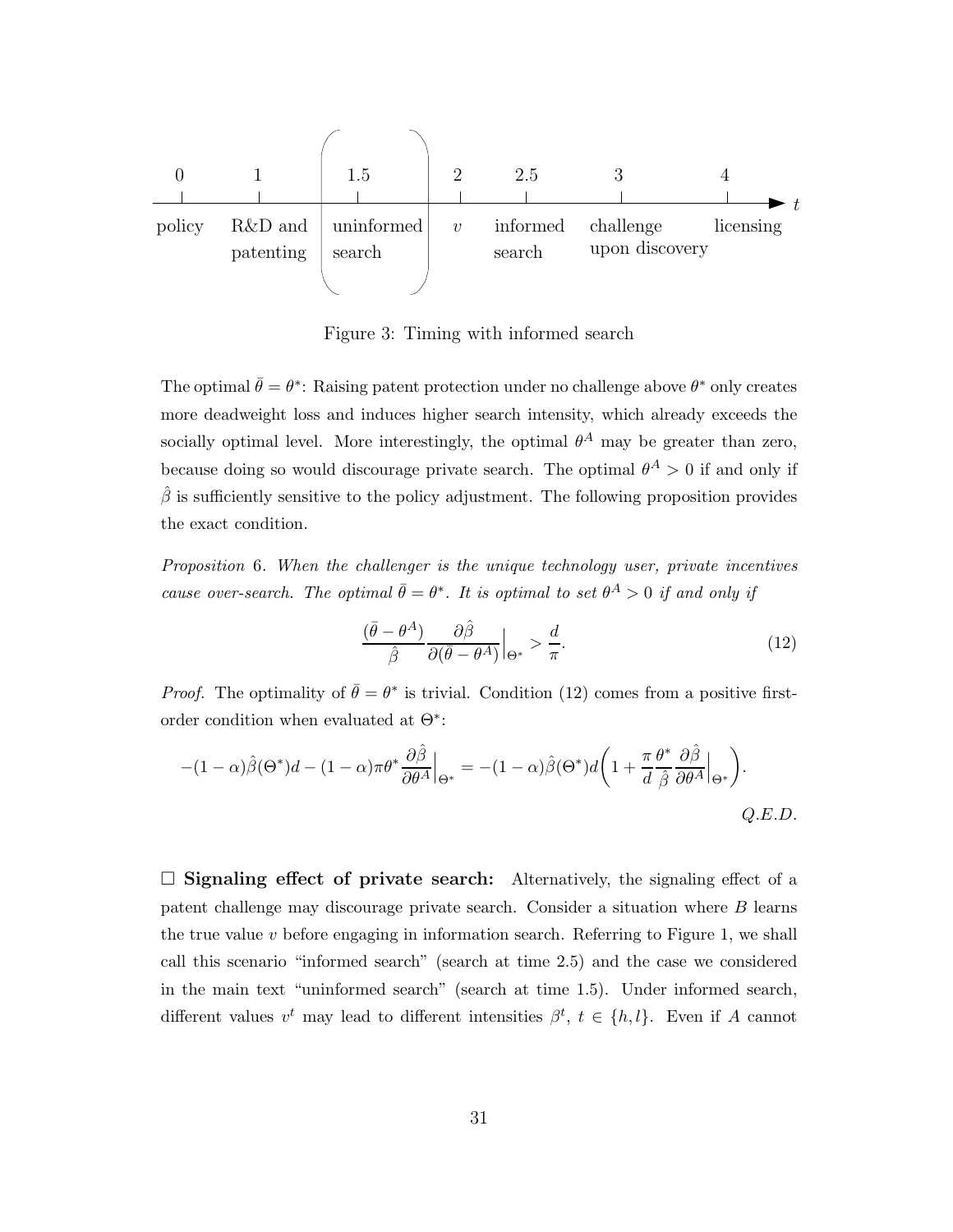| 0 | 1 | 1.5 | 2 | 2.5 | 3 | 4 |
|---|---|---|---|---|---|---|
| policy | R&D and patenting | uninformed search | $v$ | informed search | challenge upon discovery | licensing |

Figure 3: Timing with informed search

The optimal $\bar{\theta} = \theta^*$: Raising patent protection under no challenge above $\theta^*$ only creates more deadweight loss and induces higher search intensity, which already exceeds the socially optimal level. More interestingly, the optimal $\theta^A$ may be greater than zero, because doing so would discourage private search. The optimal $\theta^A > 0$ if and only if $\hat{\beta}$ is sufficiently sensitive to the policy adjustment. The following proposition provides the exact condition.

*Proposition 6. When the challenger is the unique technology user, private incentives cause over-search. The optimal $\bar{\theta} = \theta^*$. It is optimal to set $\theta^A > 0$ if and only if*

$$\frac{(\bar{\theta} - \theta^A)}{\hat{\beta}} \frac{\partial \hat{\beta}}{\partial(\bar{\theta} - \theta^A)}\Big|_{\Theta^*} > \frac{d}{\pi}. \tag{12}$$

*Proof.* The optimality of $\bar{\theta} = \theta^*$ is trivial. Condition (12) comes from a positive first-order condition when evaluated at $\Theta^*$:

$$-(1-\alpha)\hat{\beta}(\Theta^*)d - (1-\alpha)\pi\theta^* \frac{\partial \hat{\beta}}{\partial \theta^A}\Big|_{\Theta^*} = -(1-\alpha)\hat{\beta}(\Theta^*)d\left(1 + \frac{\pi}{d}\frac{\theta^*}{\hat{\beta}}\frac{\partial \hat{\beta}}{\partial \theta^A}\Big|_{\Theta^*}\right).$$

*Q.E.D.*

□ **Signaling effect of private search:** Alternatively, the signaling effect of a patent challenge may discourage private search. Consider a situation where $B$ learns the true value $v$ before engaging in information search. Referring to Figure 1, we shall call this scenario "informed search" (search at time 2.5) and the case we considered in the main text "uninformed search" (search at time 1.5). Under informed search, different values $v^t$ may lead to different intensities $\beta^t$, $t \in \{h, l\}$. Even if $A$ cannot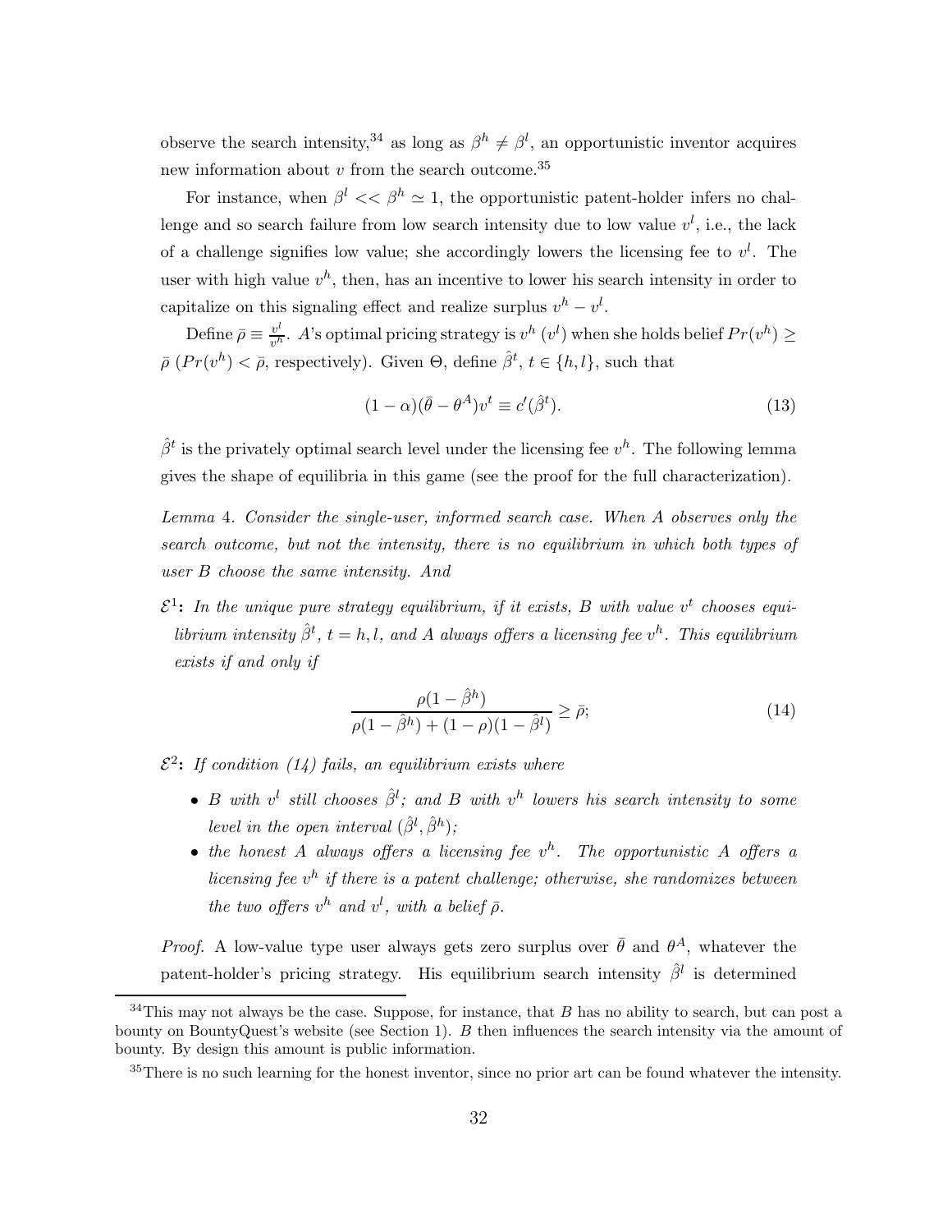observe the search intensity,[34] as long as $\beta^h \neq \beta^l$, an opportunistic inventor acquires new information about $v$ from the search outcome.[35]

For instance, when $\beta^l << \beta^h \simeq 1$, the opportunistic patent-holder infers no challenge and so search failure from low search intensity due to low value $v^l$, i.e., the lack of a challenge signifies low value; she accordingly lowers the licensing fee to $v^l$. The user with high value $v^h$, then, has an incentive to lower his search intensity in order to capitalize on this signaling effect and realize surplus $v^h - v^l$.

Define $\bar{\rho} \equiv \frac{v^l}{v^h}$. $A$'s optimal pricing strategy is $v^h$ ($v^l$) when she holds belief $Pr(v^h) \geq \bar{\rho}$ ($Pr(v^h) < \bar{\rho}$, respectively). Given $\Theta$, define $\hat{\beta}^t$, $t \in \{h, l\}$, such that

$$(1-\alpha)(\bar{\theta} - \theta^A)v^t \equiv c'(\hat{\beta}^t). \tag{13}$$

$\hat{\beta}^t$ is the privately optimal search level under the licensing fee $v^h$. The following lemma gives the shape of equilibria in this game (see the proof for the full characterization).

*Lemma* 4. *Consider the single-user, informed search case. When A observes only the search outcome, but not the intensity, there is no equilibrium in which both types of user B choose the same intensity. And*

$\mathcal{E}^1$**:** *In the unique pure strategy equilibrium, if it exists, B with value $v^t$ chooses equilibrium intensity $\hat{\beta}^t$, $t = h, l$, and A always offers a licensing fee $v^h$. This equilibrium exists if and only if*

$$\frac{\rho(1-\hat{\beta}^h)}{\rho(1-\hat{\beta}^h) + (1-\rho)(1-\hat{\beta}^l)} \geq \bar{\rho}; \tag{14}$$

$\mathcal{E}^2$**:** *If condition (14) fails, an equilibrium exists where*

- *B with $v^l$ still chooses $\hat{\beta}^l$; and B with $v^h$ lowers his search intensity to some level in the open interval $(\hat{\beta}^l, \hat{\beta}^h)$;*
- *the honest A always offers a licensing fee $v^h$. The opportunistic A offers a licensing fee $v^h$ if there is a patent challenge; otherwise, she randomizes between the two offers $v^h$ and $v^l$, with a belief $\bar{\rho}$.*

*Proof.* A low-value type user always gets zero surplus over $\bar{\theta}$ and $\theta^A$, whatever the patent-holder's pricing strategy. His equilibrium search intensity $\hat{\beta}^l$ is determined

[34] This may not always be the case. Suppose, for instance, that $B$ has no ability to search, but can post a bounty on BountyQuest's website (see Section 1). $B$ then influences the search intensity via the amount of bounty. By design this amount is public information.

[35] There is no such learning for the honest inventor, since no prior art can be found whatever the intensity.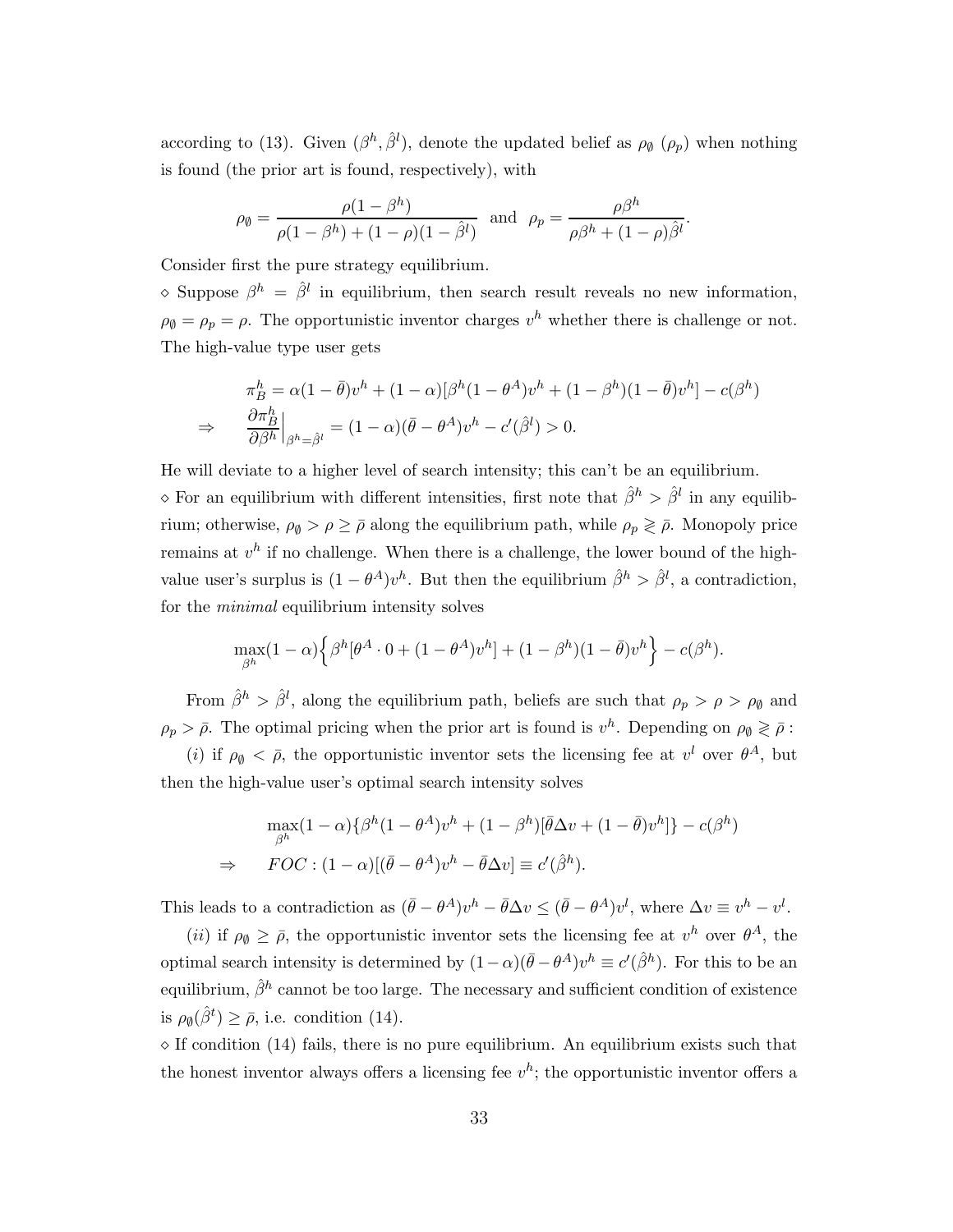according to (13). Given $(\beta^h, \hat{\beta}^l)$, denote the updated belief as $\rho_\emptyset$ ($\rho_p$) when nothing is found (the prior art is found, respectively), with

$$\rho_\emptyset = \frac{\rho(1-\beta^h)}{\rho(1-\beta^h) + (1-\rho)(1-\hat{\beta}^l)} \text{ and } \rho_p = \frac{\rho\beta^h}{\rho\beta^h + (1-\rho)\hat{\beta}^l}.$$

Consider first the pure strategy equilibrium.

$\diamond$ Suppose $\beta^h = \hat{\beta}^l$ in equilibrium, then search result reveals no new information, $\rho_\emptyset = \rho_p = \rho$. The opportunistic inventor charges $v^h$ whether there is challenge or not. The high-value type user gets

$$\begin{aligned}
&\pi_B^h = \alpha(1-\bar{\theta})v^h + (1-\alpha)[\beta^h(1-\theta^A)v^h + (1-\beta^h)(1-\bar{\theta})v^h] - c(\beta^h) \\
\Rightarrow \quad &\frac{\partial \pi_B^h}{\partial \beta^h}\Big|_{\beta^h = \hat{\beta}^l} = (1-\alpha)(\bar{\theta} - \theta^A)v^h - c'(\hat{\beta}^l) > 0.
\end{aligned}$$

He will deviate to a higher level of search intensity; this can't be an equilibrium.

$\diamond$ For an equilibrium with different intensities, first note that $\hat{\beta}^h > \hat{\beta}^l$ in any equilibrium; otherwise, $\rho_\emptyset > \rho \geq \bar{\rho}$ along the equilibrium path, while $\rho_p \gtrless \bar{\rho}$. Monopoly price remains at $v^h$ if no challenge. When there is a challenge, the lower bound of the high-value user's surplus is $(1-\theta^A)v^h$. But then the equilibrium $\hat{\beta}^h > \hat{\beta}^l$, a contradiction, for the *minimal* equilibrium intensity solves

$$\max_{\beta^h} (1-\alpha)\Big\{\beta^h[\theta^A \cdot 0 + (1-\theta^A)v^h] + (1-\beta^h)(1-\bar{\theta})v^h\Big\} - c(\beta^h).$$

From $\hat{\beta}^h > \hat{\beta}^l$, along the equilibrium path, beliefs are such that $\rho_p > \rho > \rho_\emptyset$ and $\rho_p > \bar{\rho}$. The optimal pricing when the prior art is found is $v^h$. Depending on $\rho_\emptyset \gtrless \bar{\rho}$ :

($i$) if $\rho_\emptyset < \bar{\rho}$, the opportunistic inventor sets the licensing fee at $v^l$ over $\theta^A$, but then the high-value user's optimal search intensity solves

$$\begin{aligned}
&\max_{\beta^h} (1-\alpha)\{\beta^h(1-\theta^A)v^h + (1-\beta^h)[\bar{\theta}\Delta v + (1-\bar{\theta})v^h]\} - c(\beta^h) \\
\Rightarrow \quad &FOC: (1-\alpha)[(\bar{\theta} - \theta^A)v^h - \bar{\theta}\Delta v] \equiv c'(\hat{\beta}^h).
\end{aligned}$$

This leads to a contradiction as $(\bar{\theta} - \theta^A)v^h - \bar{\theta}\Delta v \leq (\bar{\theta} - \theta^A)v^l$, where $\Delta v \equiv v^h - v^l$.

($ii$) if $\rho_\emptyset \geq \bar{\rho}$, the opportunistic inventor sets the licensing fee at $v^h$ over $\theta^A$, the optimal search intensity is determined by $(1-\alpha)(\bar{\theta} - \theta^A)v^h \equiv c'(\hat{\beta}^h)$. For this to be an equilibrium, $\hat{\beta}^h$ cannot be too large. The necessary and sufficient condition of existence is $\rho_\emptyset(\hat{\beta}^t) \geq \bar{\rho}$, i.e. condition (14).

$\diamond$ If condition (14) fails, there is no pure equilibrium. An equilibrium exists such that the honest inventor always offers a licensing fee $v^h$; the opportunistic inventor offers a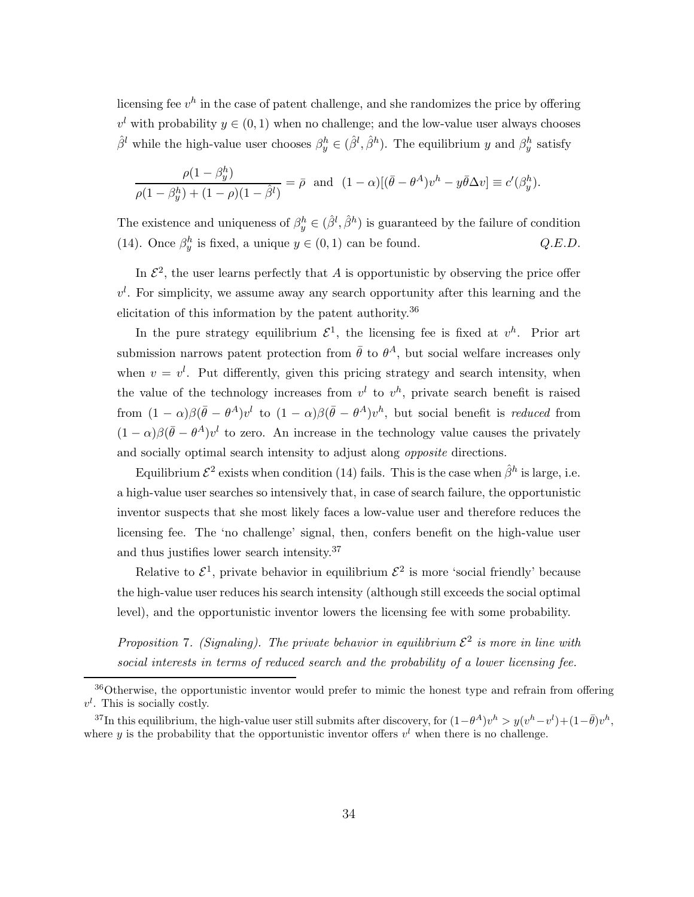licensing fee $v^h$ in the case of patent challenge, and she randomizes the price by offering $v^l$ with probability $y \in (0,1)$ when no challenge; and the low-value user always chooses $\hat{\beta}^l$ while the high-value user chooses $\beta_y^h \in (\hat{\beta}^l, \hat{\beta}^h)$. The equilibrium $y$ and $\beta_y^h$ satisfy

$$\frac{\rho(1-\beta_y^h)}{\rho(1-\beta_y^h)+(1-\rho)(1-\hat{\beta}^l)} = \bar{\rho} \quad \text{and} \quad (1-\alpha)[(\bar{\theta}-\theta^A)v^h - y\bar{\theta}\Delta v] \equiv c'(\beta_y^h).$$

The existence and uniqueness of $\beta_y^h \in (\hat{\beta}^l, \hat{\beta}^h)$ is guaranteed by the failure of condition (14). Once $\beta_y^h$ is fixed, a unique $y \in (0,1)$ can be found. *Q.E.D.*

In $\mathcal{E}^2$, the user learns perfectly that $A$ is opportunistic by observing the price offer $v^l$. For simplicity, we assume away any search opportunity after this learning and the elicitation of this information by the patent authority.[36]

In the pure strategy equilibrium $\mathcal{E}^1$, the licensing fee is fixed at $v^h$. Prior art submission narrows patent protection from $\bar{\theta}$ to $\theta^A$, but social welfare increases only when $v = v^l$. Put differently, given this pricing strategy and search intensity, when the value of the technology increases from $v^l$ to $v^h$, private search benefit is raised from $(1-\alpha)\beta(\bar{\theta}-\theta^A)v^l$ to $(1-\alpha)\beta(\bar{\theta}-\theta^A)v^h$, but social benefit is *reduced* from $(1-\alpha)\beta(\bar{\theta}-\theta^A)v^l$ to zero. An increase in the technology value causes the privately and socially optimal search intensity to adjust along *opposite* directions.

Equilibrium $\mathcal{E}^2$ exists when condition (14) fails. This is the case when $\hat{\beta}^h$ is large, i.e. a high-value user searches so intensively that, in case of search failure, the opportunistic inventor suspects that she most likely faces a low-value user and therefore reduces the licensing fee. The 'no challenge' signal, then, confers benefit on the high-value user and thus justifies lower search intensity.[37]

Relative to $\mathcal{E}^1$, private behavior in equilibrium $\mathcal{E}^2$ is more 'social friendly' because the high-value user reduces his search intensity (although still exceeds the social optimal level), and the opportunistic inventor lowers the licensing fee with some probability.

*Proposition* 7. *(Signaling). The private behavior in equilibrium $\mathcal{E}^2$ is more in line with social interests in terms of reduced search and the probability of a lower licensing fee.*

---

[36] Otherwise, the opportunistic inventor would prefer to mimic the honest type and refrain from offering $v^l$. This is socially costly.

[37] In this equilibrium, the high-value user still submits after discovery, for $(1-\theta^A)v^h > y(v^h - v^l) + (1-\bar{\theta})v^h$, where $y$ is the probability that the opportunistic inventor offers $v^l$ when there is no challenge.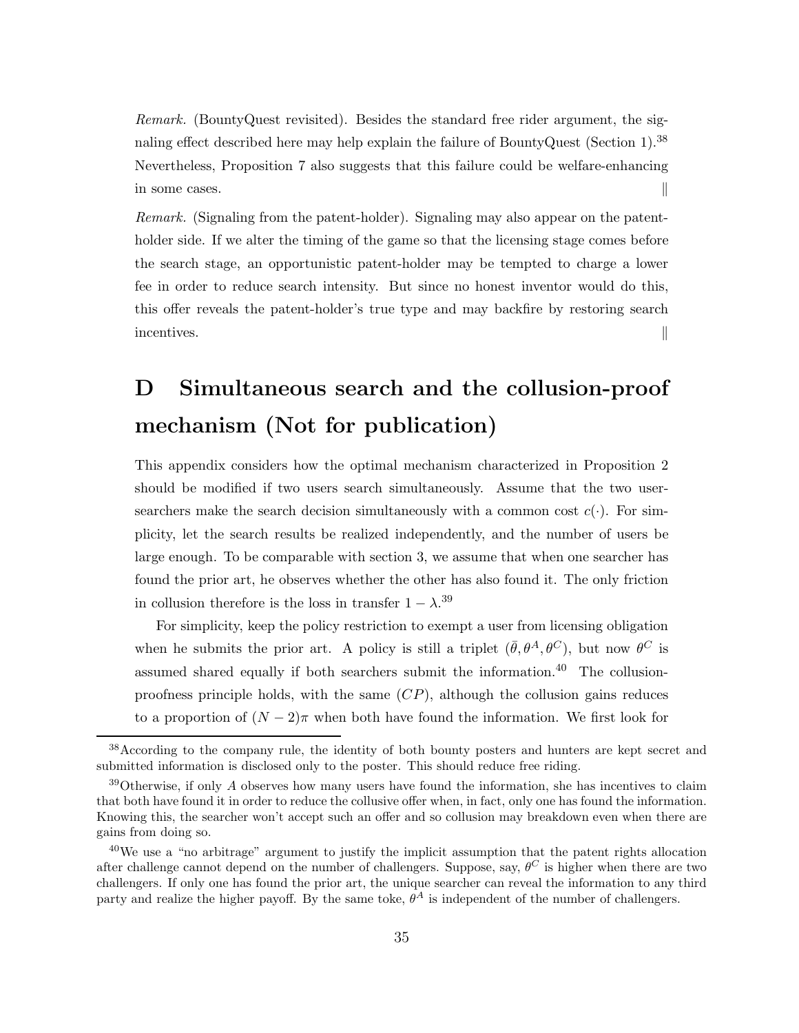*Remark.* (BountyQuest revisited). Besides the standard free rider argument, the signaling effect described here may help explain the failure of BountyQuest (Section 1).[38] Nevertheless, Proposition 7 also suggests that this failure could be welfare-enhancing in some cases. ‖

*Remark.* (Signaling from the patent-holder). Signaling may also appear on the patent-holder side. If we alter the timing of the game so that the licensing stage comes before the search stage, an opportunistic patent-holder may be tempted to charge a lower fee in order to reduce search intensity. But since no honest inventor would do this, this offer reveals the patent-holder's true type and may backfire by restoring search incentives. ‖

# D Simultaneous search and the collusion-proof mechanism (Not for publication)

This appendix considers how the optimal mechanism characterized in Proposition 2 should be modified if two users search simultaneously. Assume that the two user-searchers make the search decision simultaneously with a common cost $c(\cdot)$. For simplicity, let the search results be realized independently, and the number of users be large enough. To be comparable with section 3, we assume that when one searcher has found the prior art, he observes whether the other has also found it. The only friction in collusion therefore is the loss in transfer $1-\lambda$.[39]

For simplicity, keep the policy restriction to exempt a user from licensing obligation when he submits the prior art. A policy is still a triplet $(\bar{\theta}, \theta^A, \theta^C)$, but now $\theta^C$ is assumed shared equally if both searchers submit the information.[40] The collusion-proofness principle holds, with the same $(CP)$, although the collusion gains reduces to a proportion of $(N-2)\pi$ when both have found the information. We first look for

[38] According to the company rule, the identity of both bounty posters and hunters are kept secret and submitted information is disclosed only to the poster. This should reduce free riding.

[39] Otherwise, if only $A$ observes how many users have found the information, she has incentives to claim that both have found it in order to reduce the collusive offer when, in fact, only one has found the information. Knowing this, the searcher won't accept such an offer and so collusion may breakdown even when there are gains from doing so.

[40] We use a "no arbitrage" argument to justify the implicit assumption that the patent rights allocation after challenge cannot depend on the number of challengers. Suppose, say, $\theta^C$ is higher when there are two challengers. If only one has found the prior art, the unique searcher can reveal the information to any third party and realize the higher payoff. By the same toke, $\theta^A$ is independent of the number of challengers.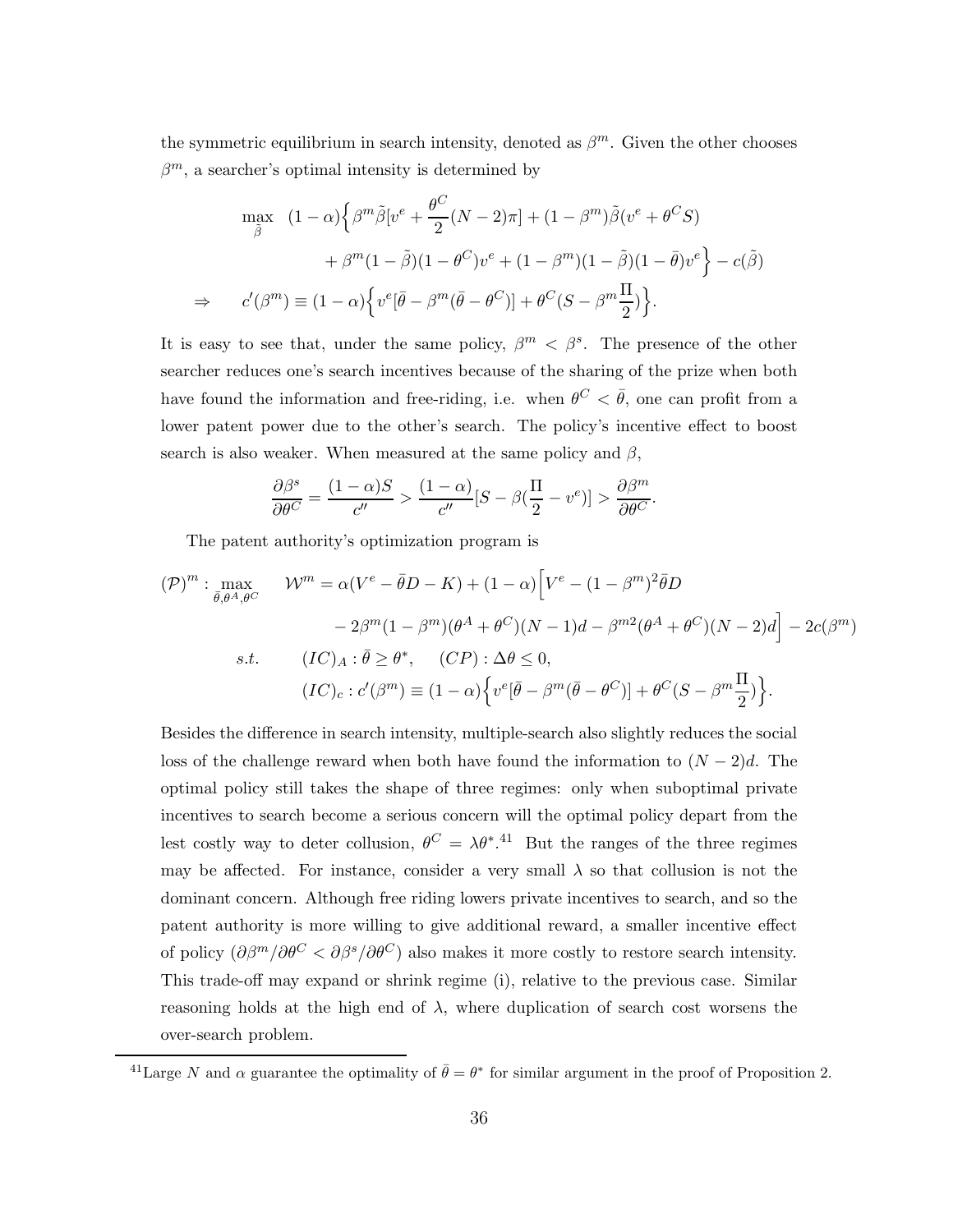the symmetric equilibrium in search intensity, denoted as $\beta^m$. Given the other chooses $\beta^m$, a searcher's optimal intensity is determined by

$$
\begin{aligned}
\max_{\tilde{\beta}} \quad & (1-\alpha)\Big\{\beta^m \tilde{\beta}[v^e + \frac{\theta^C}{2}(N-2)\pi] + (1-\beta^m)\tilde{\beta}(v^e + \theta^C S) \\
& + \beta^m(1-\tilde{\beta})(1-\theta^C)v^e + (1-\beta^m)(1-\tilde{\beta})(1-\bar{\theta})v^e\Big\} - c(\tilde{\beta}) \\
\Rightarrow \quad & c'(\beta^m) \equiv (1-\alpha)\Big\{v^e[\bar{\theta} - \beta^m(\bar{\theta} - \theta^C)] + \theta^C(S - \beta^m \frac{\Pi}{2})\Big\}.
\end{aligned}
$$

It is easy to see that, under the same policy, $\beta^m < \beta^s$. The presence of the other searcher reduces one's search incentives because of the sharing of the prize when both have found the information and free-riding, i.e. when $\theta^C < \bar{\theta}$, one can profit from a lower patent power due to the other's search. The policy's incentive effect to boost search is also weaker. When measured at the same policy and $\beta$,

$$
\frac{\partial \beta^s}{\partial \theta^C} = \frac{(1-\alpha)S}{c''} > \frac{(1-\alpha)}{c''}[S - \beta(\frac{\Pi}{2} - v^e)] > \frac{\partial \beta^m}{\partial \theta^C}.
$$

The patent authority's optimization program is

$$
\begin{aligned}
(\mathcal{P})^m : \max_{\bar{\theta}, \theta^A, \theta^C} \quad & \mathcal{W}^m = \alpha(V^e - \bar{\theta}D - K) + (1-\alpha)\Big[V^e - (1-\beta^m)^2\bar{\theta}D \\
& - 2\beta^m(1-\beta^m)(\theta^A + \theta^C)(N-1)d - \beta^{m2}(\theta^A + \theta^C)(N-2)d\Big] - 2c(\beta^m) \\
s.t. \quad & (IC)_A : \bar{\theta} \geq \theta^*, \quad (CP) : \Delta\theta \leq 0, \\
& (IC)_c : c'(\beta^m) \equiv (1-\alpha)\Big\{v^e[\bar{\theta} - \beta^m(\bar{\theta} - \theta^C)] + \theta^C(S - \beta^m\frac{\Pi}{2})\Big\}.
\end{aligned}
$$

Besides the difference in search intensity, multiple-search also slightly reduces the social loss of the challenge reward when both have found the information to $(N-2)d$. The optimal policy still takes the shape of three regimes: only when suboptimal private incentives to search become a serious concern will the optimal policy depart from the lest costly way to deter collusion, $\theta^C = \lambda\theta^*$.[41] But the ranges of the three regimes may be affected. For instance, consider a very small $\lambda$ so that collusion is not the dominant concern. Although free riding lowers private incentives to search, and so the patent authority is more willing to give additional reward, a smaller incentive effect of policy ($\partial\beta^m/\partial\theta^C < \partial\beta^s/\partial\theta^C$) also makes it more costly to restore search intensity. This trade-off may expand or shrink regime (i), relative to the previous case. Similar reasoning holds at the high end of $\lambda$, where duplication of search cost worsens the over-search problem.

[41] Large $N$ and $\alpha$ guarantee the optimality of $\bar{\theta} = \theta^*$ for similar argument in the proof of Proposition 2.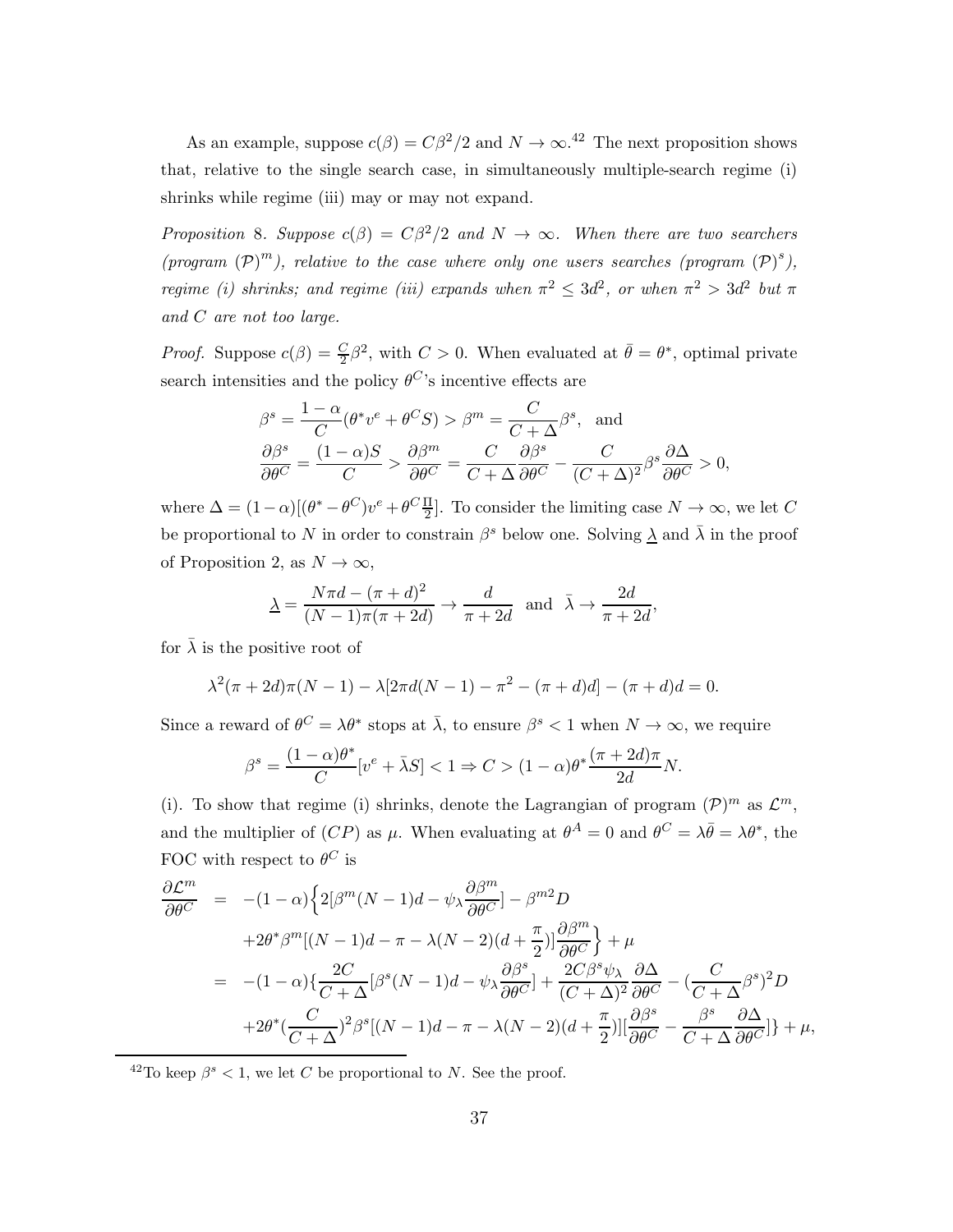As an example, suppose $c(\beta) = C\beta^2/2$ and $N \to \infty$.[42] The next proposition shows that, relative to the single search case, in simultaneously multiple-search regime (i) shrinks while regime (iii) may or may not expand.

*Proposition* 8. *Suppose $c(\beta) = C\beta^2/2$ and $N \to \infty$. When there are two searchers (program $(\mathcal{P})^m$), relative to the case where only one users searches (program $(\mathcal{P})^s$), regime (i) shrinks; and regime (iii) expands when $\pi^2 \leq 3d^2$, or when $\pi^2 > 3d^2$ but $\pi$ and $C$ are not too large.*

*Proof.* Suppose $c(\beta) = \frac{C}{2}\beta^2$, with $C > 0$. When evaluated at $\bar{\theta} = \theta^*$, optimal private search intensities and the policy $\theta^C$'s incentive effects are

$$\beta^s = \frac{1-\alpha}{C}(\theta^* v^e + \theta^C S) > \beta^m = \frac{C}{C+\Delta}\beta^s, \quad \text{and}$$

$$\frac{\partial \beta^s}{\partial \theta^C} = \frac{(1-\alpha)S}{C} > \frac{\partial \beta^m}{\partial \theta^C} = \frac{C}{C+\Delta}\frac{\partial \beta^s}{\partial \theta^C} - \frac{C}{(C+\Delta)^2}\beta^s \frac{\partial \Delta}{\partial \theta^C} > 0,$$

where $\Delta = (1-\alpha)[(\theta^* - \theta^C)v^e + \theta^C \frac{\Pi}{2}]$. To consider the limiting case $N \to \infty$, we let $C$ be proportional to $N$ in order to constrain $\beta^s$ below one. Solving $\underline{\lambda}$ and $\bar{\lambda}$ in the proof of Proposition 2, as $N \to \infty$,

$$\underline{\lambda} = \frac{N\pi d - (\pi+d)^2}{(N-1)\pi(\pi+2d)} \to \frac{d}{\pi+2d} \quad \text{and} \quad \bar{\lambda} \to \frac{2d}{\pi+2d},$$

for $\bar{\lambda}$ is the positive root of

$$\lambda^2(\pi+2d)\pi(N-1) - \lambda[2\pi d(N-1) - \pi^2 - (\pi+d)d] - (\pi+d)d = 0.$$

Since a reward of $\theta^C = \lambda\theta^*$ stops at $\bar{\lambda}$, to ensure $\beta^s < 1$ when $N \to \infty$, we require

$$\beta^s = \frac{(1-\alpha)\theta^*}{C}[v^e + \bar{\lambda}S] < 1 \Rightarrow C > (1-\alpha)\theta^* \frac{(\pi+2d)\pi}{2d}N.$$

(i). To show that regime (i) shrinks, denote the Lagrangian of program $(\mathcal{P})^m$ as $\mathcal{L}^m$, and the multiplier of $(CP)$ as $\mu$. When evaluating at $\theta^A = 0$ and $\theta^C = \lambda\bar{\theta} = \lambda\theta^*$, the FOC with respect to $\theta^C$ is

$$\begin{aligned}
\frac{\partial \mathcal{L}^m}{\partial \theta^C} &= -(1-\alpha)\Big\{2[\beta^m(N-1)d - \psi_\lambda \frac{\partial \beta^m}{\partial \theta^C}] - \beta^{m2}D \\
&\quad + 2\theta^*\beta^m[(N-1)d - \pi - \lambda(N-2)(d+\frac{\pi}{2})]\frac{\partial \beta^m}{\partial \theta^C}\Big\} + \mu \\
&= -(1-\alpha)\{\frac{2C}{C+\Delta}[\beta^s(N-1)d - \psi_\lambda \frac{\partial \beta^s}{\partial \theta^C}] + \frac{2C\beta^s\psi_\lambda}{(C+\Delta)^2}\frac{\partial \Delta}{\partial \theta^C} - (\frac{C}{C+\Delta}\beta^s)^2 D \\
&\quad + 2\theta^*(\frac{C}{C+\Delta})^2\beta^s[(N-1)d - \pi - \lambda(N-2)(d+\frac{\pi}{2})][\frac{\partial \beta^s}{\partial \theta^C} - \frac{\beta^s}{C+\Delta}\frac{\partial \Delta}{\partial \theta^C}]\} + \mu,
\end{aligned}$$

[42] To keep $\beta^s < 1$, we let $C$ be proportional to $N$. See the proof.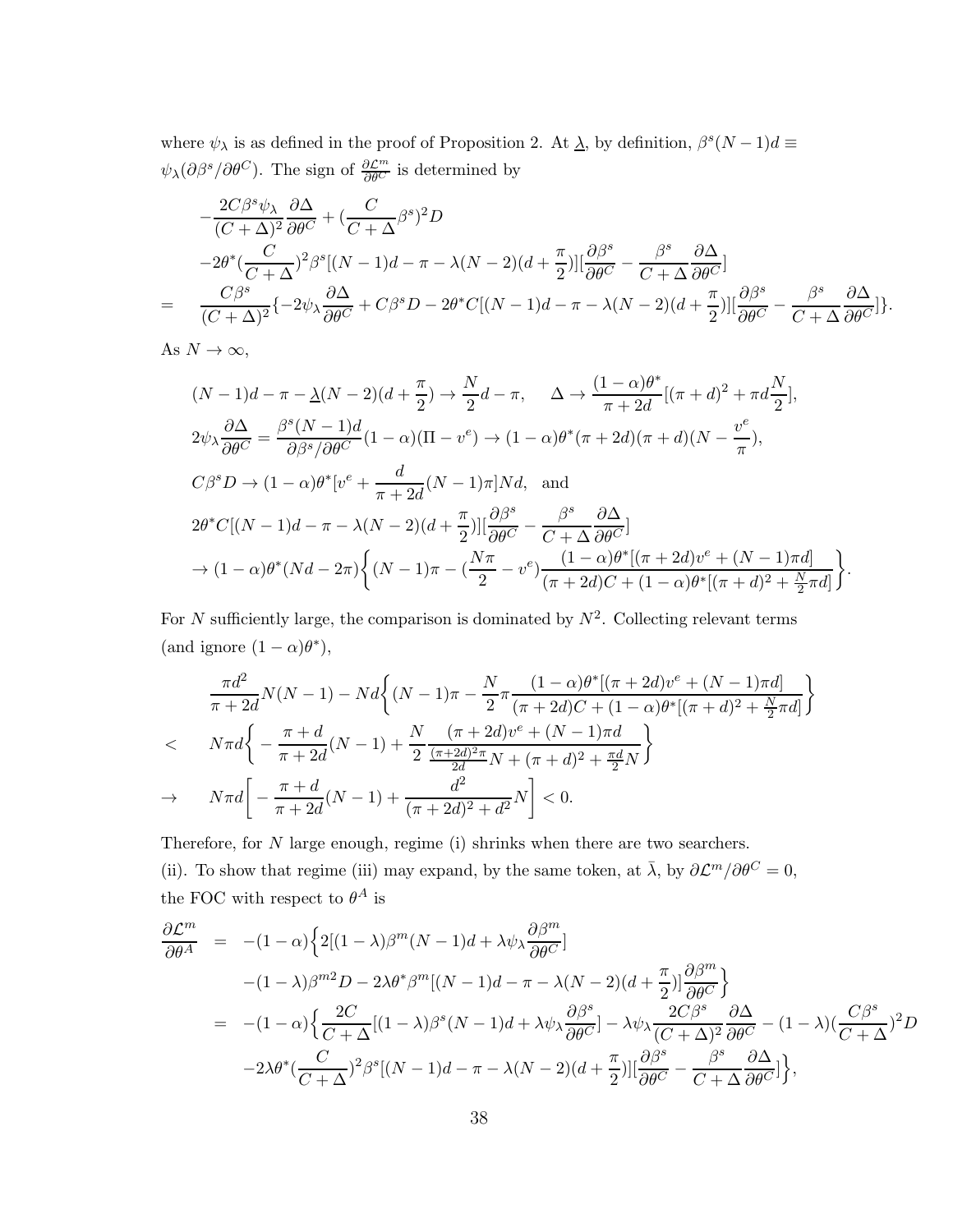where $\psi_\lambda$ is as defined in the proof of Proposition 2. At $\underline{\lambda}$, by definition, $\beta^s(N-1)d \equiv \psi_\lambda(\partial\beta^s/\partial\theta^C)$. The sign of $\frac{\partial\mathcal{L}^m}{\partial\theta^C}$ is determined by

$$
\begin{aligned}
& -\frac{2C\beta^s\psi_\lambda}{(C+\Delta)^2}\frac{\partial\Delta}{\partial\theta^C} + (\frac{C}{C+\Delta}\beta^s)^2 D \\
& -2\theta^*(\frac{C}{C+\Delta})^2\beta^s[(N-1)d - \pi - \lambda(N-2)(d+\frac{\pi}{2})][\frac{\partial\beta^s}{\partial\theta^C} - \frac{\beta^s}{C+\Delta}\frac{\partial\Delta}{\partial\theta^C}] \\
= \quad & \frac{C\beta^s}{(C+\Delta)^2}\{-2\psi_\lambda\frac{\partial\Delta}{\partial\theta^C} + C\beta^s D - 2\theta^* C[(N-1)d - \pi - \lambda(N-2)(d+\frac{\pi}{2})][\frac{\partial\beta^s}{\partial\theta^C} - \frac{\beta^s}{C+\Delta}\frac{\partial\Delta}{\partial\theta^C}]\}.
\end{aligned}
$$

As $N \to \infty$,

$$
\begin{aligned}
& (N-1)d - \pi - \underline{\lambda}(N-2)(d+\frac{\pi}{2}) \to \frac{N}{2}d - \pi, \quad \Delta \to \frac{(1-\alpha)\theta^*}{\pi+2d}[(\pi+d)^2 + \pi d\frac{N}{2}], \\
& 2\psi_\lambda\frac{\partial\Delta}{\partial\theta^C} = \frac{\beta^s(N-1)d}{\partial\beta^s/\partial\theta^C}(1-\alpha)(\Pi - v^e) \to (1-\alpha)\theta^*(\pi+2d)(\pi+d)(N - \frac{v^e}{\pi}), \\
& C\beta^s D \to (1-\alpha)\theta^*[v^e + \frac{d}{\pi+2d}(N-1)\pi]Nd, \quad \text{and} \\
& 2\theta^* C[(N-1)d - \pi - \lambda(N-2)(d+\frac{\pi}{2})][\frac{\partial\beta^s}{\partial\theta^C} - \frac{\beta^s}{C+\Delta}\frac{\partial\Delta}{\partial\theta^C}] \\
& \to (1-\alpha)\theta^*(Nd - 2\pi)\left\{(N-1)\pi - (\frac{N\pi}{2} - v^e)\frac{(1-\alpha)\theta^*[(\pi+2d)v^e + (N-1)\pi d]}{(\pi+2d)C + (1-\alpha)\theta^*[(\pi+d)^2 + \frac{N}{2}\pi d]}\right\}.
\end{aligned}
$$

For $N$ sufficiently large, the comparison is dominated by $N^2$. Collecting relevant terms (and ignore $(1-\alpha)\theta^*$),

$$
\begin{aligned}
& \frac{\pi d^2}{\pi+2d}N(N-1) - Nd\left\{(N-1)\pi - \frac{N}{2}\pi\frac{(1-\alpha)\theta^*[(\pi+2d)v^e + (N-1)\pi d]}{(\pi+2d)C + (1-\alpha)\theta^*[(\pi+d)^2 + \frac{N}{2}\pi d]}\right\} \\
< \quad & N\pi d\left\{-\frac{\pi+d}{\pi+2d}(N-1) + \frac{N}{2}\frac{(\pi+2d)v^e + (N-1)\pi d}{\frac{(\pi+2d)^2\pi}{2d}N + (\pi+d)^2 + \frac{\pi d}{2}N}\right\} \\
\to \quad & N\pi d\left[-\frac{\pi+d}{\pi+2d}(N-1) + \frac{d^2}{(\pi+2d)^2 + d^2}N\right] < 0.
\end{aligned}
$$

Therefore, for $N$ large enough, regime (i) shrinks when there are two searchers.
(ii). To show that regime (iii) may expand, by the same token, at $\bar{\lambda}$, by $\partial\mathcal{L}^m/\partial\theta^C = 0$, the FOC with respect to $\theta^A$ is

$$
\begin{aligned}
\frac{\partial\mathcal{L}^m}{\partial\theta^A} \quad = \quad & -(1-\alpha)\Big\{2[(1-\lambda)\beta^m(N-1)d + \lambda\psi_\lambda\frac{\partial\beta^m}{\partial\theta^C}] \\
& -(1-\lambda)\beta^{m2}D - 2\lambda\theta^*\beta^m[(N-1)d - \pi - \lambda(N-2)(d+\frac{\pi}{2})]\frac{\partial\beta^m}{\partial\theta^C}\Big\} \\
= \quad & -(1-\alpha)\Big\{\frac{2C}{C+\Delta}[(1-\lambda)\beta^s(N-1)d + \lambda\psi_\lambda\frac{\partial\beta^s}{\partial\theta^C}] - \lambda\psi_\lambda\frac{2C\beta^s}{(C+\Delta)^2}\frac{\partial\Delta}{\partial\theta^C} - (1-\lambda)(\frac{C\beta^s}{C+\Delta})^2 D \\
& -2\lambda\theta^*(\frac{C}{C+\Delta})^2\beta^s[(N-1)d - \pi - \lambda(N-2)(d+\frac{\pi}{2})][\frac{\partial\beta^s}{\partial\theta^C} - \frac{\beta^s}{C+\Delta}\frac{\partial\Delta}{\partial\theta^C}]\Big\},
\end{aligned}
$$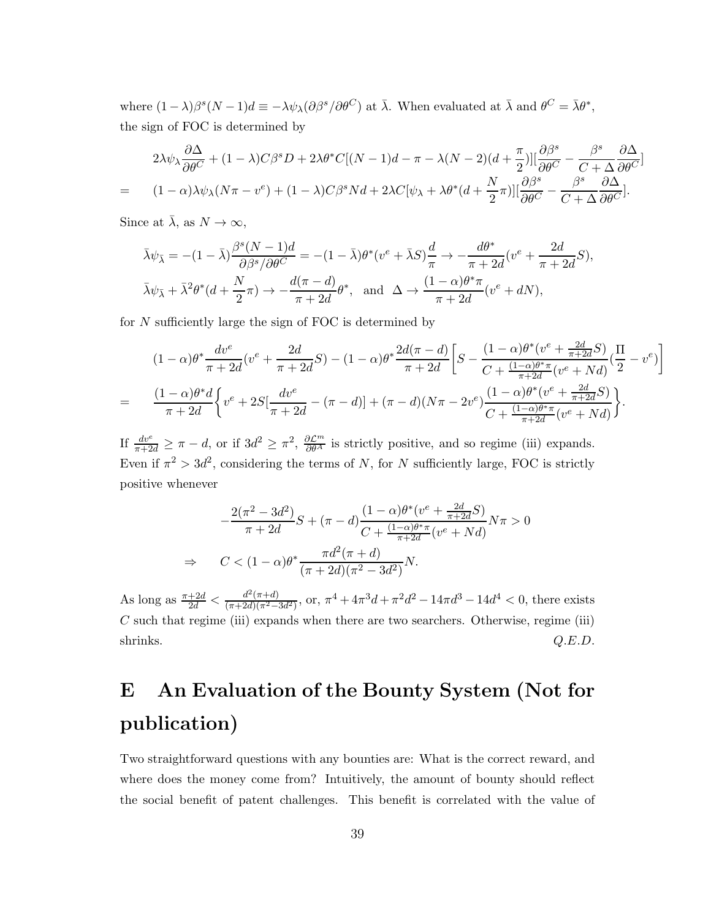where $(1-\lambda)\beta^s(N-1)d \equiv -\lambda\psi_\lambda(\partial\beta^s/\partial\theta^C)$ at $\bar{\lambda}$. When evaluated at $\bar{\lambda}$ and $\theta^C = \bar{\lambda}\theta^*$, the sign of FOC is determined by

$$
\begin{aligned}
& 2\lambda\psi_\lambda \frac{\partial\Delta}{\partial\theta^C} + (1-\lambda)C\beta^s D + 2\lambda\theta^* C[(N-1)d - \pi - \lambda(N-2)(d+\frac{\pi}{2})][\frac{\partial\beta^s}{\partial\theta^C} - \frac{\beta^s}{C+\Delta}\frac{\partial\Delta}{\partial\theta^C}] \\
= \quad & (1-\alpha)\lambda\psi_\lambda(N\pi - v^e) + (1-\lambda)C\beta^s Nd + 2\lambda C[\psi_\lambda + \lambda\theta^*(d+\frac{N}{2}\pi)][\frac{\partial\beta^s}{\partial\theta^C} - \frac{\beta^s}{C+\Delta}\frac{\partial\Delta}{\partial\theta^C}].
\end{aligned}
$$

Since at $\bar{\lambda}$, as $N \to \infty$,

$$
\begin{aligned}
& \bar{\lambda}\psi_{\bar{\lambda}} = -(1-\bar{\lambda})\frac{\beta^s(N-1)d}{\partial\beta^s/\partial\theta^C} = -(1-\bar{\lambda})\theta^*(v^e + \bar{\lambda}S)\frac{d}{\pi} \to -\frac{d\theta^*}{\pi+2d}(v^e + \frac{2d}{\pi+2d}S), \\
& \bar{\lambda}\psi_{\bar{\lambda}} + \bar{\lambda}^2\theta^*(d+\frac{N}{2}\pi) \to -\frac{d(\pi-d)}{\pi+2d}\theta^*, \quad \text{and} \quad \Delta \to \frac{(1-\alpha)\theta^*\pi}{\pi+2d}(v^e + dN),
\end{aligned}
$$

for $N$ sufficiently large the sign of FOC is determined by

$$
\begin{aligned}
& (1-\alpha)\theta^*\frac{dv^e}{\pi+2d}(v^e + \frac{2d}{\pi+2d}S) - (1-\alpha)\theta^*\frac{2d(\pi-d)}{\pi+2d}\Bigg[S - \frac{(1-\alpha)\theta^*(v^e+\frac{2d}{\pi+2d}S)}{C+\frac{(1-\alpha)\theta^*\pi}{\pi+2d}(v^e+Nd)}(\frac{\Pi}{2} - v^e)\Bigg] \\
= \quad & \frac{(1-\alpha)\theta^* d}{\pi+2d}\Bigg\{v^e + 2S[\frac{dv^e}{\pi+2d} - (\pi-d)] + (\pi-d)(N\pi - 2v^e)\frac{(1-\alpha)\theta^*(v^e+\frac{2d}{\pi+2d}S)}{C+\frac{(1-\alpha)\theta^*\pi}{\pi+2d}(v^e+Nd)}\Bigg\}.
\end{aligned}
$$

If $\frac{dv^e}{\pi+2d} \geq \pi - d$, or if $3d^2 \geq \pi^2$, $\frac{\partial\mathcal{L}^m}{\partial\theta^A}$ is strictly positive, and so regime (iii) expands. Even if $\pi^2 > 3d^2$, considering the terms of $N$, for $N$ sufficiently large, FOC is strictly positive whenever

$$
\begin{aligned}
& -\frac{2(\pi^2-3d^2)}{\pi+2d}S + (\pi-d)\frac{(1-\alpha)\theta^*(v^e+\frac{2d}{\pi+2d}S)}{C+\frac{(1-\alpha)\theta^*\pi}{\pi+2d}(v^e+Nd)}N\pi > 0 \\
\Rightarrow \quad & C < (1-\alpha)\theta^*\frac{\pi d^2(\pi+d)}{(\pi+2d)(\pi^2-3d^2)}N.
\end{aligned}
$$

As long as $\frac{\pi+2d}{2d} < \frac{d^2(\pi+d)}{(\pi+2d)(\pi^2-3d^2)}$, or, $\pi^4 + 4\pi^3 d + \pi^2 d^2 - 14\pi d^3 - 14d^4 < 0$, there exists $C$ such that regime (iii) expands when there are two searchers. Otherwise, regime (iii) shrinks. *Q.E.D.*

# E An Evaluation of the Bounty System (Not for publication)

Two straightforward questions with any bounties are: What is the correct reward, and where does the money come from? Intuitively, the amount of bounty should reflect the social benefit of patent challenges. This benefit is correlated with the value of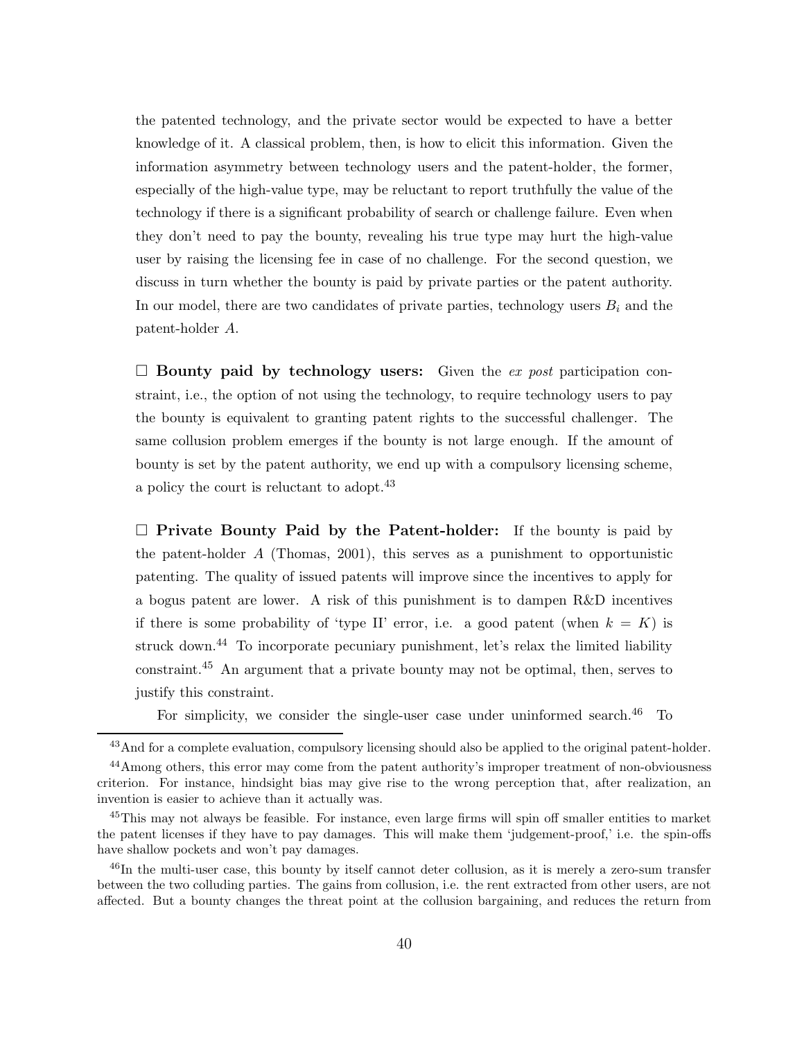the patented technology, and the private sector would be expected to have a better knowledge of it. A classical problem, then, is how to elicit this information. Given the information asymmetry between technology users and the patent-holder, the former, especially of the high-value type, may be reluctant to report truthfully the value of the technology if there is a significant probability of search or challenge failure. Even when they don't need to pay the bounty, revealing his true type may hurt the high-value user by raising the licensing fee in case of no challenge. For the second question, we discuss in turn whether the bounty is paid by private parties or the patent authority. In our model, there are two candidates of private parties, technology users $B_i$ and the patent-holder $A$.

□ **Bounty paid by technology users:** Given the *ex post* participation constraint, i.e., the option of not using the technology, to require technology users to pay the bounty is equivalent to granting patent rights to the successful challenger. The same collusion problem emerges if the bounty is not large enough. If the amount of bounty is set by the patent authority, we end up with a compulsory licensing scheme, a policy the court is reluctant to adopt.[43]

□ **Private Bounty Paid by the Patent-holder:** If the bounty is paid by the patent-holder $A$ (Thomas, 2001), this serves as a punishment to opportunistic patenting. The quality of issued patents will improve since the incentives to apply for a bogus patent are lower. A risk of this punishment is to dampen R&D incentives if there is some probability of 'type II' error, i.e. a good patent (when $k = K$) is struck down.[44] To incorporate pecuniary punishment, let's relax the limited liability constraint.[45] An argument that a private bounty may not be optimal, then, serves to justify this constraint.

For simplicity, we consider the single-user case under uninformed search.[46] To

[43] And for a complete evaluation, compulsory licensing should also be applied to the original patent-holder.

[44] Among others, this error may come from the patent authority's improper treatment of non-obviousness criterion. For instance, hindsight bias may give rise to the wrong perception that, after realization, an invention is easier to achieve than it actually was.

[45] This may not always be feasible. For instance, even large firms will spin off smaller entities to market the patent licenses if they have to pay damages. This will make them 'judgement-proof,' i.e. the spin-offs have shallow pockets and won't pay damages.

[46] In the multi-user case, this bounty by itself cannot deter collusion, as it is merely a zero-sum transfer between the two colluding parties. The gains from collusion, i.e. the rent extracted from other users, are not affected. But a bounty changes the threat point at the collusion bargaining, and reduces the return from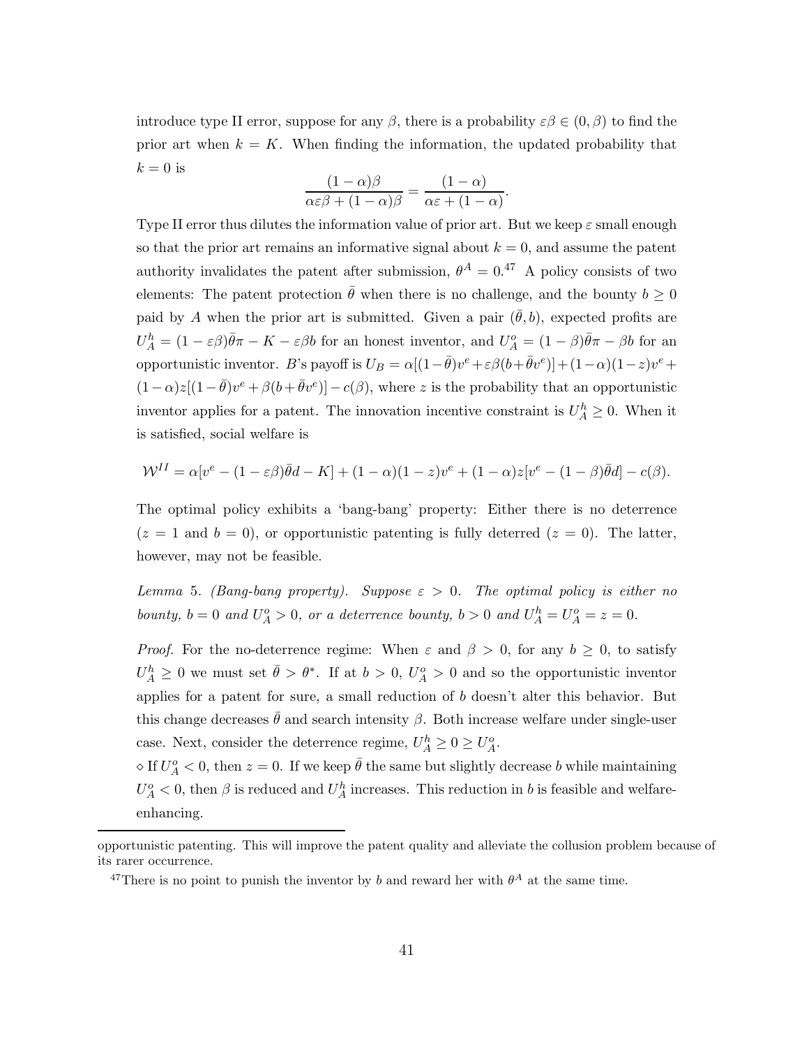introduce type II error, suppose for any $\beta$, there is a probability $\varepsilon\beta \in (0, \beta)$ to find the prior art when $k = K$. When finding the information, the updated probability that $k = 0$ is

$$\frac{(1-\alpha)\beta}{\alpha\varepsilon\beta + (1-\alpha)\beta} = \frac{(1-\alpha)}{\alpha\varepsilon + (1-\alpha)}.$$

Type II error thus dilutes the information value of prior art. But we keep $\varepsilon$ small enough so that the prior art remains an informative signal about $k = 0$, and assume the patent authority invalidates the patent after submission, $\theta^A = 0$.[47] A policy consists of two elements: The patent protection $\bar{\theta}$ when there is no challenge, and the bounty $b \geq 0$ paid by $A$ when the prior art is submitted. Given a pair $(\bar{\theta}, b)$, expected profits are $U_A^h = (1 - \varepsilon\beta)\bar{\theta}\pi - K - \varepsilon\beta b$ for an honest inventor, and $U_A^o = (1-\beta)\bar{\theta}\pi - \beta b$ for an opportunistic inventor. $B$'s payoff is $U_B = \alpha[(1-\bar{\theta})v^e + \varepsilon\beta(b + \bar{\theta}v^e)] + (1-\alpha)(1-z)v^e + (1-\alpha)z[(1-\bar{\theta})v^e + \beta(b+\bar{\theta}v^e)] - c(\beta)$, where $z$ is the probability that an opportunistic inventor applies for a patent. The innovation incentive constraint is $U_A^h \geq 0$. When it is satisfied, social welfare is

$$\mathcal{W}^{II} = \alpha[v^e - (1-\varepsilon\beta)\bar{\theta}d - K] + (1-\alpha)(1-z)v^e + (1-\alpha)z[v^e - (1-\beta)\bar{\theta}d] - c(\beta).$$

The optimal policy exhibits a 'bang-bang' property: Either there is no deterrence ($z = 1$ and $b = 0$), or opportunistic patenting is fully deterred ($z = 0$). The latter, however, may not be feasible.

*Lemma* 5. *(Bang-bang property). Suppose $\varepsilon > 0$. The optimal policy is either no bounty, $b = 0$ and $U_A^o > 0$, or a deterrence bounty, $b > 0$ and $U_A^h = U_A^o = z = 0$.*

*Proof.* For the no-deterrence regime: When $\varepsilon$ and $\beta > 0$, for any $b \geq 0$, to satisfy $U_A^h \geq 0$ we must set $\bar{\theta} > \theta^*$. If at $b > 0$, $U_A^o > 0$ and so the opportunistic inventor applies for a patent for sure, a small reduction of $b$ doesn't alter this behavior. But this change decreases $\bar{\theta}$ and search intensity $\beta$. Both increase welfare under single-user case. Next, consider the deterrence regime, $U_A^h \geq 0 \geq U_A^o$.

$\diamond$ If $U_A^o < 0$, then $z = 0$. If we keep $\bar{\theta}$ the same but slightly decrease $b$ while maintaining $U_A^o < 0$, then $\beta$ is reduced and $U_A^h$ increases. This reduction in $b$ is feasible and welfare-enhancing.

---

opportunistic patenting. This will improve the patent quality and alleviate the collusion problem because of its rarer occurrence.

[47] There is no point to punish the inventor by $b$ and reward her with $\theta^A$ at the same time.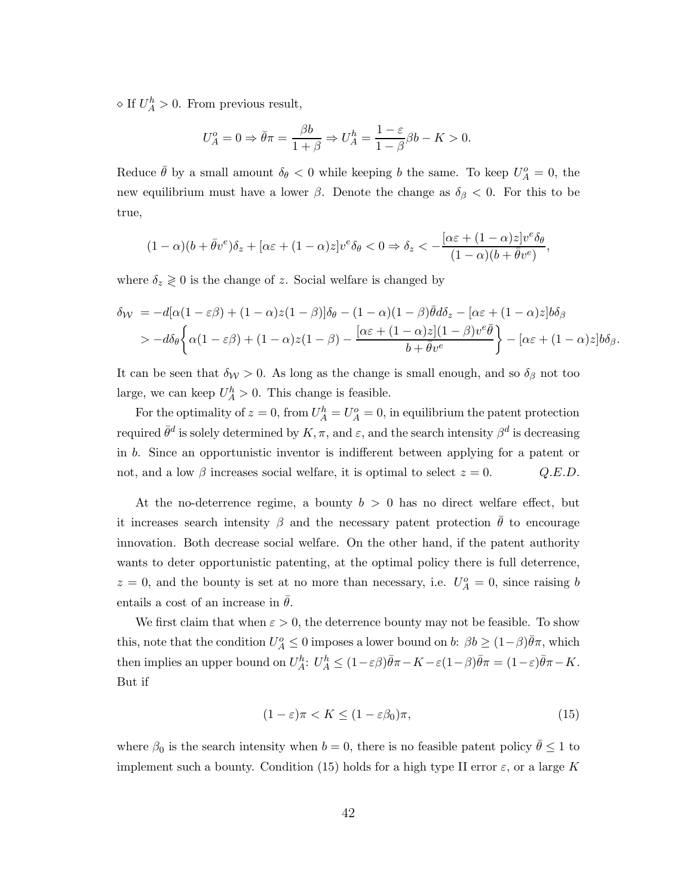$\diamond$ If $U_A^h > 0$. From previous result,

$$U_A^o = 0 \Rightarrow \bar{\theta}\pi = \frac{\beta b}{1+\beta} \Rightarrow U_A^h = \frac{1-\varepsilon}{1-\beta}\beta b - K > 0.$$

Reduce $\bar{\theta}$ by a small amount $\delta_\theta < 0$ while keeping $b$ the same. To keep $U_A^o = 0$, the new equilibrium must have a lower $\beta$. Denote the change as $\delta_\beta < 0$. For this to be true,

$$(1-\alpha)(b+\bar{\theta}v^e)\delta_z + [\alpha\varepsilon + (1-\alpha)z]v^e\delta_\theta < 0 \Rightarrow \delta_z < -\frac{[\alpha\varepsilon + (1-\alpha)z]v^e\delta_\theta}{(1-\alpha)(b+\bar{\theta}v^e)},$$

where $\delta_z \gtrless 0$ is the change of $z$. Social welfare is changed by

$$\begin{aligned}
\delta_{\mathcal{W}} &= -d[\alpha(1-\varepsilon\beta) + (1-\alpha)z(1-\beta)]\delta_\theta - (1-\alpha)(1-\beta)\bar{\theta}d\delta_z - [\alpha\varepsilon + (1-\alpha)z]b\delta_\beta \\
&> -d\delta_\theta\left\{\alpha(1-\varepsilon\beta) + (1-\alpha)z(1-\beta) - \frac{[\alpha\varepsilon + (1-\alpha)z](1-\beta)v^e\bar{\theta}}{b+\bar{\theta}v^e}\right\} - [\alpha\varepsilon + (1-\alpha)z]b\delta_\beta.
\end{aligned}$$

It can be seen that $\delta_{\mathcal{W}} > 0$. As long as the change is small enough, and so $\delta_\beta$ not too large, we can keep $U_A^h > 0$. This change is feasible.

For the optimality of $z = 0$, from $U_A^h = U_A^o = 0$, in equilibrium the patent protection required $\bar{\theta}^d$ is solely determined by $K, \pi$, and $\varepsilon$, and the search intensity $\beta^d$ is decreasing in $b$. Since an opportunistic inventor is indifferent between applying for a patent or not, and a low $\beta$ increases social welfare, it is optimal to select $z = 0$. *Q.E.D.*

At the no-deterrence regime, a bounty $b > 0$ has no direct welfare effect, but it increases search intensity $\beta$ and the necessary patent protection $\bar{\theta}$ to encourage innovation. Both decrease social welfare. On the other hand, if the patent authority wants to deter opportunistic patenting, at the optimal policy there is full deterrence, $z = 0$, and the bounty is set at no more than necessary, i.e. $U_A^o = 0$, since raising $b$ entails a cost of an increase in $\bar{\theta}$.

We first claim that when $\varepsilon > 0$, the deterrence bounty may not be feasible. To show this, note that the condition $U_A^o \leq 0$ imposes a lower bound on $b$: $\beta b \geq (1-\beta)\bar{\theta}\pi$, which then implies an upper bound on $U_A^h$: $U_A^h \leq (1-\varepsilon\beta)\bar{\theta}\pi - K - \varepsilon(1-\beta)\bar{\theta}\pi = (1-\varepsilon)\bar{\theta}\pi - K$. But if

$$(1-\varepsilon)\pi < K \leq (1-\varepsilon\beta_0)\pi, \tag{15}$$

where $\beta_0$ is the search intensity when $b = 0$, there is no feasible patent policy $\bar{\theta} \leq 1$ to implement such a bounty. Condition (15) holds for a high type II error $\varepsilon$, or a large $K$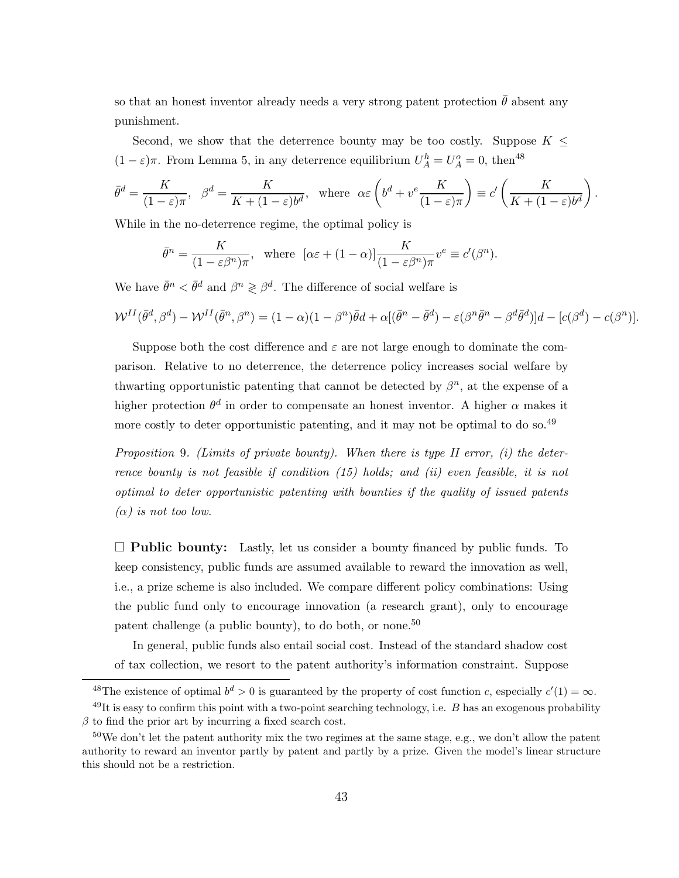so that an honest inventor already needs a very strong patent protection $\bar{\theta}$ absent any punishment.

Second, we show that the deterrence bounty may be too costly. Suppose $K \leq (1-\varepsilon)\pi$. From Lemma 5, in any deterrence equilibrium $U_A^h = U_A^o = 0$, then[48]

$$\bar{\theta}^d = \frac{K}{(1-\varepsilon)\pi}, \quad \beta^d = \frac{K}{K+(1-\varepsilon)b^d}, \quad \text{where} \quad \alpha\varepsilon\left(b^d + v^e \frac{K}{(1-\varepsilon)\pi}\right) \equiv c'\left(\frac{K}{K+(1-\varepsilon)b^d}\right).$$

While in the no-deterrence regime, the optimal policy is

$$\bar{\theta}^n = \frac{K}{(1-\varepsilon\beta^n)\pi}, \quad \text{where} \quad [\alpha\varepsilon + (1-\alpha)]\frac{K}{(1-\varepsilon\beta^n)\pi}v^e \equiv c'(\beta^n).$$

We have $\bar{\theta}^n < \bar{\theta}^d$ and $\beta^n \gtreqless \beta^d$. The difference of social welfare is

$$\mathcal{W}^{II}(\bar{\theta}^d, \beta^d) - \mathcal{W}^{II}(\bar{\theta}^n, \beta^n) = (1-\alpha)(1-\beta^n)\bar{\theta}d + \alpha[(\bar{\theta}^n - \bar{\theta}^d) - \varepsilon(\beta^n\bar{\theta}^n - \beta^d\bar{\theta}^d)]d - [c(\beta^d) - c(\beta^n)].$$

Suppose both the cost difference and $\varepsilon$ are not large enough to dominate the comparison. Relative to no deterrence, the deterrence policy increases social welfare by thwarting opportunistic patenting that cannot be detected by $\beta^n$, at the expense of a higher protection $\theta^d$ in order to compensate an honest inventor. A higher $\alpha$ makes it more costly to deter opportunistic patenting, and it may not be optimal to do so.[49]

*Proposition 9. (Limits of private bounty). When there is type II error, (i) the deterrence bounty is not feasible if condition (15) holds; and (ii) even feasible, it is not optimal to deter opportunistic patenting with bounties if the quality of issued patents ($\alpha$) is not too low.*

□ **Public bounty:** Lastly, let us consider a bounty financed by public funds. To keep consistency, public funds are assumed available to reward the innovation as well, i.e., a prize scheme is also included. We compare different policy combinations: Using the public fund only to encourage innovation (a research grant), only to encourage patent challenge (a public bounty), to do both, or none.[50]

In general, public funds also entail social cost. Instead of the standard shadow cost of tax collection, we resort to the patent authority's information constraint. Suppose

---

[48] The existence of optimal $b^d > 0$ is guaranteed by the property of cost function $c$, especially $c'(1) = \infty$.

[49] It is easy to confirm this point with a two-point searching technology, i.e. $B$ has an exogenous probability $\beta$ to find the prior art by incurring a fixed search cost.

[50] We don't let the patent authority mix the two regimes at the same stage, e.g., we don't allow the patent authority to reward an inventor partly by patent and partly by a prize. Given the model's linear structure this should not be a restriction.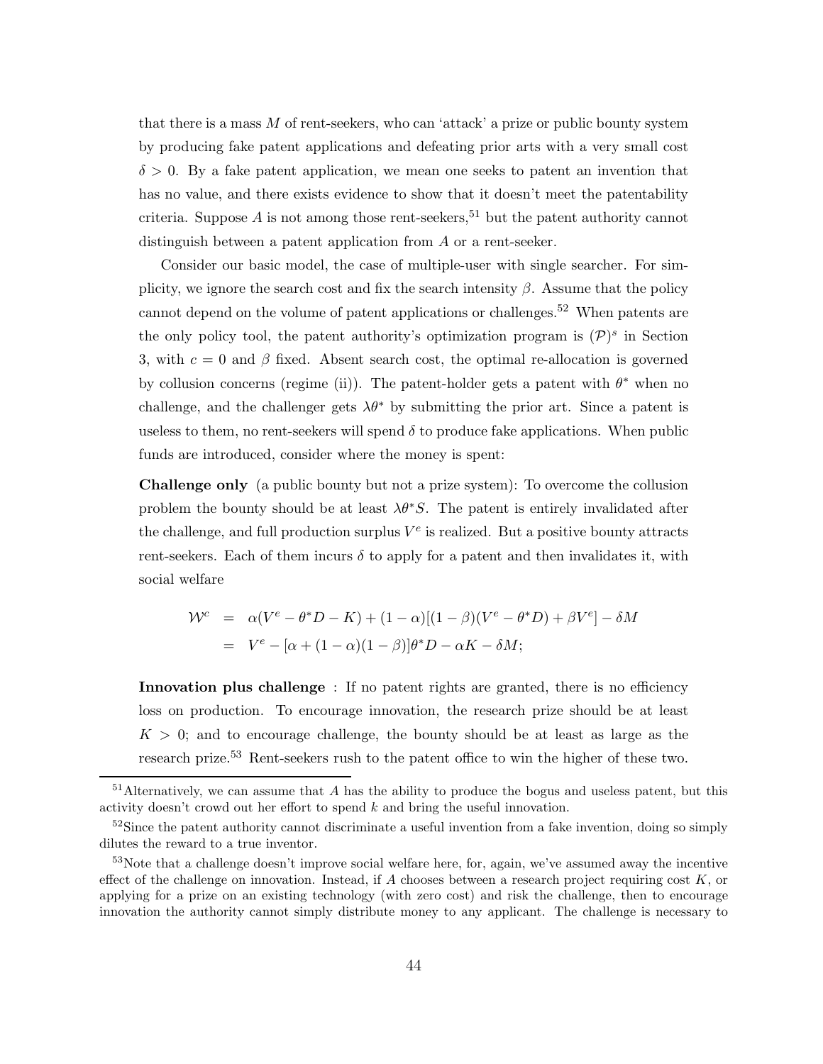that there is a mass $M$ of rent-seekers, who can 'attack' a prize or public bounty system by producing fake patent applications and defeating prior arts with a very small cost $\delta > 0$. By a fake patent application, we mean one seeks to patent an invention that has no value, and there exists evidence to show that it doesn't meet the patentability criteria. Suppose $A$ is not among those rent-seekers,[51] but the patent authority cannot distinguish between a patent application from $A$ or a rent-seeker.

Consider our basic model, the case of multiple-user with single searcher. For simplicity, we ignore the search cost and fix the search intensity $\beta$. Assume that the policy cannot depend on the volume of patent applications or challenges.[52] When patents are the only policy tool, the patent authority's optimization program is $(\mathcal{P})^s$ in Section 3, with $c = 0$ and $\beta$ fixed. Absent search cost, the optimal re-allocation is governed by collusion concerns (regime (ii)). The patent-holder gets a patent with $\theta^*$ when no challenge, and the challenger gets $\lambda\theta^*$ by submitting the prior art. Since a patent is useless to them, no rent-seekers will spend $\delta$ to produce fake applications. When public funds are introduced, consider where the money is spent:

**Challenge only** (a public bounty but not a prize system): To overcome the collusion problem the bounty should be at least $\lambda\theta^* S$. The patent is entirely invalidated after the challenge, and full production surplus $V^e$ is realized. But a positive bounty attracts rent-seekers. Each of them incurs $\delta$ to apply for a patent and then invalidates it, with social welfare

$$
\begin{aligned}
\mathcal{W}^c &= \alpha(V^e - \theta^* D - K) + (1-\alpha)[(1-\beta)(V^e - \theta^* D) + \beta V^e] - \delta M \\
&= V^e - [\alpha + (1-\alpha)(1-\beta)]\theta^* D - \alpha K - \delta M;
\end{aligned}
$$

**Innovation plus challenge** : If no patent rights are granted, there is no efficiency loss on production. To encourage innovation, the research prize should be at least $K > 0$; and to encourage challenge, the bounty should be at least as large as the research prize.[53] Rent-seekers rush to the patent office to win the higher of these two.

[51] Alternatively, we can assume that $A$ has the ability to produce the bogus and useless patent, but this activity doesn't crowd out her effort to spend $k$ and bring the useful innovation.

[52] Since the patent authority cannot discriminate a useful invention from a fake invention, doing so simply dilutes the reward to a true inventor.

[53] Note that a challenge doesn't improve social welfare here, for, again, we've assumed away the incentive effect of the challenge on innovation. Instead, if $A$ chooses between a research project requiring cost $K$, or applying for a prize on an existing technology (with zero cost) and risk the challenge, then to encourage innovation the authority cannot simply distribute money to any applicant. The challenge is necessary to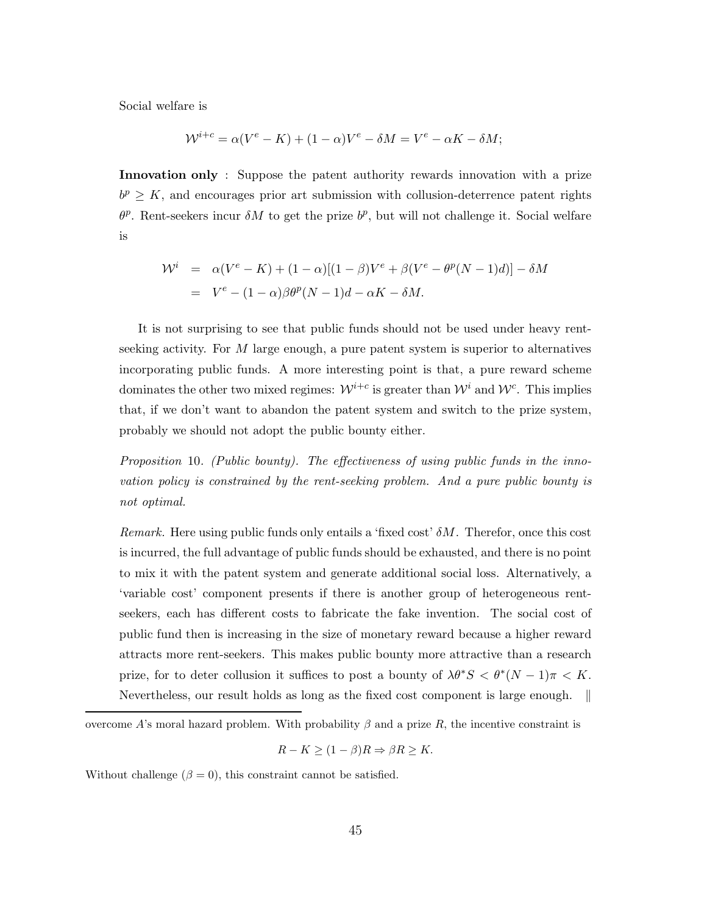Social welfare is

$$\mathcal{W}^{i+c} = \alpha(V^e - K) + (1-\alpha)V^e - \delta M = V^e - \alpha K - \delta M;$$

**Innovation only** : Suppose the patent authority rewards innovation with a prize $b^p \geq K$, and encourages prior art submission with collusion-deterrence patent rights $\theta^p$. Rent-seekers incur $\delta M$ to get the prize $b^p$, but will not challenge it. Social welfare is

$$\begin{aligned}
\mathcal{W}^i &= \alpha(V^e - K) + (1-\alpha)[(1-\beta)V^e + \beta(V^e - \theta^p(N-1)d)] - \delta M \\
&= V^e - (1-\alpha)\beta\theta^p(N-1)d - \alpha K - \delta M.
\end{aligned}$$

It is not surprising to see that public funds should not be used under heavy rent-seeking activity. For $M$ large enough, a pure patent system is superior to alternatives incorporating public funds. A more interesting point is that, a pure reward scheme dominates the other two mixed regimes: $\mathcal{W}^{i+c}$ is greater than $\mathcal{W}^i$ and $\mathcal{W}^c$. This implies that, if we don't want to abandon the patent system and switch to the prize system, probably we should not adopt the public bounty either.

*Proposition* 10. *(Public bounty). The effectiveness of using public funds in the innovation policy is constrained by the rent-seeking problem. And a pure public bounty is not optimal.*

*Remark.* Here using public funds only entails a 'fixed cost' $\delta M$. Therefor, once this cost is incurred, the full advantage of public funds should be exhausted, and there is no point to mix it with the patent system and generate additional social loss. Alternatively, a 'variable cost' component presents if there is another group of heterogeneous rent-seekers, each has different costs to fabricate the fake invention. The social cost of public fund then is increasing in the size of monetary reward because a higher reward attracts more rent-seekers. This makes public bounty more attractive than a research prize, for to deter collusion it suffices to post a bounty of $\lambda\theta^* S < \theta^*(N-1)\pi < K$. Nevertheless, our result holds as long as the fixed cost component is large enough. ‖

---

overcome $A$'s moral hazard problem. With probability $\beta$ and a prize $R$, the incentive constraint is

$$R - K \geq (1-\beta)R \Rightarrow \beta R \geq K.$$

Without challenge ($\beta = 0$), this constraint cannot be satisfied.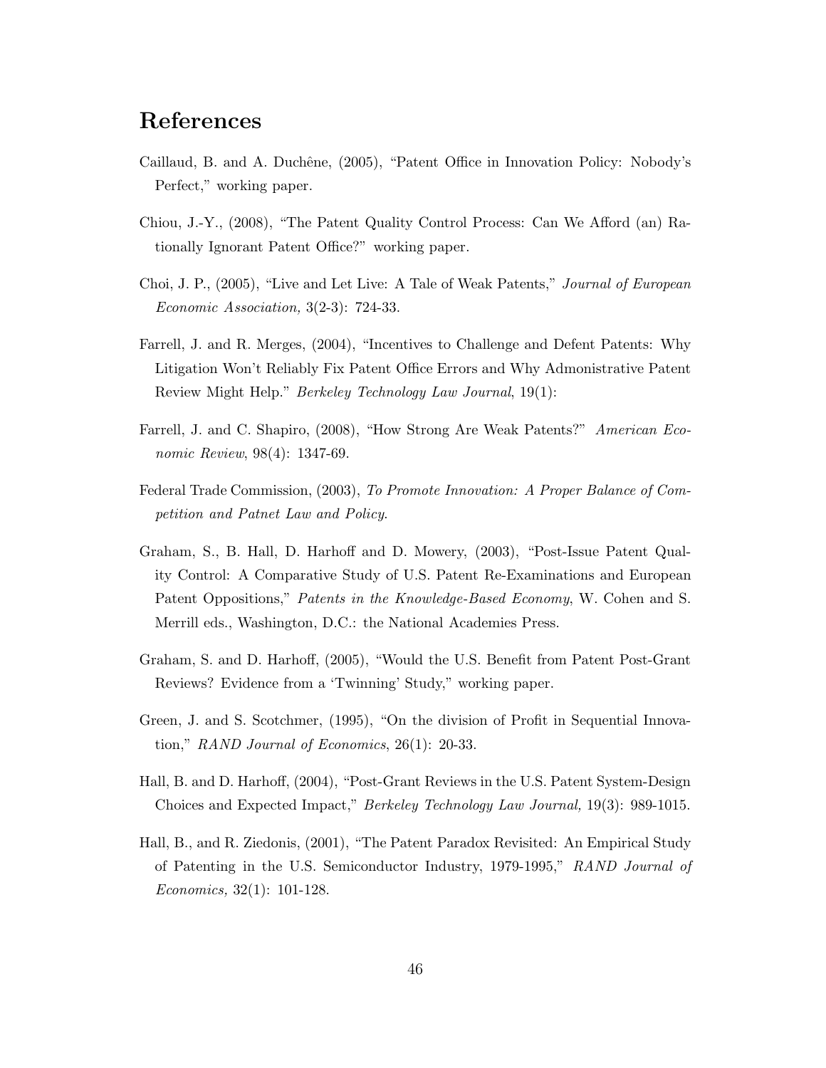# References

Caillaud, B. and A. Duchêne, (2005), "Patent Office in Innovation Policy: Nobody's Perfect," working paper.

Chiou, J.-Y., (2008), "The Patent Quality Control Process: Can We Afford (an) Rationally Ignorant Patent Office?" working paper.

Choi, J. P., (2005), "Live and Let Live: A Tale of Weak Patents," *Journal of European Economic Association,* 3(2-3): 724-33.

Farrell, J. and R. Merges, (2004), "Incentives to Challenge and Defent Patents: Why Litigation Won't Reliably Fix Patent Office Errors and Why Administrative Patent Review Might Help." *Berkeley Technology Law Journal*, 19(1):

Farrell, J. and C. Shapiro, (2008), "How Strong Are Weak Patents?" *American Economic Review*, 98(4): 1347-69.

Federal Trade Commission, (2003), *To Promote Innovation: A Proper Balance of Competition and Patnet Law and Policy*.

Graham, S., B. Hall, D. Harhoff and D. Mowery, (2003), "Post-Issue Patent Quality Control: A Comparative Study of U.S. Patent Re-Examinations and European Patent Oppositions," *Patents in the Knowledge-Based Economy*, W. Cohen and S. Merrill eds., Washington, D.C.: the National Academies Press.

Graham, S. and D. Harhoff, (2005), "Would the U.S. Benefit from Patent Post-Grant Reviews? Evidence from a 'Twinning' Study," working paper.

Green, J. and S. Scotchmer, (1995), "On the division of Profit in Sequential Innovation," *RAND Journal of Economics*, 26(1): 20-33.

Hall, B. and D. Harhoff, (2004), "Post-Grant Reviews in the U.S. Patent System-Design Choices and Expected Impact," *Berkeley Technology Law Journal,* 19(3): 989-1015.

Hall, B., and R. Ziedonis, (2001), "The Patent Paradox Revisited: An Empirical Study of Patenting in the U.S. Semiconductor Industry, 1979-1995," *RAND Journal of Economics,* 32(1): 101-128.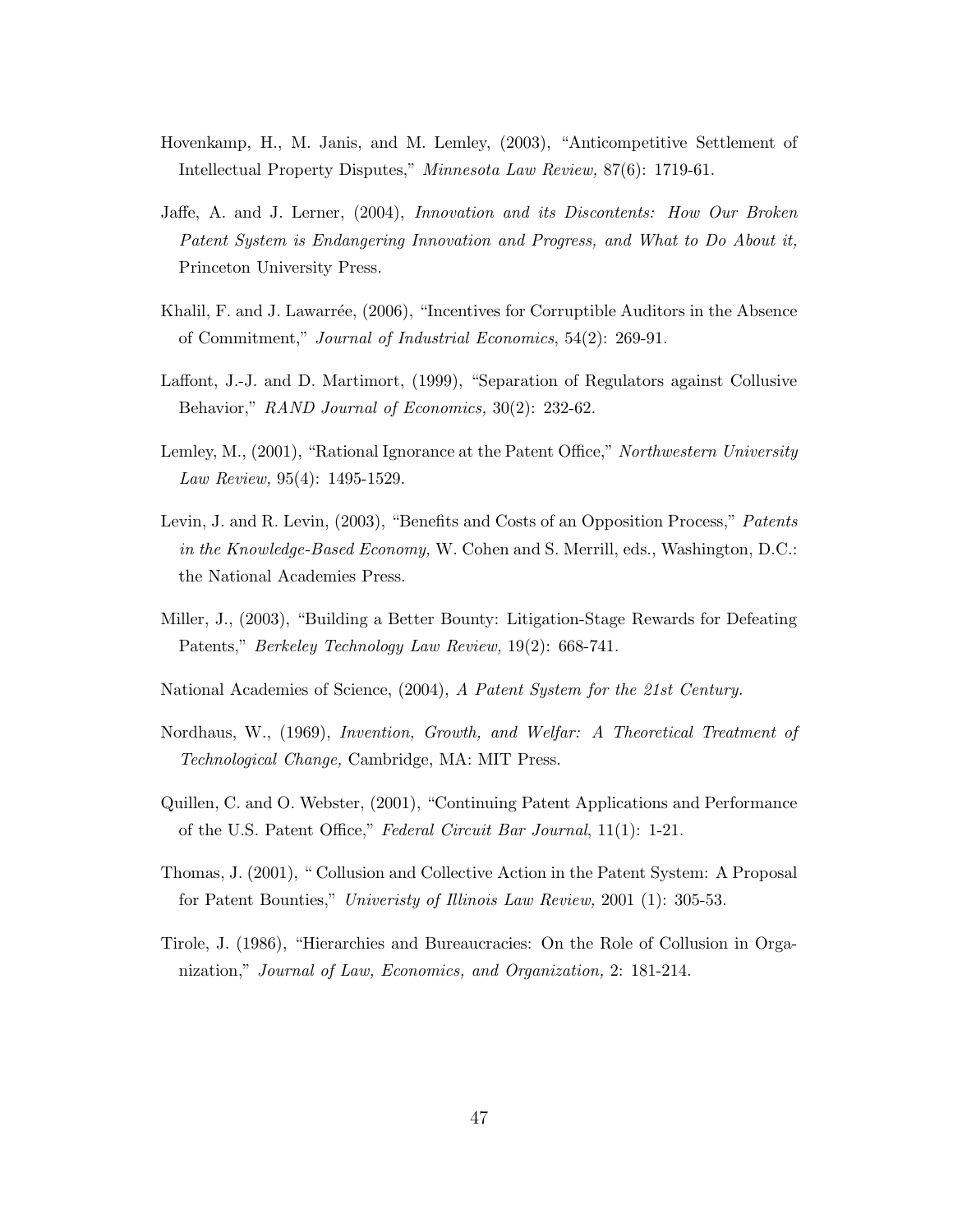Hovenkamp, H., M. Janis, and M. Lemley, (2003), "Anticompetitive Settlement of Intellectual Property Disputes," *Minnesota Law Review,* 87(6): 1719-61.

Jaffe, A. and J. Lerner, (2004), *Innovation and its Discontents: How Our Broken Patent System is Endangering Innovation and Progress, and What to Do About it,* Princeton University Press.

Khalil, F. and J. Lawarrée, (2006), "Incentives for Corruptible Auditors in the Absence of Commitment," *Journal of Industrial Economics*, 54(2): 269-91.

Laffont, J.-J. and D. Martimort, (1999), "Separation of Regulators against Collusive Behavior," *RAND Journal of Economics,* 30(2): 232-62.

Lemley, M., (2001), "Rational Ignorance at the Patent Office," *Northwestern University Law Review,* 95(4): 1495-1529.

Levin, J. and R. Levin, (2003), "Benefits and Costs of an Opposition Process," *Patents in the Knowledge-Based Economy,* W. Cohen and S. Merrill, eds., Washington, D.C.: the National Academies Press.

Miller, J., (2003), "Building a Better Bounty: Litigation-Stage Rewards for Defeating Patents," *Berkeley Technology Law Review,* 19(2): 668-741.

National Academies of Science, (2004), *A Patent System for the 21st Century.*

Nordhaus, W., (1969), *Invention, Growth, and Welfar: A Theoretical Treatment of Technological Change,* Cambridge, MA: MIT Press.

Quillen, C. and O. Webster, (2001), "Continuing Patent Applications and Performance of the U.S. Patent Office," *Federal Circuit Bar Journal*, 11(1): 1-21.

Thomas, J. (2001), " Collusion and Collective Action in the Patent System: A Proposal for Patent Bounties," *Univeristy of Illinois Law Review,* 2001 (1): 305-53.

Tirole, J. (1986), "Hierarchies and Bureaucracies: On the Role of Collusion in Organization," *Journal of Law, Economics, and Organization,* 2: 181-214.